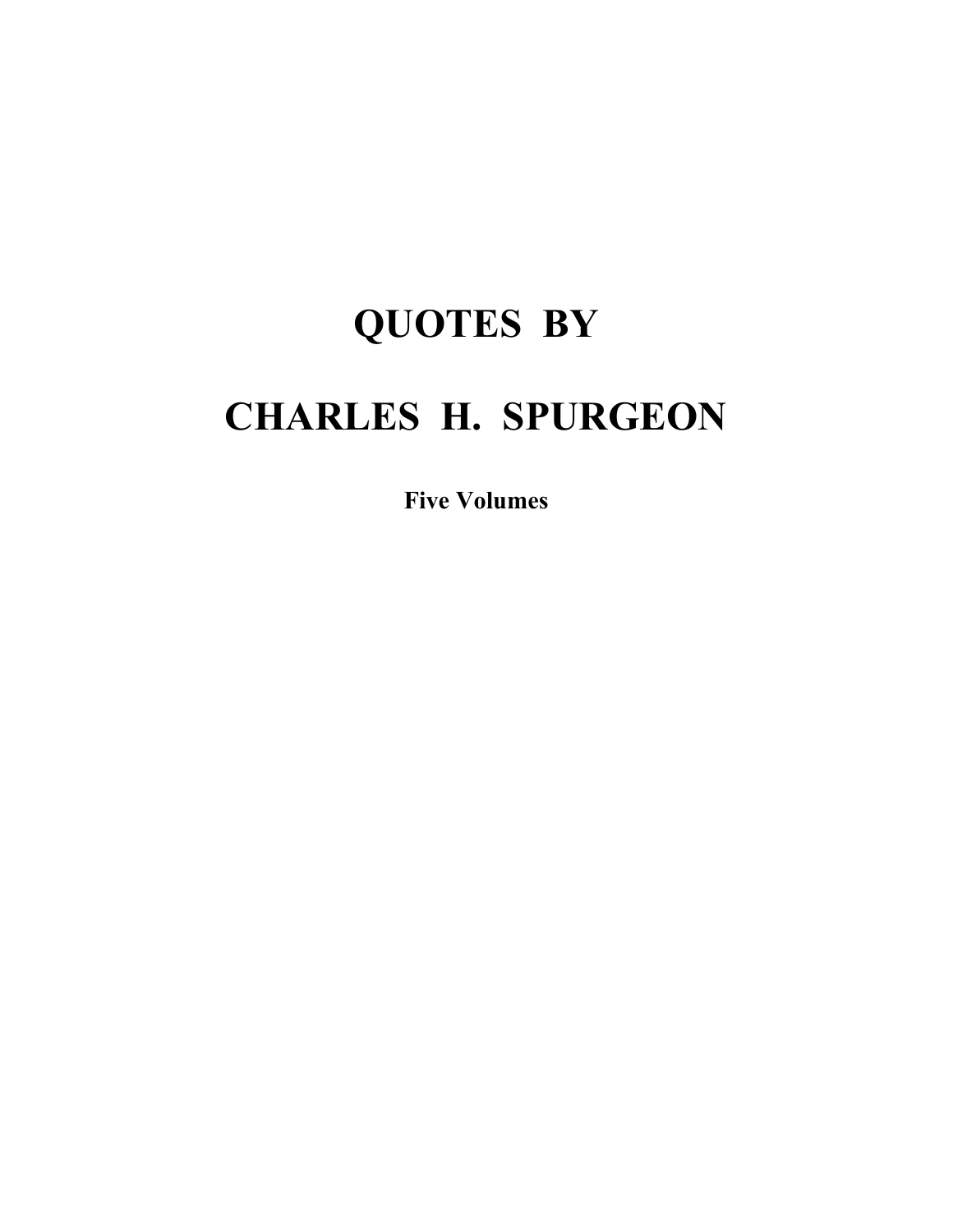# QUOTES BY

# CHARLES H. SPURGEON

**Five Volumes**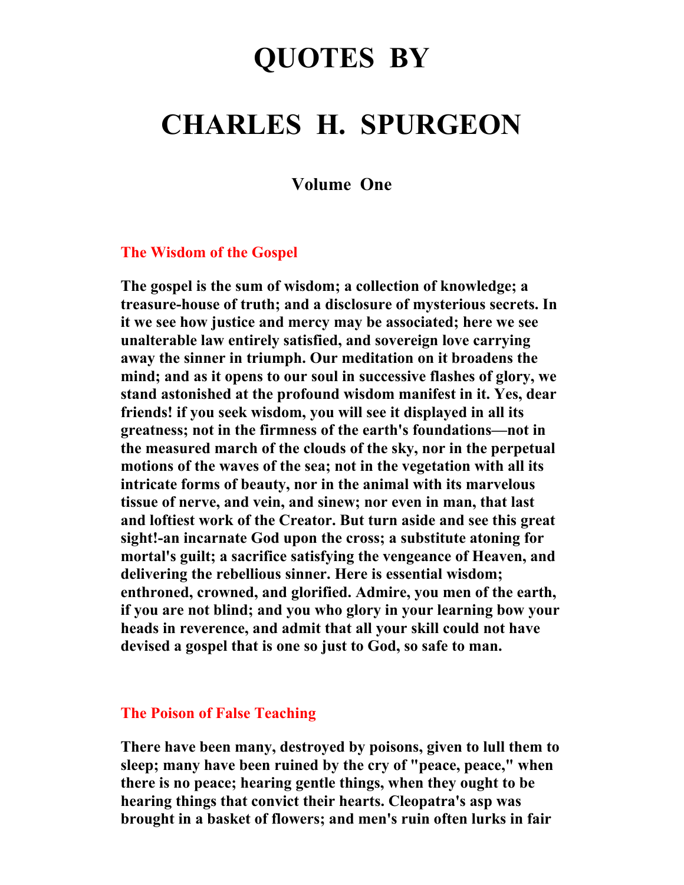# QUOTES BY

# CHARLES H. SPURGEON

### Volume One

### The Wisdom of the Gospel

**The gospel is the sum of wisdom; a collection of knowledge; a treasure-house of truth; and a disclosure of mysterious secrets. In it we see how justice and mercy may be associated; here we see unalterable law entirely satisfied, and sovereign love carrying away the sinner in triumph. Our meditation on it broadens the mind; and as it opens to our soul in successive flashes of glory, we stand astonished at the profound wisdom manifest in it. Yes, dear friends! if you seek wisdom, you will see it displayed in all its greatness; not in the firmness of the earth's foundations—not in the measured march of the clouds of the sky, nor in the perpetual motions of the waves of the sea; not in the vegetation with all its intricate forms of beauty, nor in the animal with its marvelous tissue of nerve, and vein, and sinew; nor even in man, that last and loftiest work of the Creator. But turn aside and see this great sight!-an incarnate God upon the cross; a substitute atoning for mortal's guilt; a sacrifice satisfying the vengeance of Heaven, and delivering the rebellious sinner. Here is essential wisdom; enthroned, crowned, and glorified. Admire, you men of the earth, if you are not blind; and you who glory in your learning bow your heads in reverence, and admit that all your skill could not have devised a gospel that is one so just to God, so safe to man.**

### The Poison of False Teaching

**There have been many, destroyed by poisons, given to lull them to sleep; many have been ruined by the cry of "peace, peace," when there is no peace; hearing gentle things, when they ought to be hearing things that convict their hearts. Cleopatra's asp was brought in a basket of flowers; and men's ruin often lurks in fair**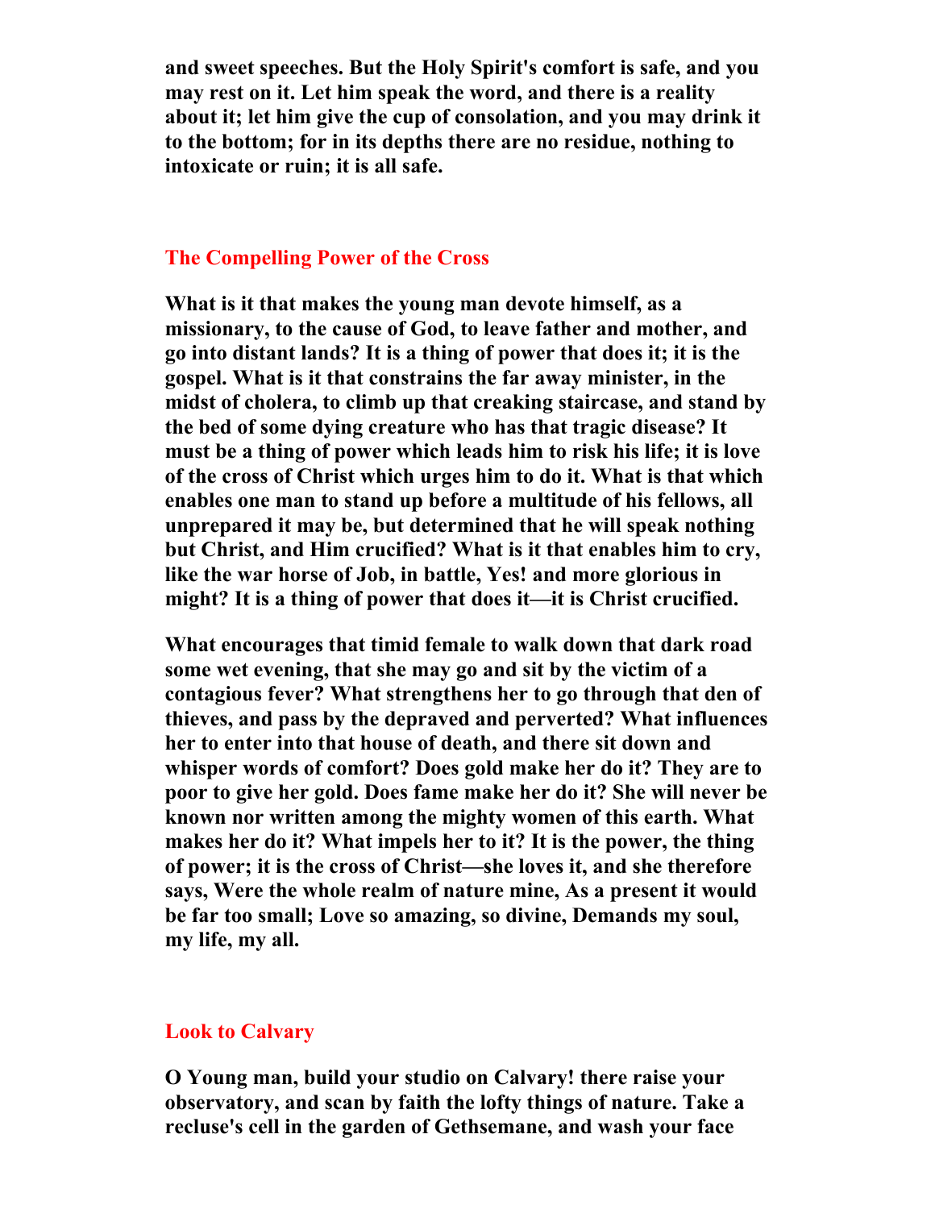**and sweet speeches. But the Holy Spirit's comfort is safe, and you may rest on it. Let him speak the word, and there is a reality about it; let him give the cup of consolation, and you may drink it to the bottom; for in its depths there are no residue, nothing to intoxicate or ruin; it is all safe.**

## The Compelling Power of the Cross

**What is it that makes the young man devote himself, as a missionary, to the cause of God, to leave father and mother, and go into distant lands? It is a thing of power that does it; it is the gospel. What is it that constrains the far away minister, in the midst of cholera, to climb up that creaking staircase, and stand by the bed of some dying creature who has that tragic disease? It must be a thing of power which leads him to risk his life; it is love of the cross of Christ which urges him to do it. What is that which enables one man to stand up before a multitude of his fellows, all unprepared it may be, but determined that he will speak nothing but Christ, and Him crucified? What is it that enables him to cry, like the war horse of Job, in battle, Yes! and more glorious in might? It is a thing of power that does it—it is Christ crucified.**

**What encourages that timid female to walk down that dark road some wet evening, that she may go and sit by the victim of a contagious fever? What strengthens her to go through that den of thieves, and pass by the depraved and perverted? What influences her to enter into that house of death, and there sit down and whisper words of comfort? Does gold make her do it? They are to poor to give her gold. Does fame make her do it? She will never be known nor written among the mighty women of this earth. What makes her do it? What impels her to it? It is the power, the thing of power; it is the cross of Christ—she loves it, and she therefore says, Were the whole realm of nature mine, As a present it would be far too small; Love so amazing, so divine, Demands my soul, my life, my all.**

## Look to Calvary

**O Young man, build your studio on Calvary! there raise your observatory, and scan by faith the lofty things of nature. Take a recluse's cell in the garden of Gethsemane, and wash your face**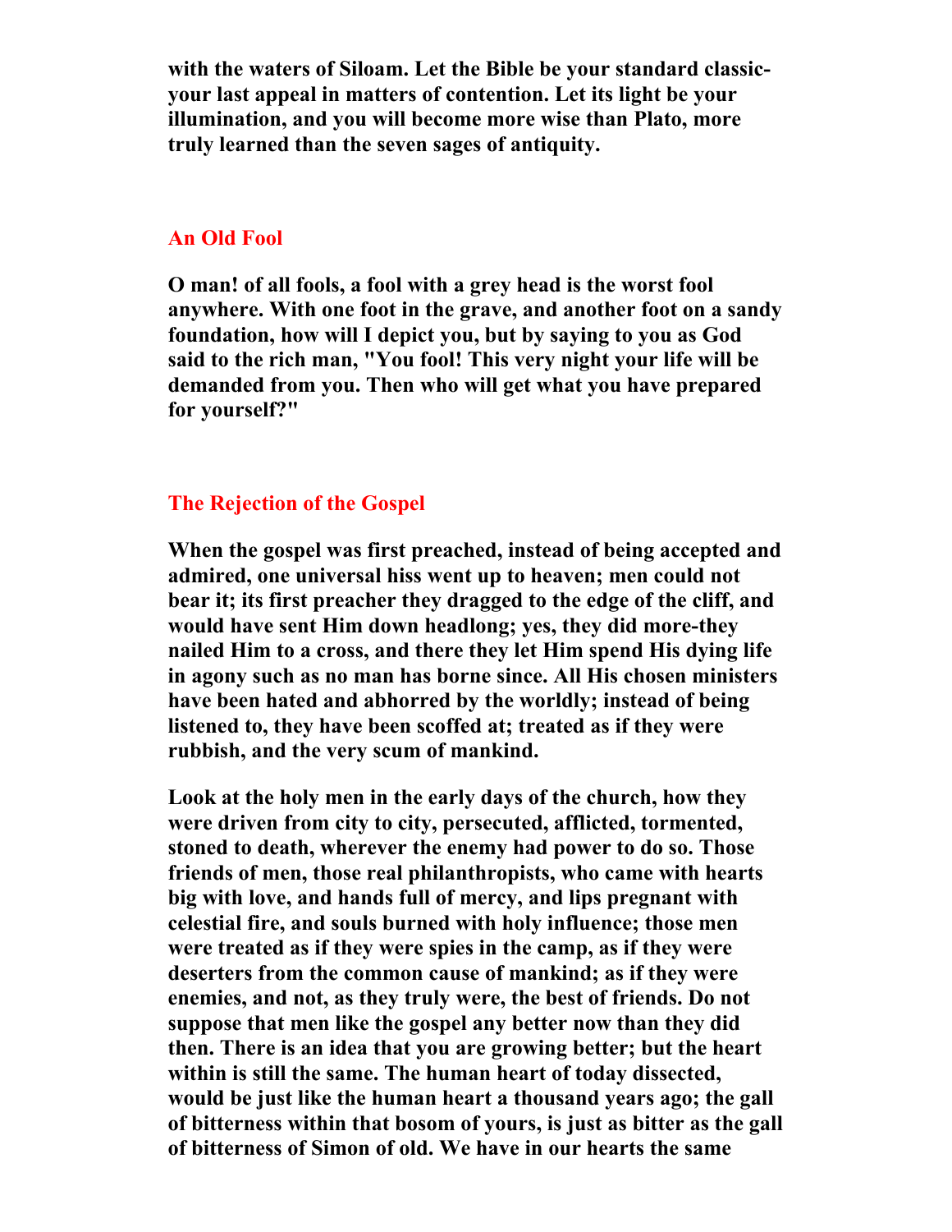**with the waters of Siloam. Let the Bible be your standard classic-your last appeal in matters of contention. Let its light be your illumination, and you will become more wise than Plato, more truly learned than the seven sages of antiquity.**

## An Old Fool

**O man! of all fools, a fool with a grey head is the worst fool anywhere. With one foot in the grave, and another foot on a sandy foundation, how will I depict you, but by saying to you as God said to the rich man, "You fool! This very night your life will be demanded from you. Then who will get what you have prepared for yourself?"**

## The Rejection of the Gospel

**When the gospel was first preached, instead of being accepted and admired, one universal hiss went up to heaven; men could not bear it; its first preacher they dragged to the edge of the cliff, and would have sent Him down headlong; yes, they did more-they nailed Him to a cross, and there they let Him spend His dying life in agony such as no man has borne since. All His chosen ministers have been hated and abhorred by the worldly; instead of being listened to, they have been scoffed at; treated as if they were rubbish, and the very scum of mankind.**

**Look at the holy men in the early days of the church, how they were driven from city to city, persecuted, afflicted, tormented, stoned to death, wherever the enemy had power to do so. Those friends of men, those real philanthropists, who came with hearts big with love, and hands full of mercy, and lips pregnant with celestial fire, and souls burned with holy influence; those men were treated as if they were spies in the camp, as if they were deserters from the common cause of mankind; as if they were enemies, and not, as they truly were, the best of friends. Do not suppose that men like the gospel any better now than they did then. There is an idea that you are growing better; but the heart within is still the same. The human heart of today dissected, would be just like the human heart a thousand years ago; the gall of bitterness within that bosom of yours, is just as bitter as the gall of bitterness of Simon of old. We have in our hearts the same**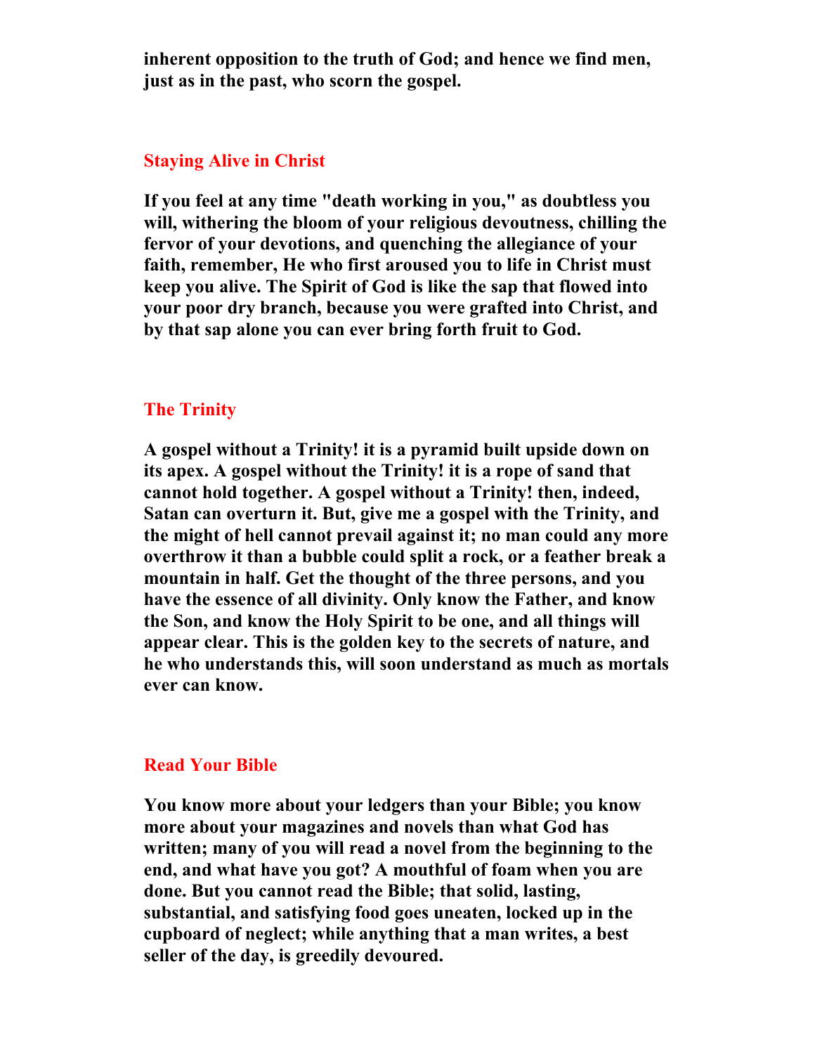**inherent opposition to the truth of God; and hence we find men, just as in the past, who scorn the gospel.**

## Staying Alive in Christ

**If you feel at any time "death working in you," as doubtless you will, withering the bloom of your religious devoutness, chilling the fervor of your devotions, and quenching the allegiance of your faith, remember, He who first aroused you to life in Christ must keep you alive. The Spirit of God is like the sap that flowed into your poor dry branch, because you were grafted into Christ, and by that sap alone you can ever bring forth fruit to God.**

## The Trinity

**A gospel without a Trinity! it is a pyramid built upside down on its apex. A gospel without the Trinity! it is a rope of sand that cannot hold together. A gospel without a Trinity! then, indeed, Satan can overturn it. But, give me a gospel with the Trinity, and the might of hell cannot prevail against it; no man could any more overthrow it than a bubble could split a rock, or a feather break a mountain in half. Get the thought of the three persons, and you have the essence of all divinity. Only know the Father, and know the Son, and know the Holy Spirit to be one, and all things will appear clear. This is the golden key to the secrets of nature, and he who understands this, will soon understand as much as mortals ever can know.**

## Read Your Bible

**You know more about your ledgers than your Bible; you know more about your magazines and novels than what God has written; many of you will read a novel from the beginning to the end, and what have you got? A mouthful of foam when you are done. But you cannot read the Bible; that solid, lasting, substantial, and satisfying food goes uneaten, locked up in the cupboard of neglect; while anything that a man writes, a best seller of the day, is greedily devoured.**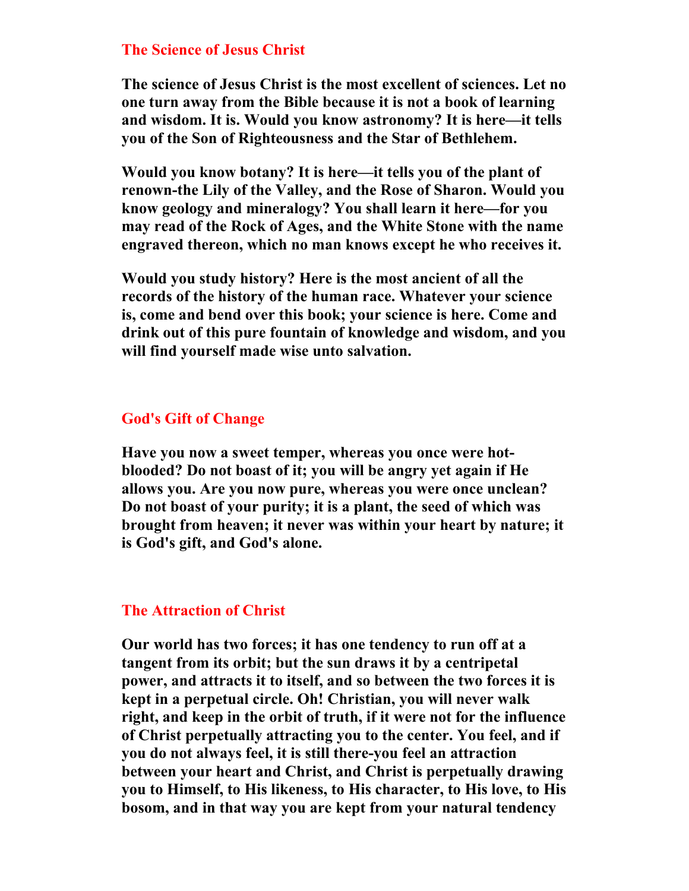## The Science of Jesus Christ

**The science of Jesus Christ is the most excellent of sciences. Let no one turn away from the Bible because it is not a book of learning and wisdom. It is. Would you know astronomy? It is here—it tells you of the Son of Righteousness and the Star of Bethlehem.**

**Would you know botany? It is here—it tells you of the plant of renown-the Lily of the Valley, and the Rose of Sharon. Would you know geology and mineralogy? You shall learn it here—for you may read of the Rock of Ages, and the White Stone with the name engraved thereon, which no man knows except he who receives it.**

**Would you study history? Here is the most ancient of all the records of the history of the human race. Whatever your science is, come and bend over this book; your science is here. Come and drink out of this pure fountain of knowledge and wisdom, and you will find yourself made wise unto salvation.**

## God's Gift of Change

**Have you now a sweet temper, whereas you once were hot-blooded? Do not boast of it; you will be angry yet again if He allows you. Are you now pure, whereas you were once unclean? Do not boast of your purity; it is a plant, the seed of which was brought from heaven; it never was within your heart by nature; it is God's gift, and God's alone.**

## The Attraction of Christ

**Our world has two forces; it has one tendency to run off at a tangent from its orbit; but the sun draws it by a centripetal power, and attracts it to itself, and so between the two forces it is kept in a perpetual circle. Oh! Christian, you will never walk right, and keep in the orbit of truth, if it were not for the influence of Christ perpetually attracting you to the center. You feel, and if you do not always feel, it is still there-you feel an attraction between your heart and Christ, and Christ is perpetually drawing you to Himself, to His likeness, to His character, to His love, to His bosom, and in that way you are kept from your natural tendency**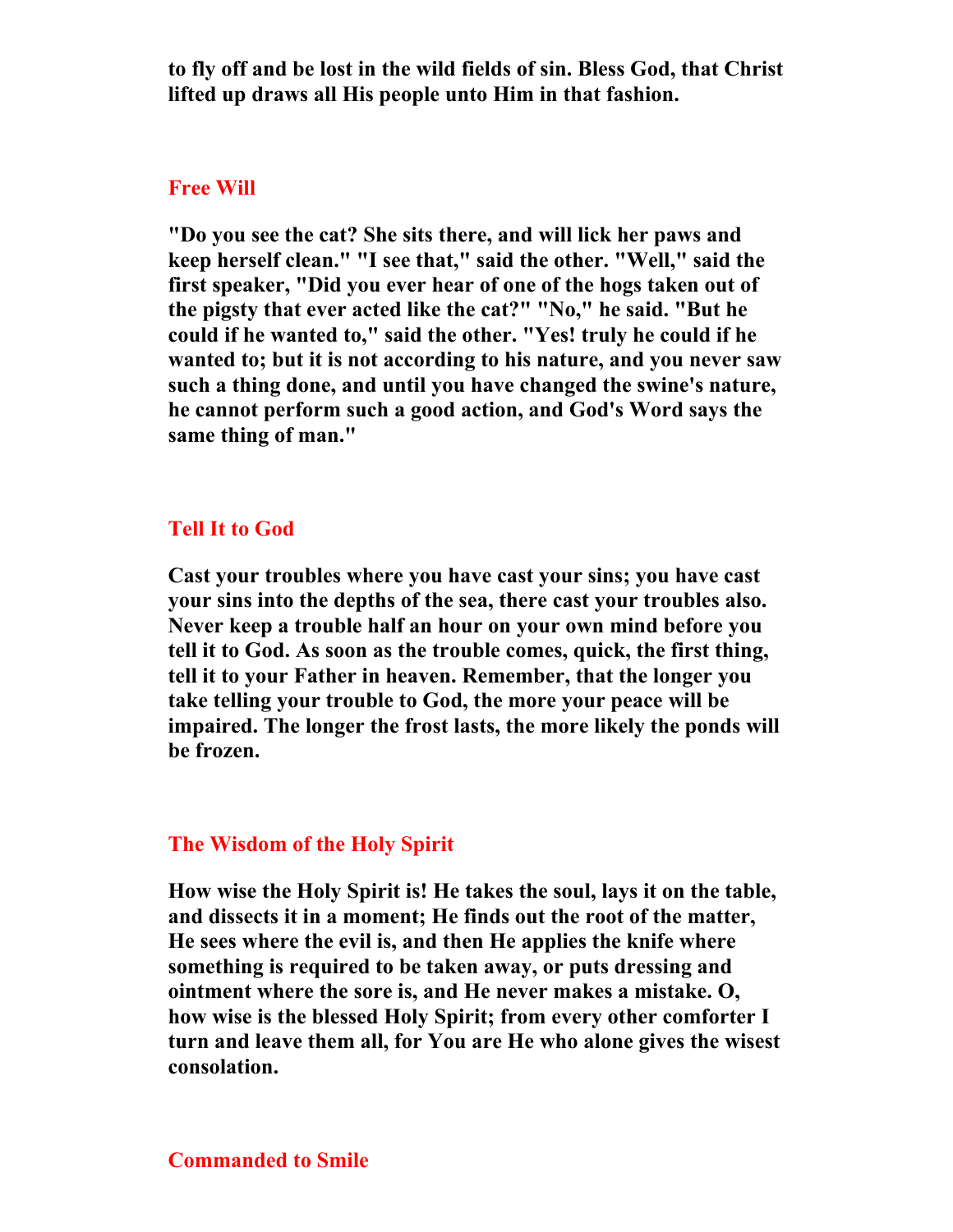**to fly off and be lost in the wild fields of sin. Bless God, that Christ lifted up draws all His people unto Him in that fashion.**

## Free Will

**"Do you see the cat? She sits there, and will lick her paws and keep herself clean." "I see that," said the other. "Well," said the first speaker, "Did you ever hear of one of the hogs taken out of the pigsty that ever acted like the cat?" "No," he said. "But he could if he wanted to," said the other. "Yes! truly he could if he wanted to; but it is not according to his nature, and you never saw such a thing done, and until you have changed the swine's nature, he cannot perform such a good action, and God's Word says the same thing of man."**

## Tell It to God

**Cast your troubles where you have cast your sins; you have cast your sins into the depths of the sea, there cast your troubles also. Never keep a trouble half an hour on your own mind before you tell it to God. As soon as the trouble comes, quick, the first thing, tell it to your Father in heaven. Remember, that the longer you take telling your trouble to God, the more your peace will be impaired. The longer the frost lasts, the more likely the ponds will be frozen.**

## The Wisdom of the Holy Spirit

**How wise the Holy Spirit is! He takes the soul, lays it on the table, and dissects it in a moment; He finds out the root of the matter, He sees where the evil is, and then He applies the knife where something is required to be taken away, or puts dressing and ointment where the sore is, and He never makes a mistake. O, how wise is the blessed Holy Spirit; from every other comforter I turn and leave them all, for You are He who alone gives the wisest consolation.**

## Commanded to Smile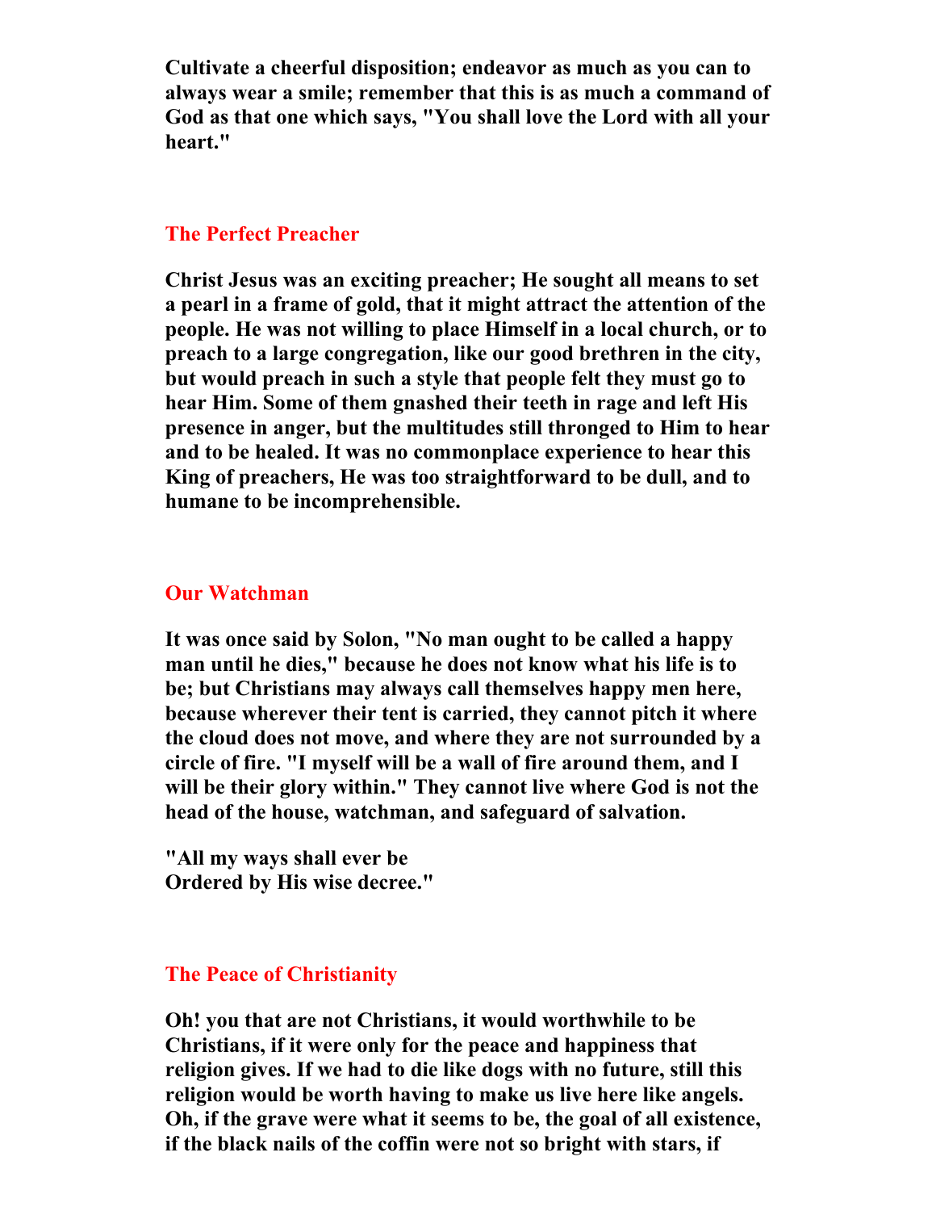**Cultivate a cheerful disposition; endeavor as much as you can to always wear a smile; remember that this is as much a command of God as that one which says, "You shall love the Lord with all your heart."**

## The Perfect Preacher

**Christ Jesus was an exciting preacher; He sought all means to set a pearl in a frame of gold, that it might attract the attention of the people. He was not willing to place Himself in a local church, or to preach to a large congregation, like our good brethren in the city, but would preach in such a style that people felt they must go to hear Him. Some of them gnashed their teeth in rage and left His presence in anger, but the multitudes still thronged to Him to hear and to be healed. It was no commonplace experience to hear this King of preachers, He was too straightforward to be dull, and to humane to be incomprehensible.**

## Our Watchman

**It was once said by Solon, "No man ought to be called a happy man until he dies," because he does not know what his life is to be; but Christians may always call themselves happy men here, because wherever their tent is carried, they cannot pitch it where the cloud does not move, and where they are not surrounded by a circle of fire. "I myself will be a wall of fire around them, and I will be their glory within." They cannot live where God is not the head of the house, watchman, and safeguard of salvation.**

**"All my ways shall ever be**
**Ordered by His wise decree."**

## The Peace of Christianity

**Oh! you that are not Christians, it would worthwhile to be Christians, if it were only for the peace and happiness that religion gives. If we had to die like dogs with no future, still this religion would be worth having to make us live here like angels. Oh, if the grave were what it seems to be, the goal of all existence, if the black nails of the coffin were not so bright with stars, if**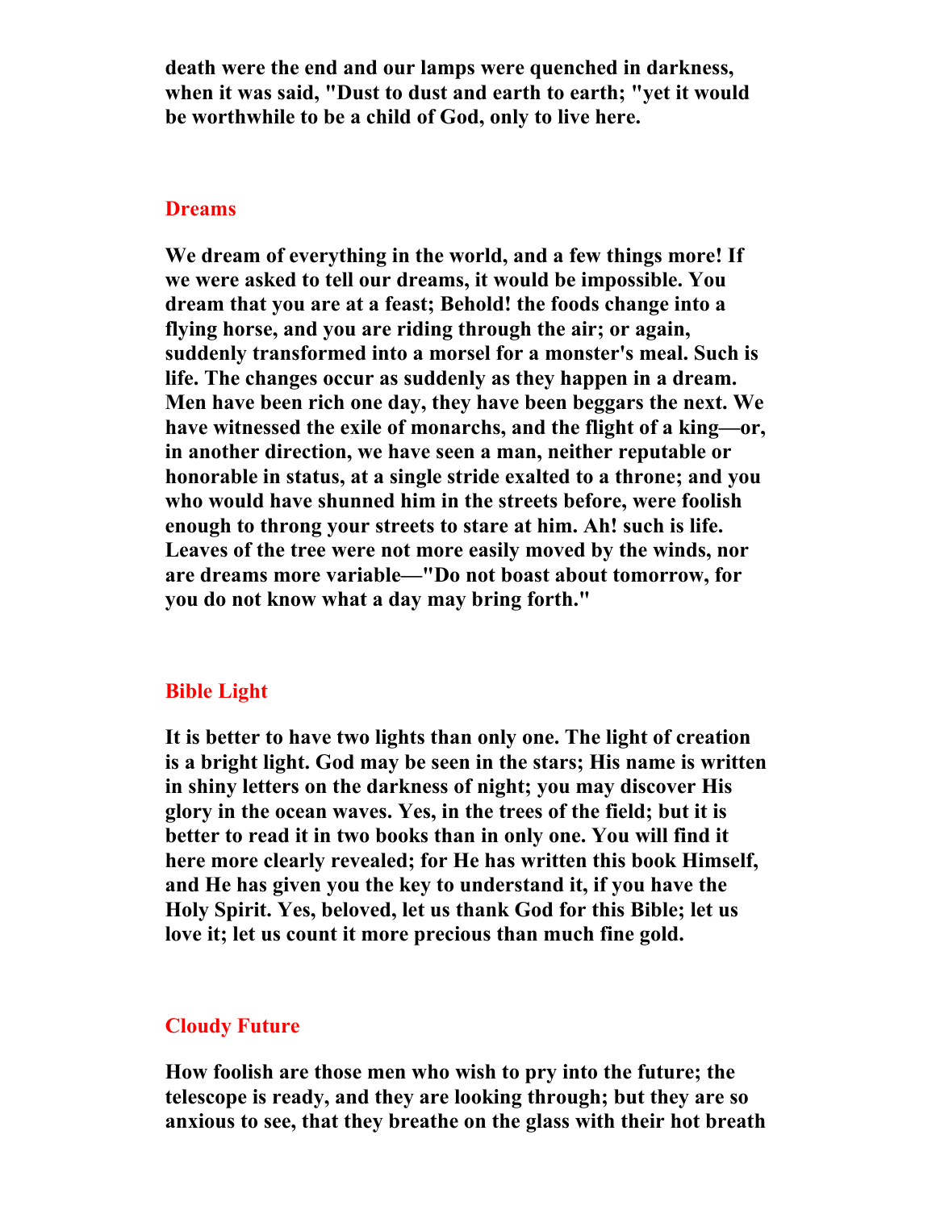**death were the end and our lamps were quenched in darkness, when it was said, "Dust to dust and earth to earth; "yet it would be worthwhile to be a child of God, only to live here.**

## Dreams

**We dream of everything in the world, and a few things more! If we were asked to tell our dreams, it would be impossible. You dream that you are at a feast; Behold! the foods change into a flying horse, and you are riding through the air; or again, suddenly transformed into a morsel for a monster's meal. Such is life. The changes occur as suddenly as they happen in a dream. Men have been rich one day, they have been beggars the next. We have witnessed the exile of monarchs, and the flight of a king—or, in another direction, we have seen a man, neither reputable or honorable in status, at a single stride exalted to a throne; and you who would have shunned him in the streets before, were foolish enough to throng your streets to stare at him. Ah! such is life. Leaves of the tree were not more easily moved by the winds, nor are dreams more variable—"Do not boast about tomorrow, for you do not know what a day may bring forth."**

## Bible Light

**It is better to have two lights than only one. The light of creation is a bright light. God may be seen in the stars; His name is written in shiny letters on the darkness of night; you may discover His glory in the ocean waves. Yes, in the trees of the field; but it is better to read it in two books than in only one. You will find it here more clearly revealed; for He has written this book Himself, and He has given you the key to understand it, if you have the Holy Spirit. Yes, beloved, let us thank God for this Bible; let us love it; let us count it more precious than much fine gold.**

## Cloudy Future

**How foolish are those men who wish to pry into the future; the telescope is ready, and they are looking through; but they are so anxious to see, that they breathe on the glass with their hot breath**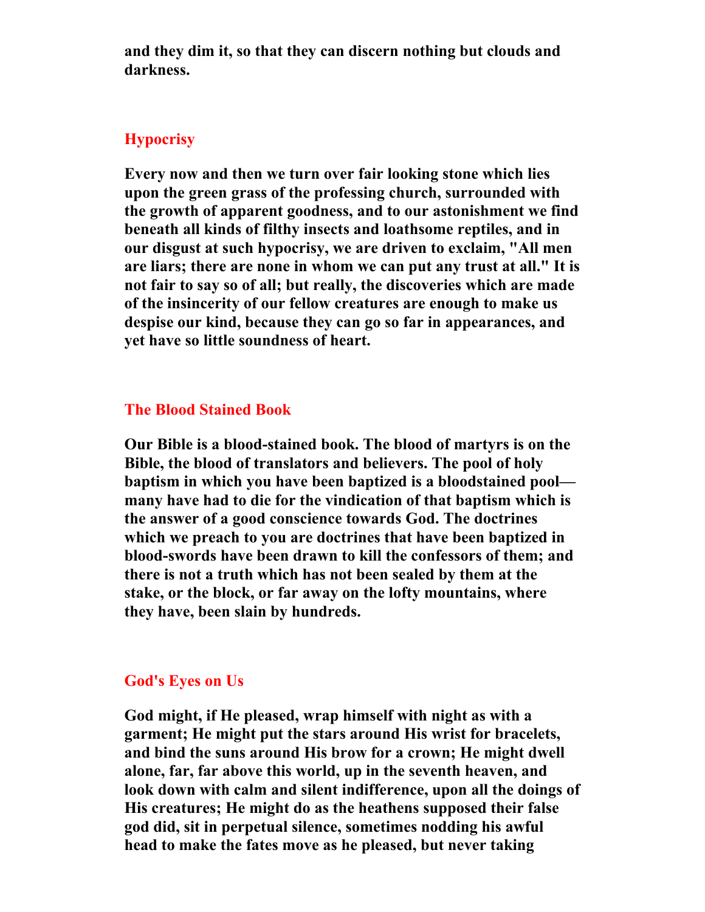**and they dim it, so that they can discern nothing but clouds and darkness.**

## Hypocrisy

**Every now and then we turn over fair looking stone which lies upon the green grass of the professing church, surrounded with the growth of apparent goodness, and to our astonishment we find beneath all kinds of filthy insects and loathsome reptiles, and in our disgust at such hypocrisy, we are driven to exclaim, "All men are liars; there are none in whom we can put any trust at all." It is not fair to say so of all; but really, the discoveries which are made of the insincerity of our fellow creatures are enough to make us despise our kind, because they can go so far in appearances, and yet have so little soundness of heart.**

## The Blood Stained Book

**Our Bible is a blood-stained book. The blood of martyrs is on the Bible, the blood of translators and believers. The pool of holy baptism in which you have been baptized is a bloodstained pool—many have had to die for the vindication of that baptism which is the answer of a good conscience towards God. The doctrines which we preach to you are doctrines that have been baptized in blood-swords have been drawn to kill the confessors of them; and there is not a truth which has not been sealed by them at the stake, or the block, or far away on the lofty mountains, where they have, been slain by hundreds.**

## God's Eyes on Us

**God might, if He pleased, wrap himself with night as with a garment; He might put the stars around His wrist for bracelets, and bind the suns around His brow for a crown; He might dwell alone, far, far above this world, up in the seventh heaven, and look down with calm and silent indifference, upon all the doings of His creatures; He might do as the heathens supposed their false god did, sit in perpetual silence, sometimes nodding his awful head to make the fates move as he pleased, but never taking**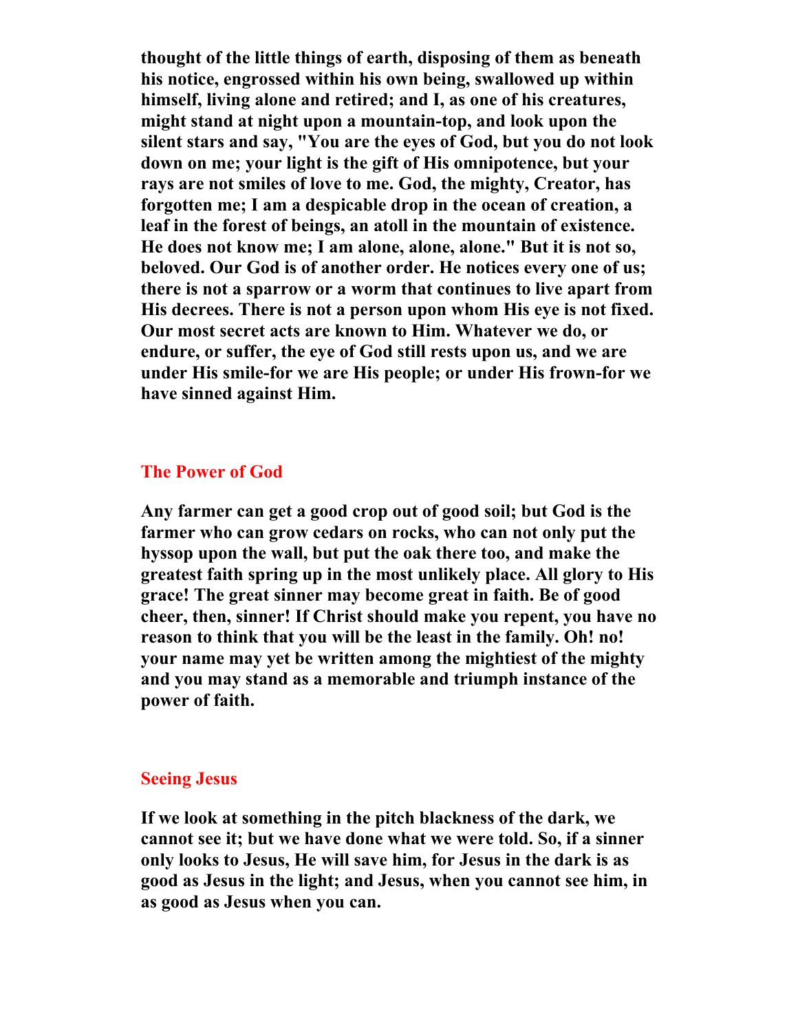**thought of the little things of earth, disposing of them as beneath his notice, engrossed within his own being, swallowed up within himself, living alone and retired; and I, as one of his creatures, might stand at night upon a mountain-top, and look upon the silent stars and say, "You are the eyes of God, but you do not look down on me; your light is the gift of His omnipotence, but your rays are not smiles of love to me. God, the mighty, Creator, has forgotten me; I am a despicable drop in the ocean of creation, a leaf in the forest of beings, an atoll in the mountain of existence. He does not know me; I am alone, alone, alone." But it is not so, beloved. Our God is of another order. He notices every one of us; there is not a sparrow or a worm that continues to live apart from His decrees. There is not a person upon whom His eye is not fixed. Our most secret acts are known to Him. Whatever we do, or endure, or suffer, the eye of God still rests upon us, and we are under His smile-for we are His people; or under His frown-for we have sinned against Him.**

## The Power of God

**Any farmer can get a good crop out of good soil; but God is the farmer who can grow cedars on rocks, who can not only put the hyssop upon the wall, but put the oak there too, and make the greatest faith spring up in the most unlikely place. All glory to His grace! The great sinner may become great in faith. Be of good cheer, then, sinner! If Christ should make you repent, you have no reason to think that you will be the least in the family. Oh! no! your name may yet be written among the mightiest of the mighty and you may stand as a memorable and triumph instance of the power of faith.**

## Seeing Jesus

**If we look at something in the pitch blackness of the dark, we cannot see it; but we have done what we were told. So, if a sinner only looks to Jesus, He will save him, for Jesus in the dark is as good as Jesus in the light; and Jesus, when you cannot see him, in as good as Jesus when you can.**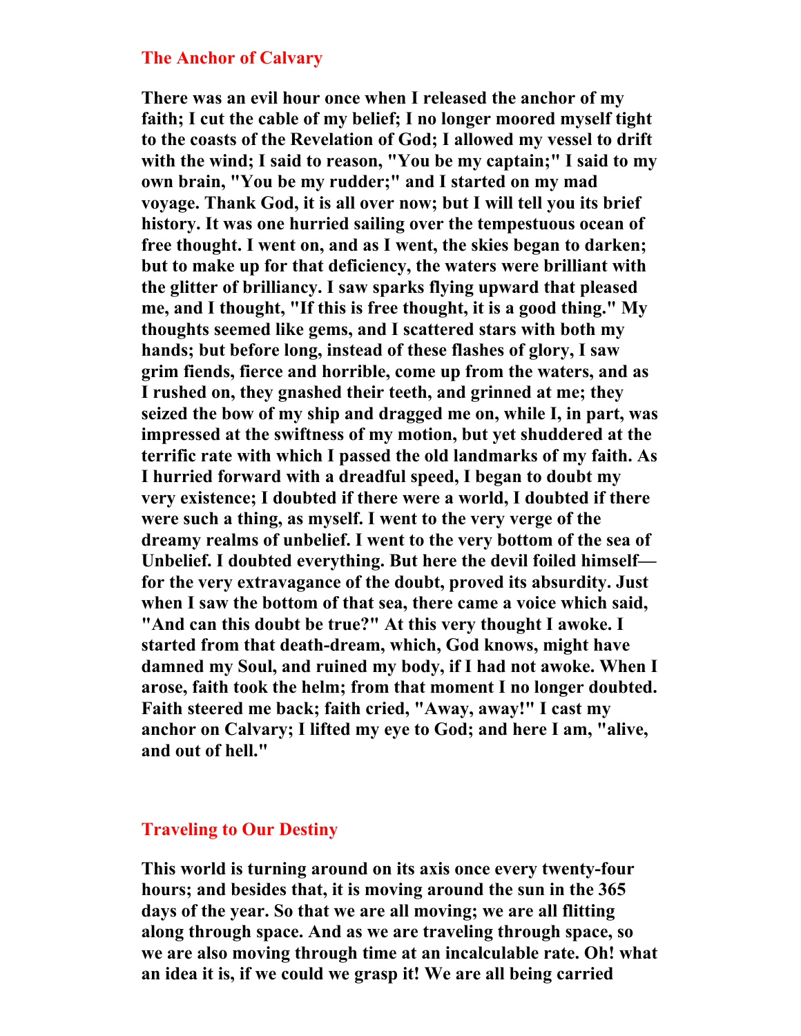## The Anchor of Calvary

**There was an evil hour once when I released the anchor of my faith; I cut the cable of my belief; I no longer moored myself tight to the coasts of the Revelation of God; I allowed my vessel to drift with the wind; I said to reason, "You be my captain;" I said to my own brain, "You be my rudder;" and I started on my mad voyage. Thank God, it is all over now; but I will tell you its brief history. It was one hurried sailing over the tempestuous ocean of free thought. I went on, and as I went, the skies began to darken; but to make up for that deficiency, the waters were brilliant with the glitter of brilliancy. I saw sparks flying upward that pleased me, and I thought, "If this is free thought, it is a good thing." My thoughts seemed like gems, and I scattered stars with both my hands; but before long, instead of these flashes of glory, I saw grim fiends, fierce and horrible, come up from the waters, and as I rushed on, they gnashed their teeth, and grinned at me; they seized the bow of my ship and dragged me on, while I, in part, was impressed at the swiftness of my motion, but yet shuddered at the terrific rate with which I passed the old landmarks of my faith. As I hurried forward with a dreadful speed, I began to doubt my very existence; I doubted if there were a world, I doubted if there were such a thing, as myself. I went to the very verge of the dreamy realms of unbelief. I went to the very bottom of the sea of Unbelief. I doubted everything. But here the devil foiled himself—for the very extravagance of the doubt, proved its absurdity. Just when I saw the bottom of that sea, there came a voice which said, "And can this doubt be true?" At this very thought I awoke. I started from that death-dream, which, God knows, might have damned my Soul, and ruined my body, if I had not awoke. When I arose, faith took the helm; from that moment I no longer doubted. Faith steered me back; faith cried, "Away, away!" I cast my anchor on Calvary; I lifted my eye to God; and here I am, "alive, and out of hell."**

## Traveling to Our Destiny

**This world is turning around on its axis once every twenty-four hours; and besides that, it is moving around the sun in the 365 days of the year. So that we are all moving; we are all flitting along through space. And as we are traveling through space, so we are also moving through time at an incalculable rate. Oh! what an idea it is, if we could we grasp it! We are all being carried**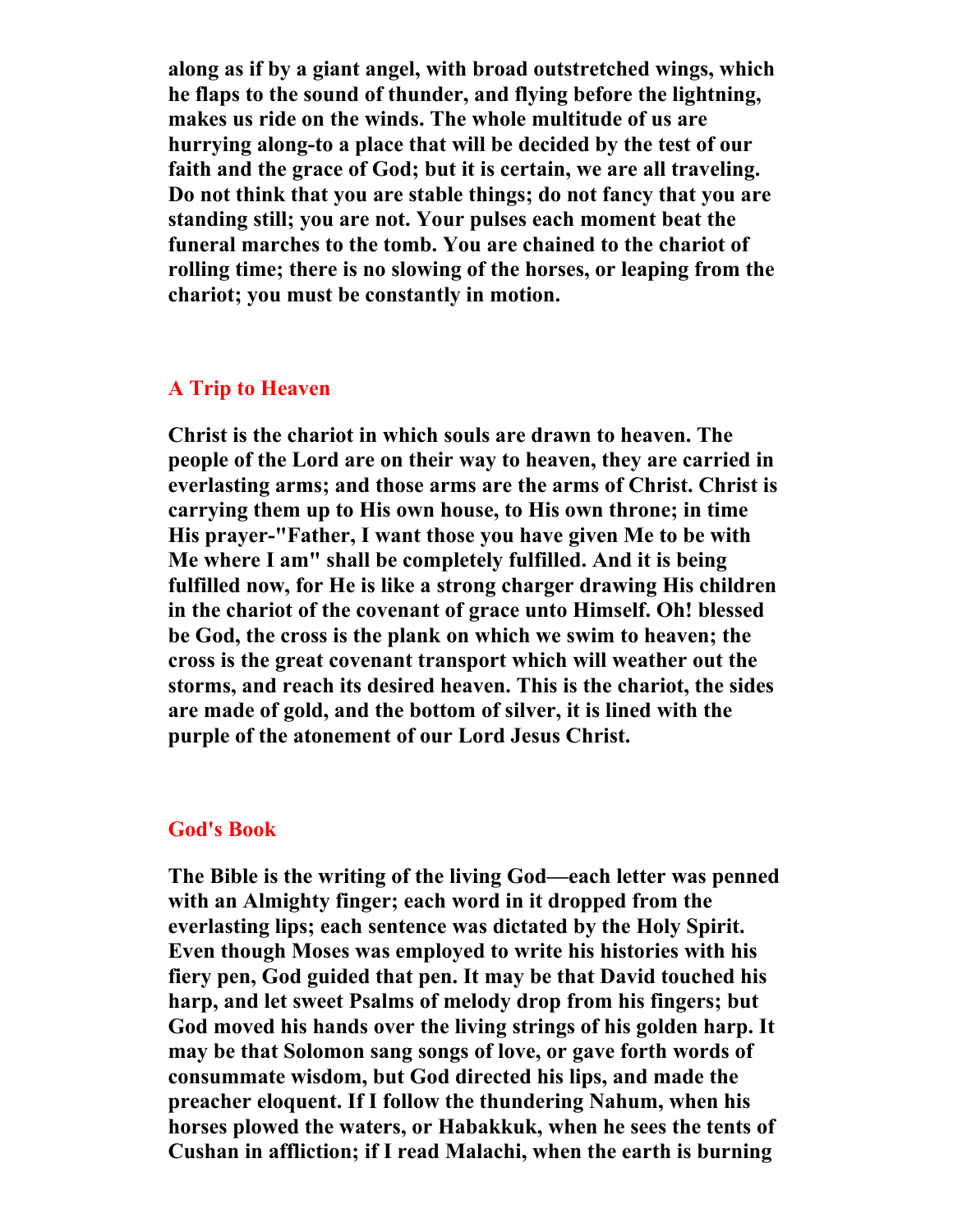**along as if by a giant angel, with broad outstretched wings, which he flaps to the sound of thunder, and flying before the lightning, makes us ride on the winds. The whole multitude of us are hurrying along-to a place that will be decided by the test of our faith and the grace of God; but it is certain, we are all traveling. Do not think that you are stable things; do not fancy that you are standing still; you are not. Your pulses each moment beat the funeral marches to the tomb. You are chained to the chariot of rolling time; there is no slowing of the horses, or leaping from the chariot; you must be constantly in motion.**

## A Trip to Heaven

**Christ is the chariot in which souls are drawn to heaven. The people of the Lord are on their way to heaven, they are carried in everlasting arms; and those arms are the arms of Christ. Christ is carrying them up to His own house, to His own throne; in time His prayer-"Father, I want those you have given Me to be with Me where I am" shall be completely fulfilled. And it is being fulfilled now, for He is like a strong charger drawing His children in the chariot of the covenant of grace unto Himself. Oh! blessed be God, the cross is the plank on which we swim to heaven; the cross is the great covenant transport which will weather out the storms, and reach its desired heaven. This is the chariot, the sides are made of gold, and the bottom of silver, it is lined with the purple of the atonement of our Lord Jesus Christ.**

## God's Book

**The Bible is the writing of the living God—each letter was penned with an Almighty finger; each word in it dropped from the everlasting lips; each sentence was dictated by the Holy Spirit. Even though Moses was employed to write his histories with his fiery pen, God guided that pen. It may be that David touched his harp, and let sweet Psalms of melody drop from his fingers; but God moved his hands over the living strings of his golden harp. It may be that Solomon sang songs of love, or gave forth words of consummate wisdom, but God directed his lips, and made the preacher eloquent. If I follow the thundering Nahum, when his horses plowed the waters, or Habakkuk, when he sees the tents of Cushan in affliction; if I read Malachi, when the earth is burning**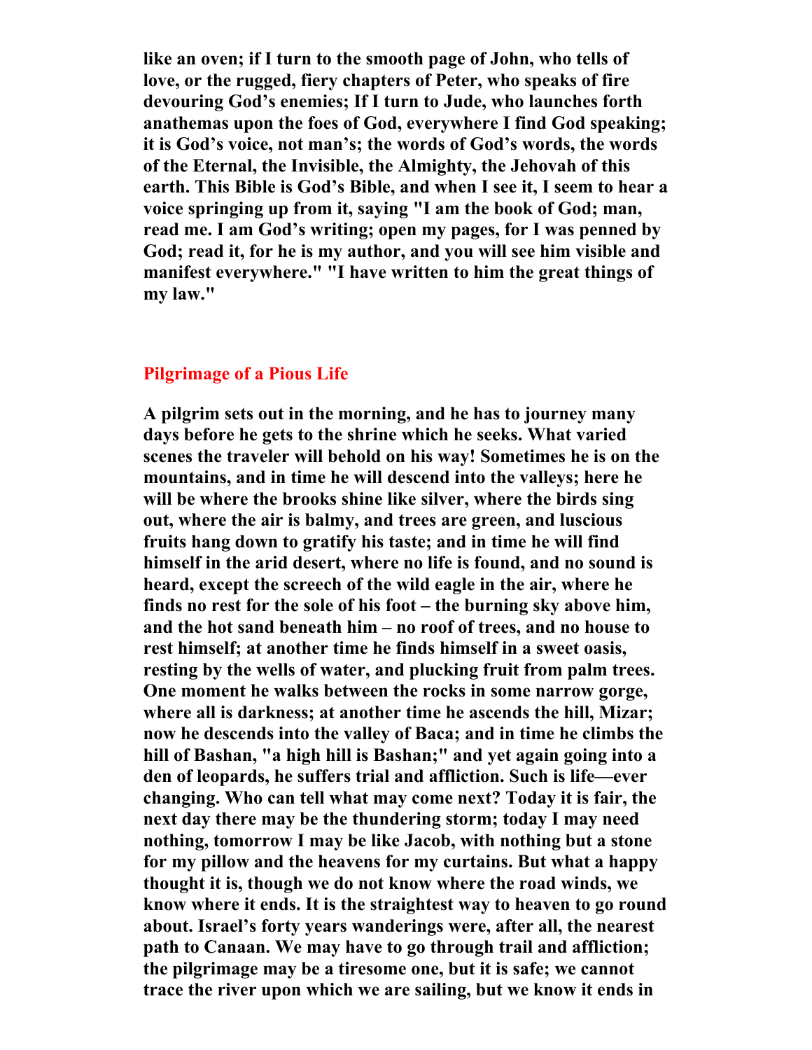**like an oven; if I turn to the smooth page of John, who tells of love, or the rugged, fiery chapters of Peter, who speaks of fire devouring God's enemies; If I turn to Jude, who launches forth anathemas upon the foes of God, everywhere I find God speaking; it is God's voice, not man's; the words of God's words, the words of the Eternal, the Invisible, the Almighty, the Jehovah of this earth. This Bible is God's Bible, and when I see it, I seem to hear a voice springing up from it, saying "I am the book of God; man, read me. I am God's writing; open my pages, for I was penned by God; read it, for he is my author, and you will see him visible and manifest everywhere." "I have written to him the great things of my law."**

## Pilgrimage of a Pious Life

**A pilgrim sets out in the morning, and he has to journey many days before he gets to the shrine which he seeks. What varied scenes the traveler will behold on his way! Sometimes he is on the mountains, and in time he will descend into the valleys; here he will be where the brooks shine like silver, where the birds sing out, where the air is balmy, and trees are green, and luscious fruits hang down to gratify his taste; and in time he will find himself in the arid desert, where no life is found, and no sound is heard, except the screech of the wild eagle in the air, where he finds no rest for the sole of his foot – the burning sky above him, and the hot sand beneath him – no roof of trees, and no house to rest himself; at another time he finds himself in a sweet oasis, resting by the wells of water, and plucking fruit from palm trees. One moment he walks between the rocks in some narrow gorge, where all is darkness; at another time he ascends the hill, Mizar; now he descends into the valley of Baca; and in time he climbs the hill of Bashan, "a high hill is Bashan;" and yet again going into a den of leopards, he suffers trial and affliction. Such is life—ever changing. Who can tell what may come next? Today it is fair, the next day there may be the thundering storm; today I may need nothing, tomorrow I may be like Jacob, with nothing but a stone for my pillow and the heavens for my curtains. But what a happy thought it is, though we do not know where the road winds, we know where it ends. It is the straightest way to heaven to go round about. Israel's forty years wanderings were, after all, the nearest path to Canaan. We may have to go through trail and affliction; the pilgrimage may be a tiresome one, but it is safe; we cannot trace the river upon which we are sailing, but we know it ends in**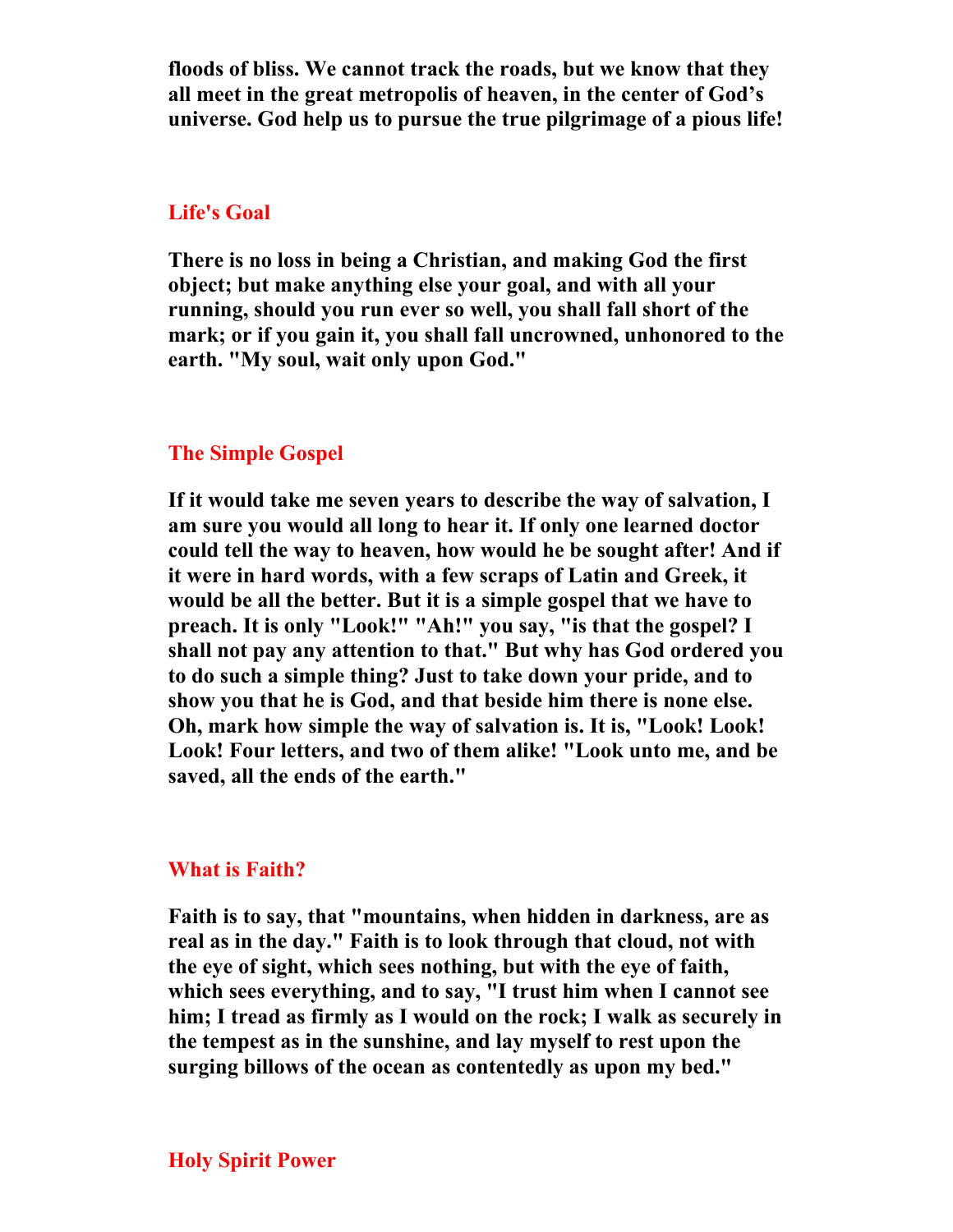**floods of bliss. We cannot track the roads, but we know that they all meet in the great metropolis of heaven, in the center of God's universe. God help us to pursue the true pilgrimage of a pious life!**

## Life's Goal

**There is no loss in being a Christian, and making God the first object; but make anything else your goal, and with all your running, should you run ever so well, you shall fall short of the mark; or if you gain it, you shall fall uncrowned, unhonored to the earth. "My soul, wait only upon God."**

## The Simple Gospel

**If it would take me seven years to describe the way of salvation, I am sure you would all long to hear it. If only one learned doctor could tell the way to heaven, how would he be sought after! And if it were in hard words, with a few scraps of Latin and Greek, it would be all the better. But it is a simple gospel that we have to preach. It is only "Look!" "Ah!" you say, "is that the gospel? I shall not pay any attention to that." But why has God ordered you to do such a simple thing? Just to take down your pride, and to show you that he is God, and that beside him there is none else. Oh, mark how simple the way of salvation is. It is, "Look! Look! Look! Four letters, and two of them alike! "Look unto me, and be saved, all the ends of the earth."**

## What is Faith?

**Faith is to say, that "mountains, when hidden in darkness, are as real as in the day." Faith is to look through that cloud, not with the eye of sight, which sees nothing, but with the eye of faith, which sees everything, and to say, "I trust him when I cannot see him; I tread as firmly as I would on the rock; I walk as securely in the tempest as in the sunshine, and lay myself to rest upon the surging billows of the ocean as contentedly as upon my bed."**

## Holy Spirit Power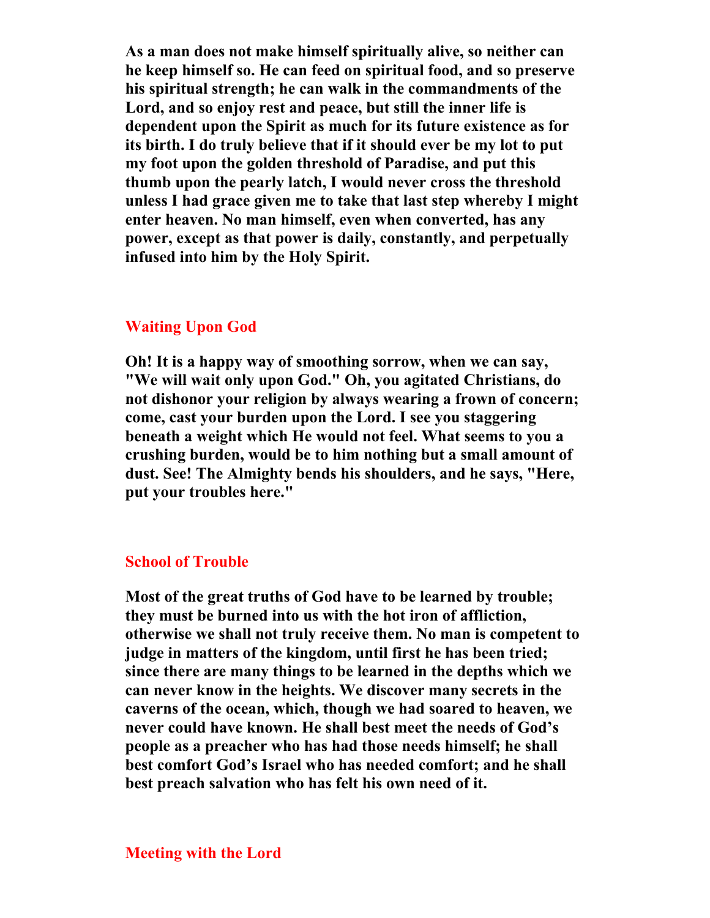**As a man does not make himself spiritually alive, so neither can he keep himself so. He can feed on spiritual food, and so preserve his spiritual strength; he can walk in the commandments of the Lord, and so enjoy rest and peace, but still the inner life is dependent upon the Spirit as much for its future existence as for its birth. I do truly believe that if it should ever be my lot to put my foot upon the golden threshold of Paradise, and put this thumb upon the pearly latch, I would never cross the threshold unless I had grace given me to take that last step whereby I might enter heaven. No man himself, even when converted, has any power, except as that power is daily, constantly, and perpetually infused into him by the Holy Spirit.**

## Waiting Upon God

**Oh! It is a happy way of smoothing sorrow, when we can say, "We will wait only upon God." Oh, you agitated Christians, do not dishonor your religion by always wearing a frown of concern; come, cast your burden upon the Lord. I see you staggering beneath a weight which He would not feel. What seems to you a crushing burden, would be to him nothing but a small amount of dust. See! The Almighty bends his shoulders, and he says, "Here, put your troubles here."**

## School of Trouble

**Most of the great truths of God have to be learned by trouble; they must be burned into us with the hot iron of affliction, otherwise we shall not truly receive them. No man is competent to judge in matters of the kingdom, until first he has been tried; since there are many things to be learned in the depths which we can never know in the heights. We discover many secrets in the caverns of the ocean, which, though we had soared to heaven, we never could have known. He shall best meet the needs of God's people as a preacher who has had those needs himself; he shall best comfort God's Israel who has needed comfort; and he shall best preach salvation who has felt his own need of it.**

## Meeting with the Lord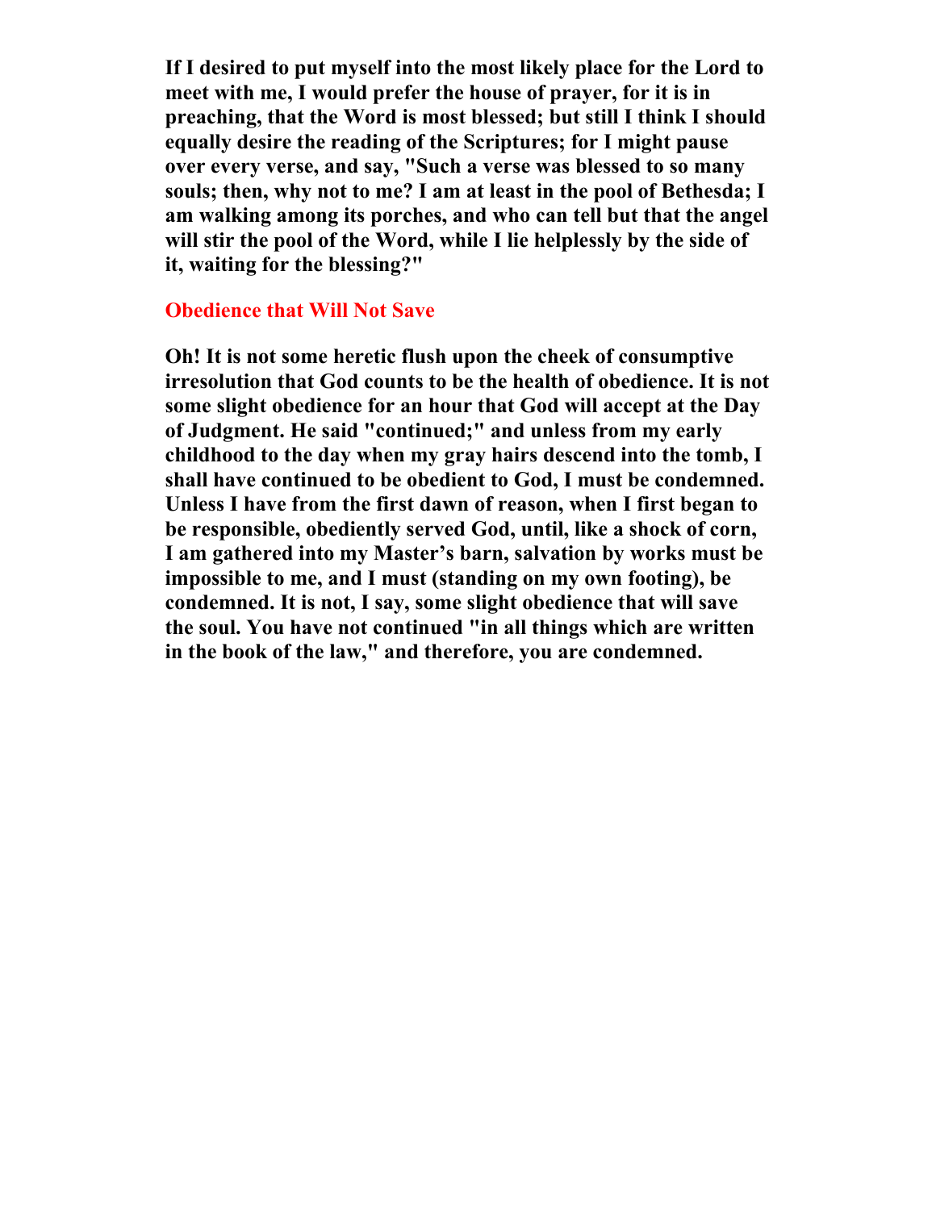**If I desired to put myself into the most likely place for the Lord to meet with me, I would prefer the house of prayer, for it is in preaching, that the Word is most blessed; but still I think I should equally desire the reading of the Scriptures; for I might pause over every verse, and say, "Such a verse was blessed to so many souls; then, why not to me? I am at least in the pool of Bethesda; I am walking among its porches, and who can tell but that the angel will stir the pool of the Word, while I lie helplessly by the side of it, waiting for the blessing?"**

## Obedience that Will Not Save

**Oh! It is not some heretic flush upon the cheek of consumptive irresolution that God counts to be the health of obedience. It is not some slight obedience for an hour that God will accept at the Day of Judgment. He said "continued;" and unless from my early childhood to the day when my gray hairs descend into the tomb, I shall have continued to be obedient to God, I must be condemned. Unless I have from the first dawn of reason, when I first began to be responsible, obediently served God, until, like a shock of corn, I am gathered into my Master's barn, salvation by works must be impossible to me, and I must (standing on my own footing), be condemned. It is not, I say, some slight obedience that will save the soul. You have not continued "in all things which are written in the book of the law," and therefore, you are condemned.**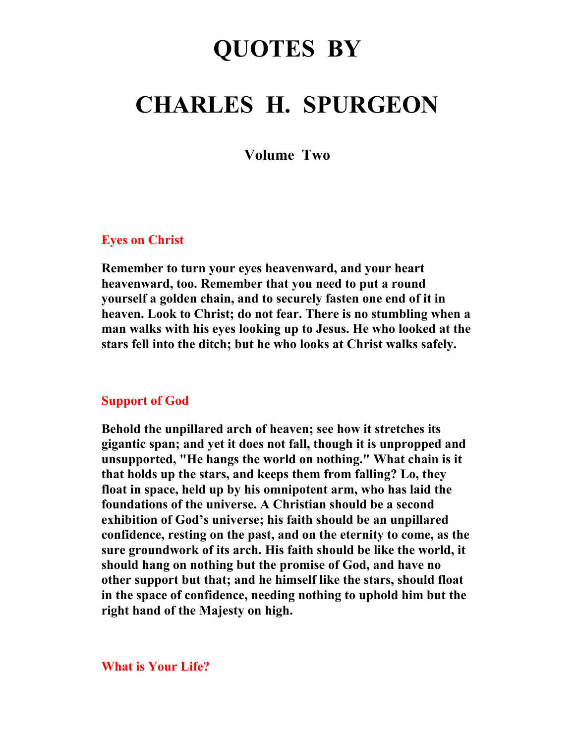# QUOTES BY

# CHARLES H. SPURGEON

### Volume Two

### Eyes on Christ

**Remember to turn your eyes heavenward, and your heart heavenward, too. Remember that you need to put a round yourself a golden chain, and to securely fasten one end of it in heaven. Look to Christ; do not fear. There is no stumbling when a man walks with his eyes looking up to Jesus. He who looked at the stars fell into the ditch; but he who looks at Christ walks safely.**

### Support of God

**Behold the unpillared arch of heaven; see how it stretches its gigantic span; and yet it does not fall, though it is unpropped and unsupported, "He hangs the world on nothing." What chain is it that holds up the stars, and keeps them from falling? Lo, they float in space, held up by his omnipotent arm, who has laid the foundations of the universe. A Christian should be a second exhibition of God's universe; his faith should be an unpillared confidence, resting on the past, and on the eternity to come, as the sure groundwork of its arch. His faith should be like the world, it should hang on nothing but the promise of God, and have no other support but that; and he himself like the stars, should float in the space of confidence, needing nothing to uphold him but the right hand of the Majesty on high.**

### What is Your Life?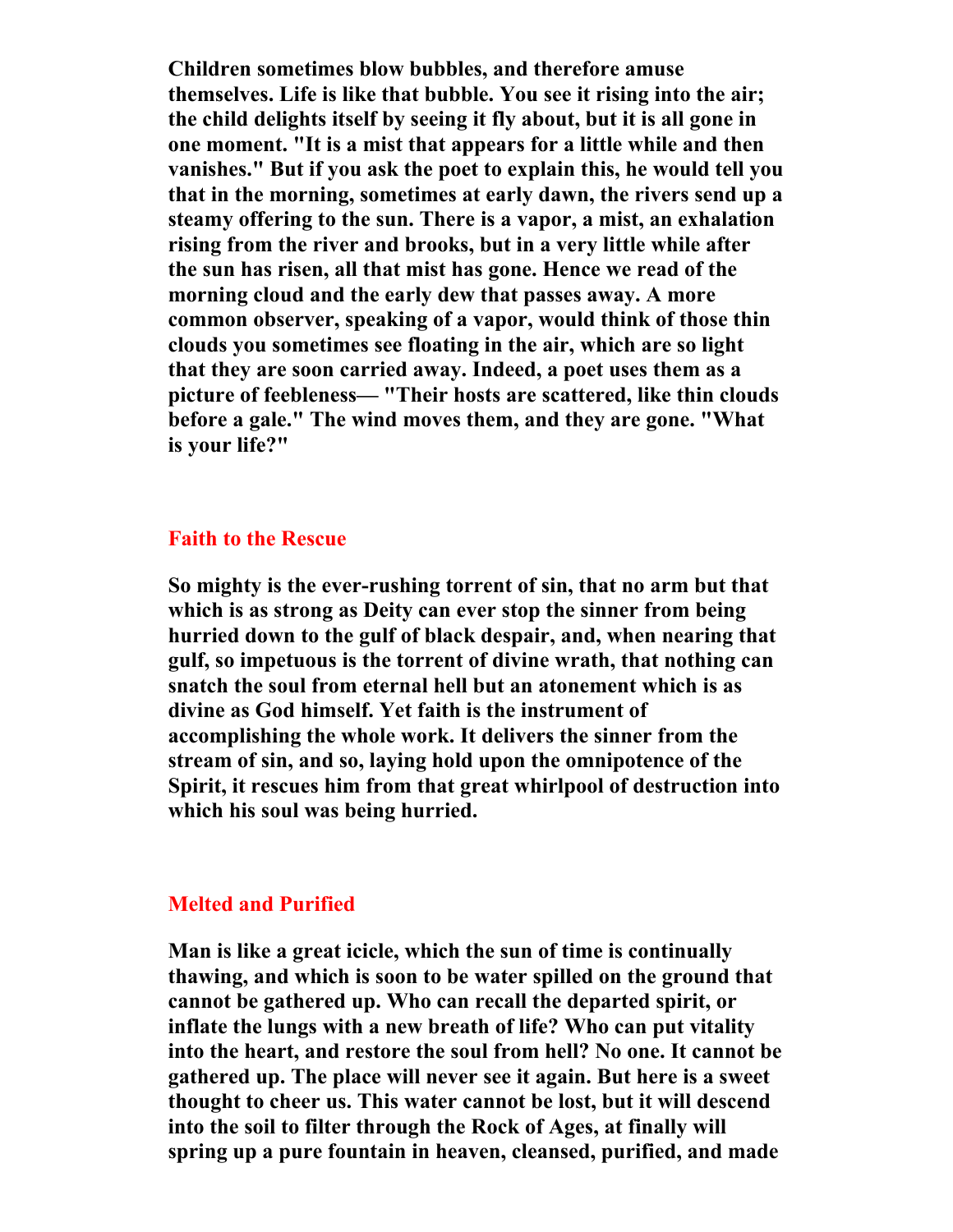**Children sometimes blow bubbles, and therefore amuse themselves. Life is like that bubble. You see it rising into the air; the child delights itself by seeing it fly about, but it is all gone in one moment. "It is a mist that appears for a little while and then vanishes." But if you ask the poet to explain this, he would tell you that in the morning, sometimes at early dawn, the rivers send up a steamy offering to the sun. There is a vapor, a mist, an exhalation rising from the river and brooks, but in a very little while after the sun has risen, all that mist has gone. Hence we read of the morning cloud and the early dew that passes away. A more common observer, speaking of a vapor, would think of those thin clouds you sometimes see floating in the air, which are so light that they are soon carried away. Indeed, a poet uses them as a picture of feebleness— "Their hosts are scattered, like thin clouds before a gale." The wind moves them, and they are gone. "What is your life?"**

## Faith to the Rescue

**So mighty is the ever-rushing torrent of sin, that no arm but that which is as strong as Deity can ever stop the sinner from being hurried down to the gulf of black despair, and, when nearing that gulf, so impetuous is the torrent of divine wrath, that nothing can snatch the soul from eternal hell but an atonement which is as divine as God himself. Yet faith is the instrument of accomplishing the whole work. It delivers the sinner from the stream of sin, and so, laying hold upon the omnipotence of the Spirit, it rescues him from that great whirlpool of destruction into which his soul was being hurried.**

## Melted and Purified

**Man is like a great icicle, which the sun of time is continually thawing, and which is soon to be water spilled on the ground that cannot be gathered up. Who can recall the departed spirit, or inflate the lungs with a new breath of life? Who can put vitality into the heart, and restore the soul from hell? No one. It cannot be gathered up. The place will never see it again. But here is a sweet thought to cheer us. This water cannot be lost, but it will descend into the soil to filter through the Rock of Ages, at finally will spring up a pure fountain in heaven, cleansed, purified, and made**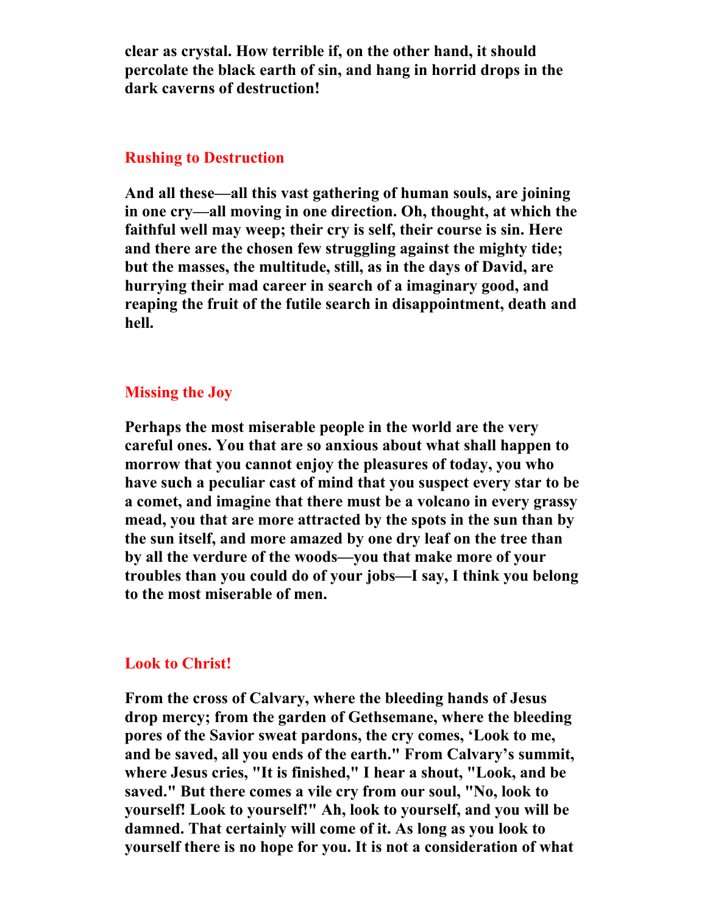**clear as crystal. How terrible if, on the other hand, it should percolate the black earth of sin, and hang in horrid drops in the dark caverns of destruction!**

## Rushing to Destruction

**And all these—all this vast gathering of human souls, are joining in one cry—all moving in one direction. Oh, thought, at which the faithful well may weep; their cry is self, their course is sin. Here and there are the chosen few struggling against the mighty tide; but the masses, the multitude, still, as in the days of David, are hurrying their mad career in search of a imaginary good, and reaping the fruit of the futile search in disappointment, death and hell.**

## Missing the Joy

**Perhaps the most miserable people in the world are the very careful ones. You that are so anxious about what shall happen to morrow that you cannot enjoy the pleasures of today, you who have such a peculiar cast of mind that you suspect every star to be a comet, and imagine that there must be a volcano in every grassy mead, you that are more attracted by the spots in the sun than by the sun itself, and more amazed by one dry leaf on the tree than by all the verdure of the woods—you that make more of your troubles than you could do of your jobs—I say, I think you belong to the most miserable of men.**

## Look to Christ!

**From the cross of Calvary, where the bleeding hands of Jesus drop mercy; from the garden of Gethsemane, where the bleeding pores of the Savior sweat pardons, the cry comes, 'Look to me, and be saved, all you ends of the earth." From Calvary's summit, where Jesus cries, "It is finished," I hear a shout, "Look, and be saved." But there comes a vile cry from our soul, "No, look to yourself! Look to yourself!" Ah, look to yourself, and you will be damned. That certainly will come of it. As long as you look to yourself there is no hope for you. It is not a consideration of what**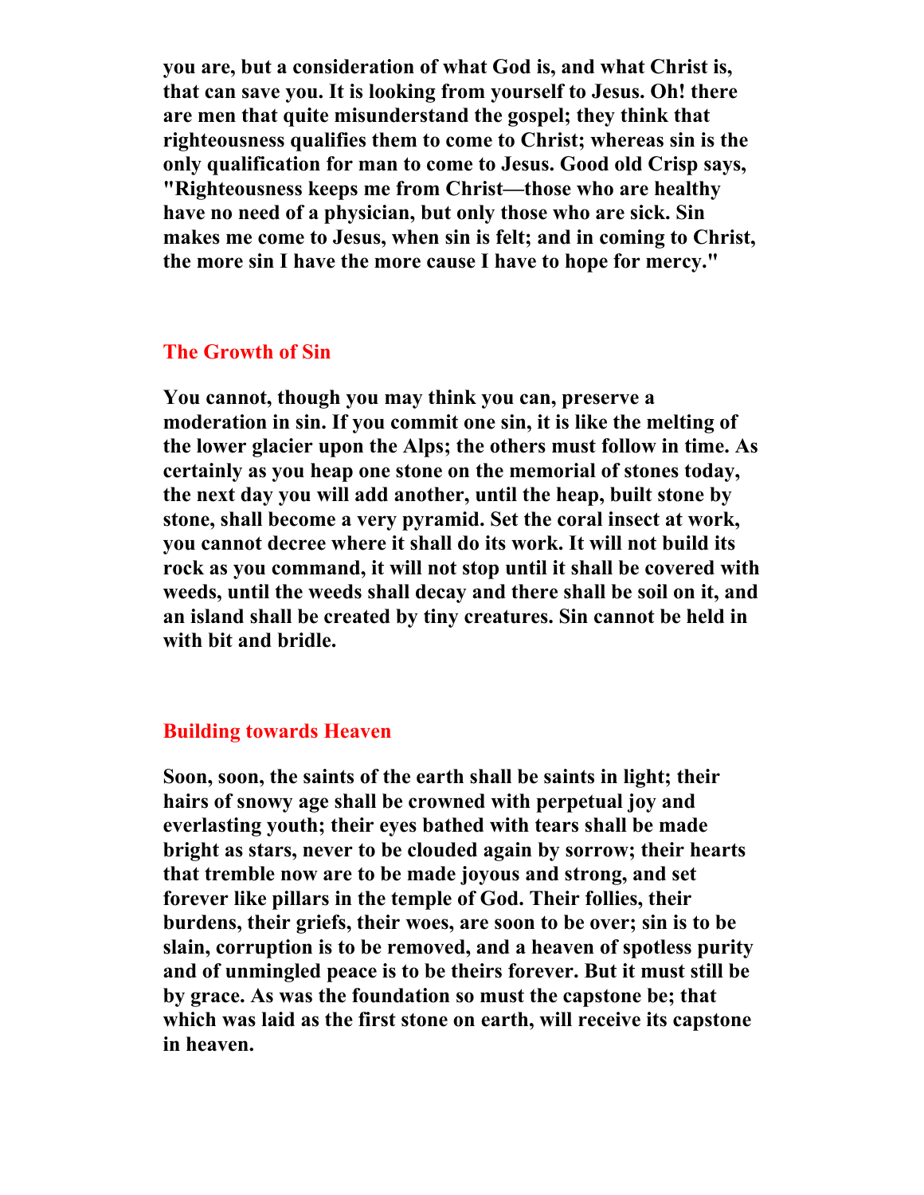you are, but a consideration of what God is, and what Christ is, that can save you. It is looking from yourself to Jesus. Oh! there are men that quite misunderstand the gospel; they think that righteousness qualifies them to come to Christ; whereas sin is the only qualification for man to come to Jesus. Good old Crisp says, "Righteousness keeps me from Christ—those who are healthy have no need of a physician, but only those who are sick. Sin makes me come to Jesus, when sin is felt; and in coming to Christ, the more sin I have the more cause I have to hope for mercy."

## The Growth of Sin

You cannot, though you may think you can, preserve a moderation in sin. If you commit one sin, it is like the melting of the lower glacier upon the Alps; the others must follow in time. As certainly as you heap one stone on the memorial of stones today, the next day you will add another, until the heap, built stone by stone, shall become a very pyramid. Set the coral insect at work, you cannot decree where it shall do its work. It will not build its rock as you command, it will not stop until it shall be covered with weeds, until the weeds shall decay and there shall be soil on it, and an island shall be created by tiny creatures. Sin cannot be held in with bit and bridle.

## Building towards Heaven

Soon, soon, the saints of the earth shall be saints in light; their hairs of snowy age shall be crowned with perpetual joy and everlasting youth; their eyes bathed with tears shall be made bright as stars, never to be clouded again by sorrow; their hearts that tremble now are to be made joyous and strong, and set forever like pillars in the temple of God. Their follies, their burdens, their griefs, their woes, are soon to be over; sin is to be slain, corruption is to be removed, and a heaven of spotless purity and of unmingled peace is to be theirs forever. But it must still be by grace. As was the foundation so must the capstone be; that which was laid as the first stone on earth, will receive its capstone in heaven.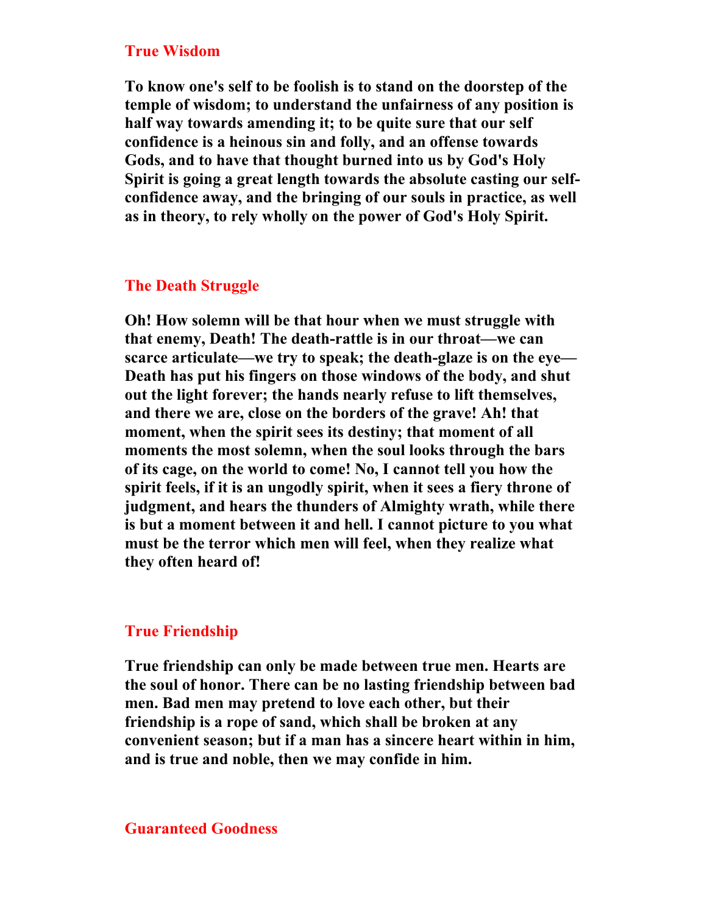## True Wisdom

**To know one's self to be foolish is to stand on the doorstep of the temple of wisdom; to understand the unfairness of any position is half way towards amending it; to be quite sure that our self confidence is a heinous sin and folly, and an offense towards Gods, and to have that thought burned into us by God's Holy Spirit is going a great length towards the absolute casting our self-confidence away, and the bringing of our souls in practice, as well as in theory, to rely wholly on the power of God's Holy Spirit.**

## The Death Struggle

**Oh! How solemn will be that hour when we must struggle with that enemy, Death! The death-rattle is in our throat—we can scarce articulate—we try to speak; the death-glaze is on the eye—Death has put his fingers on those windows of the body, and shut out the light forever; the hands nearly refuse to lift themselves, and there we are, close on the borders of the grave! Ah! that moment, when the spirit sees its destiny; that moment of all moments the most solemn, when the soul looks through the bars of its cage, on the world to come! No, I cannot tell you how the spirit feels, if it is an ungodly spirit, when it sees a fiery throne of judgment, and hears the thunders of Almighty wrath, while there is but a moment between it and hell. I cannot picture to you what must be the terror which men will feel, when they realize what they often heard of!**

## True Friendship

**True friendship can only be made between true men. Hearts are the soul of honor. There can be no lasting friendship between bad men. Bad men may pretend to love each other, but their friendship is a rope of sand, which shall be broken at any convenient season; but if a man has a sincere heart within in him, and is true and noble, then we may confide in him.**

## Guaranteed Goodness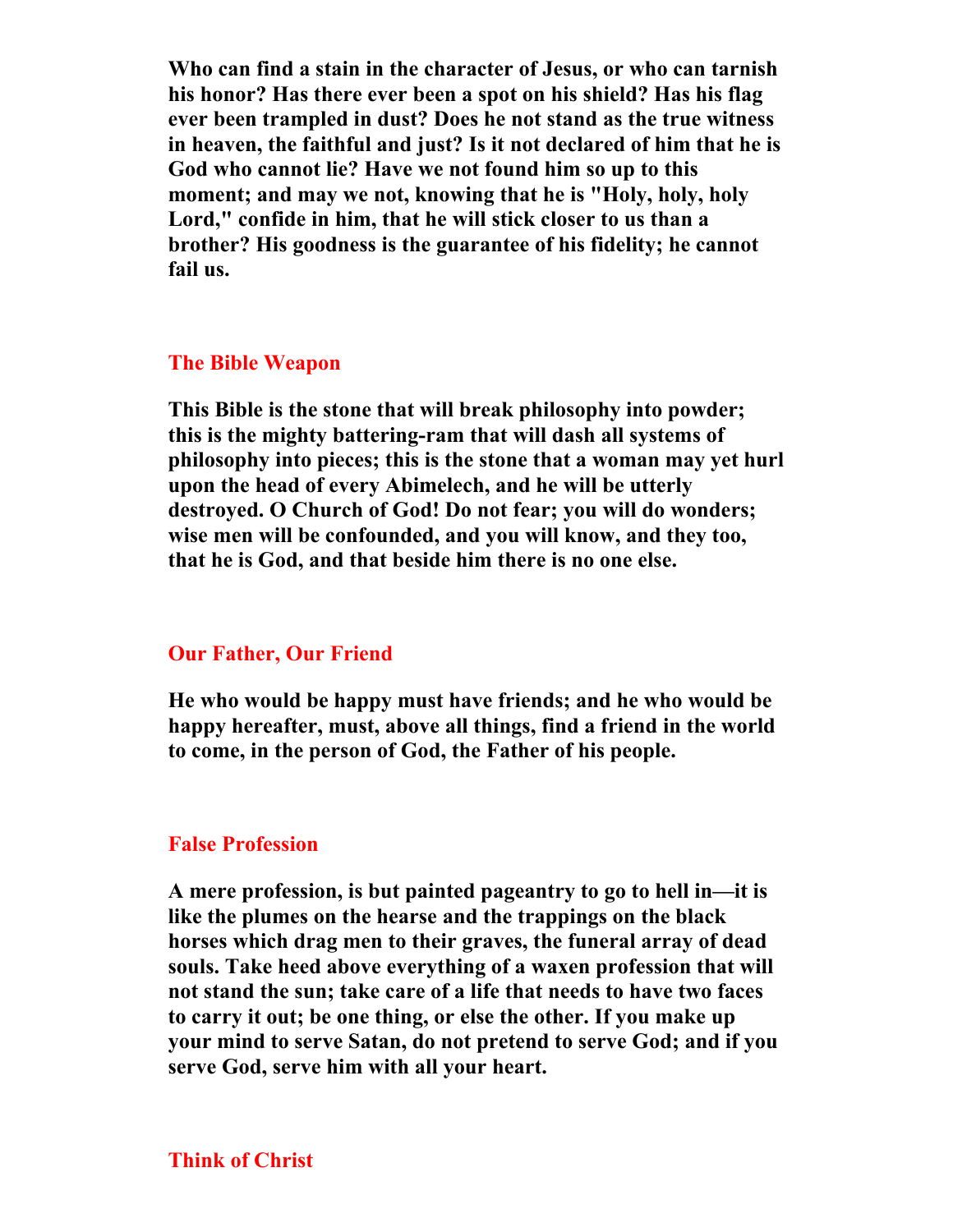**Who can find a stain in the character of Jesus, or who can tarnish his honor? Has there ever been a spot on his shield? Has his flag ever been trampled in dust? Does he not stand as the true witness in heaven, the faithful and just? Is it not declared of him that he is God who cannot lie? Have we not found him so up to this moment; and may we not, knowing that he is "Holy, holy, holy Lord," confide in him, that he will stick closer to us than a brother? His goodness is the guarantee of his fidelity; he cannot fail us.**

## The Bible Weapon

**This Bible is the stone that will break philosophy into powder; this is the mighty battering-ram that will dash all systems of philosophy into pieces; this is the stone that a woman may yet hurl upon the head of every Abimelech, and he will be utterly destroyed. O Church of God! Do not fear; you will do wonders; wise men will be confounded, and you will know, and they too, that he is God, and that beside him there is no one else.**

## Our Father, Our Friend

**He who would be happy must have friends; and he who would be happy hereafter, must, above all things, find a friend in the world to come, in the person of God, the Father of his people.**

## False Profession

**A mere profession, is but painted pageantry to go to hell in—it is like the plumes on the hearse and the trappings on the black horses which drag men to their graves, the funeral array of dead souls. Take heed above everything of a waxen profession that will not stand the sun; take care of a life that needs to have two faces to carry it out; be one thing, or else the other. If you make up your mind to serve Satan, do not pretend to serve God; and if you serve God, serve him with all your heart.**

## Think of Christ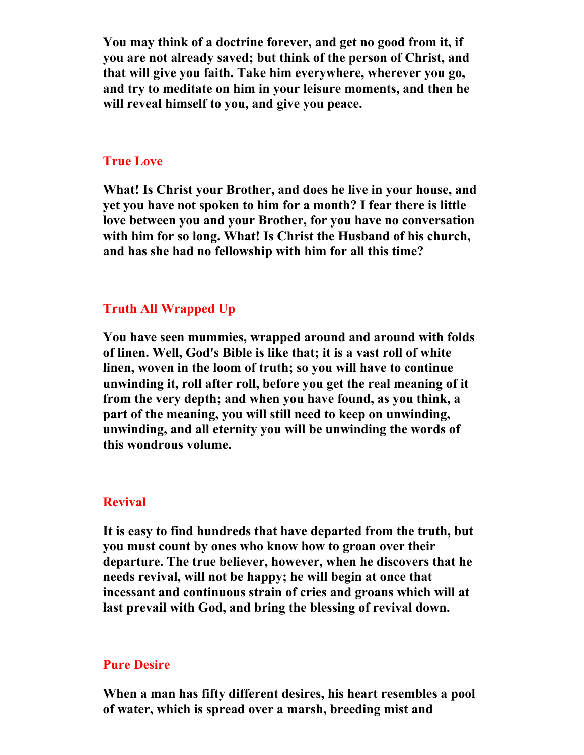**You may think of a doctrine forever, and get no good from it, if you are not already saved; but think of the person of Christ, and that will give you faith. Take him everywhere, wherever you go, and try to meditate on him in your leisure moments, and then he will reveal himself to you, and give you peace.**

## True Love

**What! Is Christ your Brother, and does he live in your house, and yet you have not spoken to him for a month? I fear there is little love between you and your Brother, for you have no conversation with him for so long. What! Is Christ the Husband of his church, and has she had no fellowship with him for all this time?**

## Truth All Wrapped Up

**You have seen mummies, wrapped around and around with folds of linen. Well, God's Bible is like that; it is a vast roll of white linen, woven in the loom of truth; so you will have to continue unwinding it, roll after roll, before you get the real meaning of it from the very depth; and when you have found, as you think, a part of the meaning, you will still need to keep on unwinding, unwinding, and all eternity you will be unwinding the words of this wondrous volume.**

## Revival

**It is easy to find hundreds that have departed from the truth, but you must count by ones who know how to groan over their departure. The true believer, however, when he discovers that he needs revival, will not be happy; he will begin at once that incessant and continuous strain of cries and groans which will at last prevail with God, and bring the blessing of revival down.**

## Pure Desire

**When a man has fifty different desires, his heart resembles a pool of water, which is spread over a marsh, breeding mist and**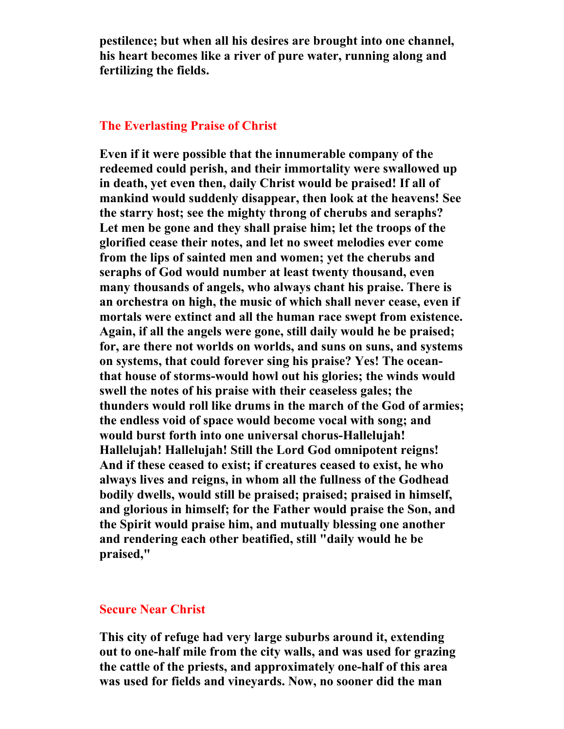**pestilence; but when all his desires are brought into one channel, his heart becomes like a river of pure water, running along and fertilizing the fields.**

## The Everlasting Praise of Christ

**Even if it were possible that the innumerable company of the redeemed could perish, and their immortality were swallowed up in death, yet even then, daily Christ would be praised! If all of mankind would suddenly disappear, then look at the heavens! See the starry host; see the mighty throng of cherubs and seraphs? Let men be gone and they shall praise him; let the troops of the glorified cease their notes, and let no sweet melodies ever come from the lips of sainted men and women; yet the cherubs and seraphs of God would number at least twenty thousand, even many thousands of angels, who always chant his praise. There is an orchestra on high, the music of which shall never cease, even if mortals were extinct and all the human race swept from existence. Again, if all the angels were gone, still daily would he be praised; for, are there not worlds on worlds, and suns on suns, and systems on systems, that could forever sing his praise? Yes! The ocean-that house of storms-would howl out his glories; the winds would swell the notes of his praise with their ceaseless gales; the thunders would roll like drums in the march of the God of armies; the endless void of space would become vocal with song; and would burst forth into one universal chorus-Hallelujah! Hallelujah! Hallelujah! Still the Lord God omnipotent reigns! And if these ceased to exist; if creatures ceased to exist, he who always lives and reigns, in whom all the fullness of the Godhead bodily dwells, would still be praised; praised; praised in himself, and glorious in himself; for the Father would praise the Son, and the Spirit would praise him, and mutually blessing one another and rendering each other beatified, still "daily would he be praised,"**

## Secure Near Christ

**This city of refuge had very large suburbs around it, extending out to one-half mile from the city walls, and was used for grazing the cattle of the priests, and approximately one-half of this area was used for fields and vineyards. Now, no sooner did the man**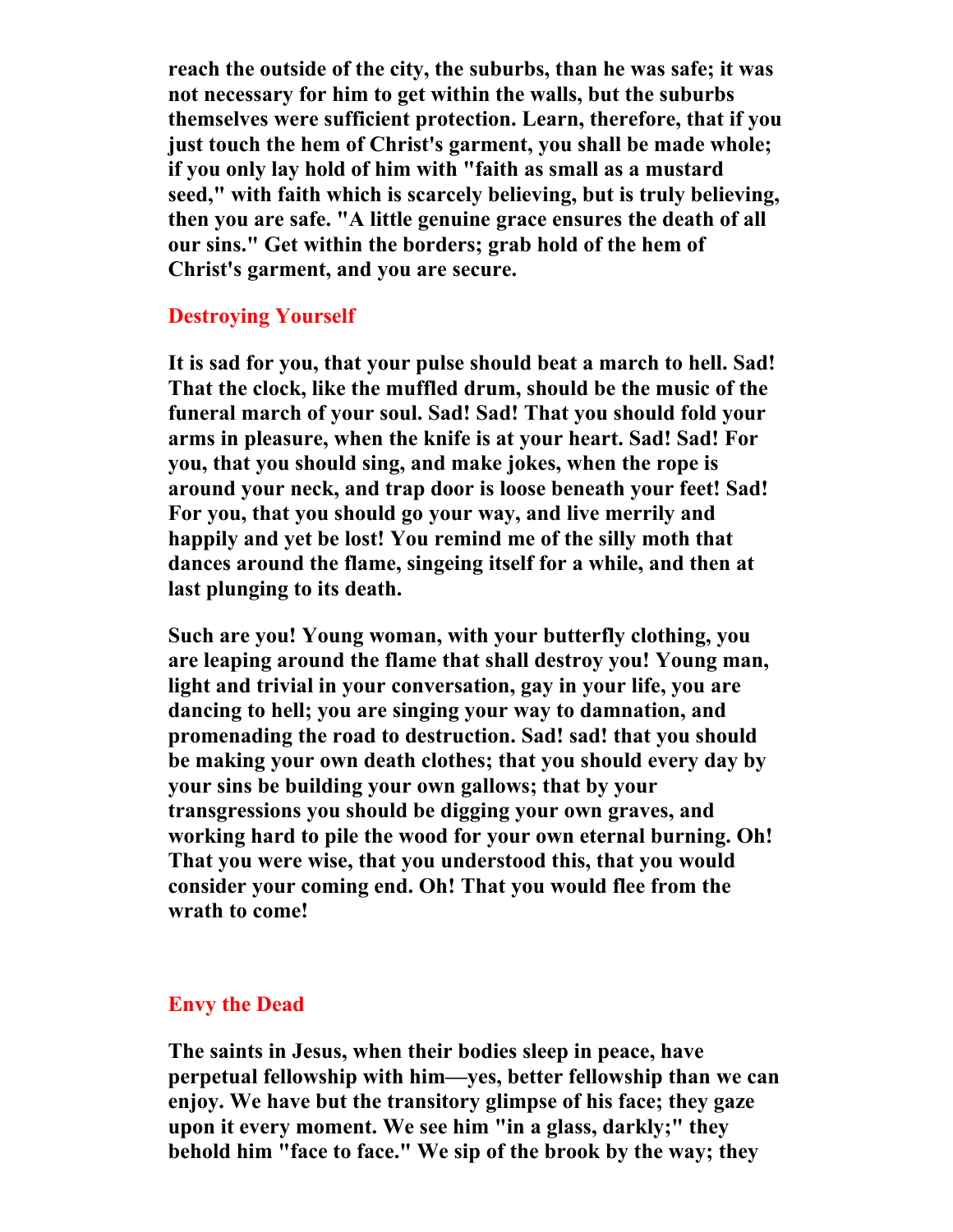**reach the outside of the city, the suburbs, than he was safe; it was not necessary for him to get within the walls, but the suburbs themselves were sufficient protection. Learn, therefore, that if you just touch the hem of Christ's garment, you shall be made whole; if you only lay hold of him with "faith as small as a mustard seed," with faith which is scarcely believing, but is truly believing, then you are safe. "A little genuine grace ensures the death of all our sins." Get within the borders; grab hold of the hem of Christ's garment, and you are secure.**

## Destroying Yourself

**It is sad for you, that your pulse should beat a march to hell. Sad! That the clock, like the muffled drum, should be the music of the funeral march of your soul. Sad! Sad! That you should fold your arms in pleasure, when the knife is at your heart. Sad! Sad! For you, that you should sing, and make jokes, when the rope is around your neck, and trap door is loose beneath your feet! Sad! For you, that you should go your way, and live merrily and happily and yet be lost! You remind me of the silly moth that dances around the flame, singeing itself for a while, and then at last plunging to its death.**

**Such are you! Young woman, with your butterfly clothing, you are leaping around the flame that shall destroy you! Young man, light and trivial in your conversation, gay in your life, you are dancing to hell; you are singing your way to damnation, and promenading the road to destruction. Sad! sad! that you should be making your own death clothes; that you should every day by your sins be building your own gallows; that by your transgressions you should be digging your own graves, and working hard to pile the wood for your own eternal burning. Oh! That you were wise, that you understood this, that you would consider your coming end. Oh! That you would flee from the wrath to come!**

## Envy the Dead

**The saints in Jesus, when their bodies sleep in peace, have perpetual fellowship with him—yes, better fellowship than we can enjoy. We have but the transitory glimpse of his face; they gaze upon it every moment. We see him "in a glass, darkly;" they behold him "face to face." We sip of the brook by the way; they**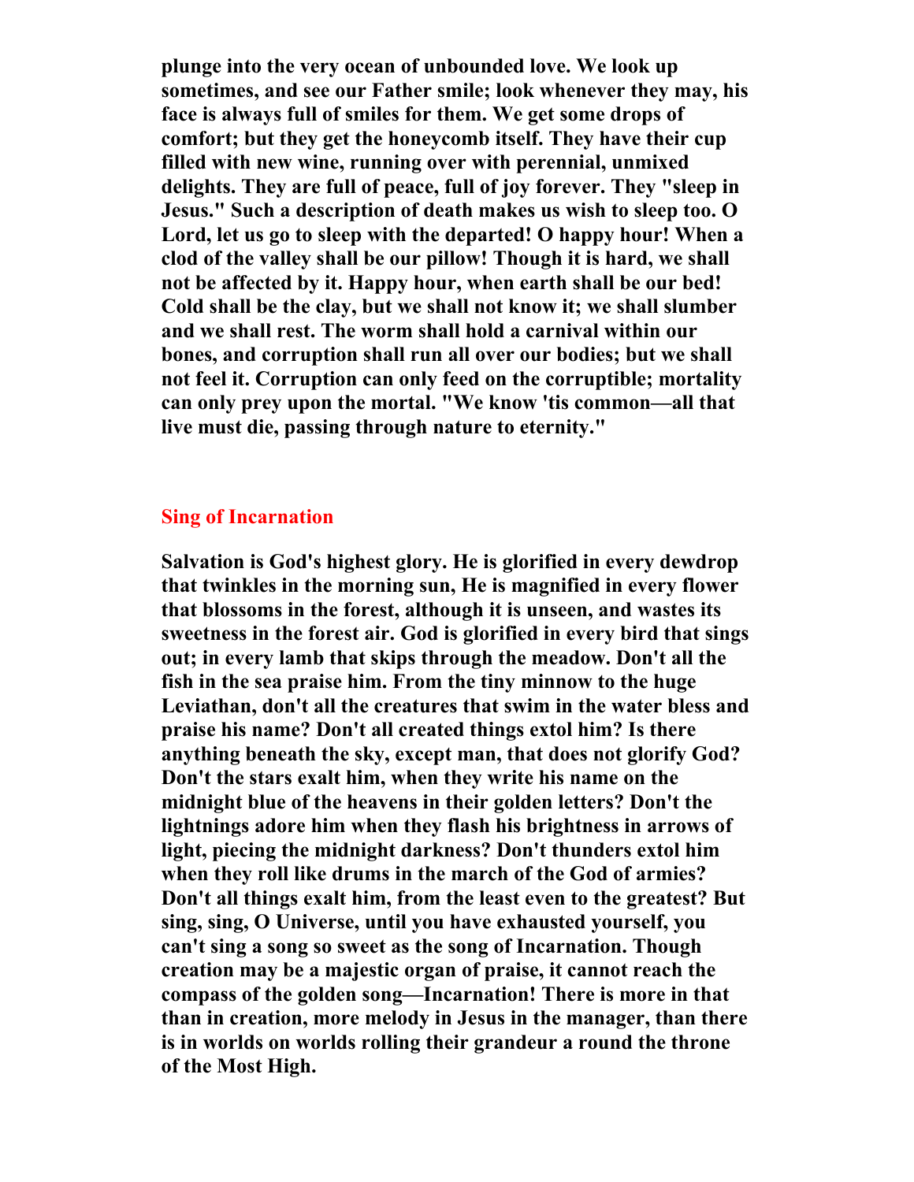**plunge into the very ocean of unbounded love. We look up sometimes, and see our Father smile; look whenever they may, his face is always full of smiles for them. We get some drops of comfort; but they get the honeycomb itself. They have their cup filled with new wine, running over with perennial, unmixed delights. They are full of peace, full of joy forever. They "sleep in Jesus." Such a description of death makes us wish to sleep too. O Lord, let us go to sleep with the departed! O happy hour! When a clod of the valley shall be our pillow! Though it is hard, we shall not be affected by it. Happy hour, when earth shall be our bed! Cold shall be the clay, but we shall not know it; we shall slumber and we shall rest. The worm shall hold a carnival within our bones, and corruption shall run all over our bodies; but we shall not feel it. Corruption can only feed on the corruptible; mortality can only prey upon the mortal. "We know 'tis common—all that live must die, passing through nature to eternity."**

## Sing of Incarnation

**Salvation is God's highest glory. He is glorified in every dewdrop that twinkles in the morning sun, He is magnified in every flower that blossoms in the forest, although it is unseen, and wastes its sweetness in the forest air. God is glorified in every bird that sings out; in every lamb that skips through the meadow. Don't all the fish in the sea praise him. From the tiny minnow to the huge Leviathan, don't all the creatures that swim in the water bless and praise his name? Don't all created things extol him? Is there anything beneath the sky, except man, that does not glorify God? Don't the stars exalt him, when they write his name on the midnight blue of the heavens in their golden letters? Don't the lightnings adore him when they flash his brightness in arrows of light, piecing the midnight darkness? Don't thunders extol him when they roll like drums in the march of the God of armies? Don't all things exalt him, from the least even to the greatest? But sing, sing, O Universe, until you have exhausted yourself, you can't sing a song so sweet as the song of Incarnation. Though creation may be a majestic organ of praise, it cannot reach the compass of the golden song—Incarnation! There is more in that than in creation, more melody in Jesus in the manager, than there is in worlds on worlds rolling their grandeur a round the throne of the Most High.**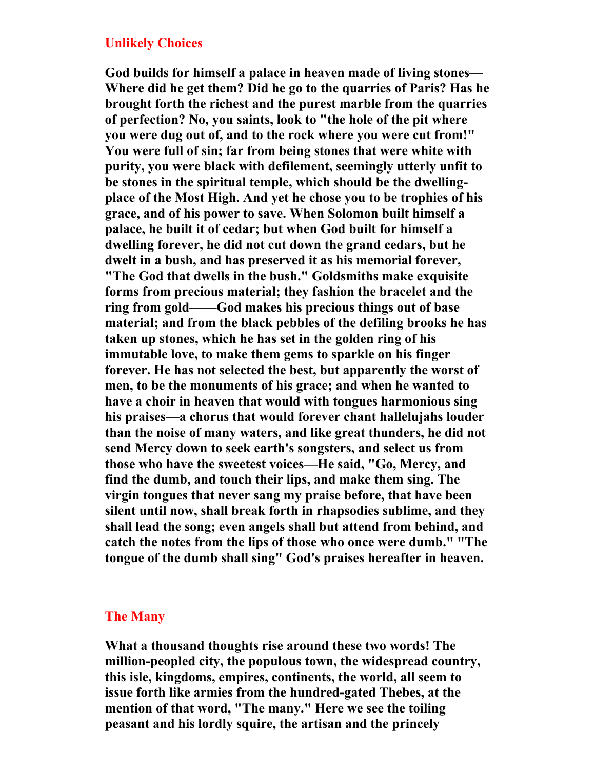## Unlikely Choices

**God builds for himself a palace in heaven made of living stones—Where did he get them? Did he go to the quarries of Paris? Has he brought forth the richest and the purest marble from the quarries of perfection? No, you saints, look to "the hole of the pit where you were dug out of, and to the rock where you were cut from!" You were full of sin; far from being stones that were white with purity, you were black with defilement, seemingly utterly unfit to be stones in the spiritual temple, which should be the dwelling-place of the Most High. And yet he chose you to be trophies of his grace, and of his power to save. When Solomon built himself a palace, he built it of cedar; but when God built for himself a dwelling forever, he did not cut down the grand cedars, but he dwelt in a bush, and has preserved it as his memorial forever, "The God that dwells in the bush." Goldsmiths make exquisite forms from precious material; they fashion the bracelet and the ring from gold——God makes his precious things out of base material; and from the black pebbles of the defiling brooks he has taken up stones, which he has set in the golden ring of his immutable love, to make them gems to sparkle on his finger forever. He has not selected the best, but apparently the worst of men, to be the monuments of his grace; and when he wanted to have a choir in heaven that would with tongues harmonious sing his praises—a chorus that would forever chant hallelujahs louder than the noise of many waters, and like great thunders, he did not send Mercy down to seek earth's songsters, and select us from those who have the sweetest voices—He said, "Go, Mercy, and find the dumb, and touch their lips, and make them sing. The virgin tongues that never sang my praise before, that have been silent until now, shall break forth in rhapsodies sublime, and they shall lead the song; even angels shall but attend from behind, and catch the notes from the lips of those who once were dumb." "The tongue of the dumb shall sing" God's praises hereafter in heaven.**

## The Many

**What a thousand thoughts rise around these two words! The million-peopled city, the populous town, the widespread country, this isle, kingdoms, empires, continents, the world, all seem to issue forth like armies from the hundred-gated Thebes, at the mention of that word, "The many." Here we see the toiling peasant and his lordly squire, the artisan and the princely**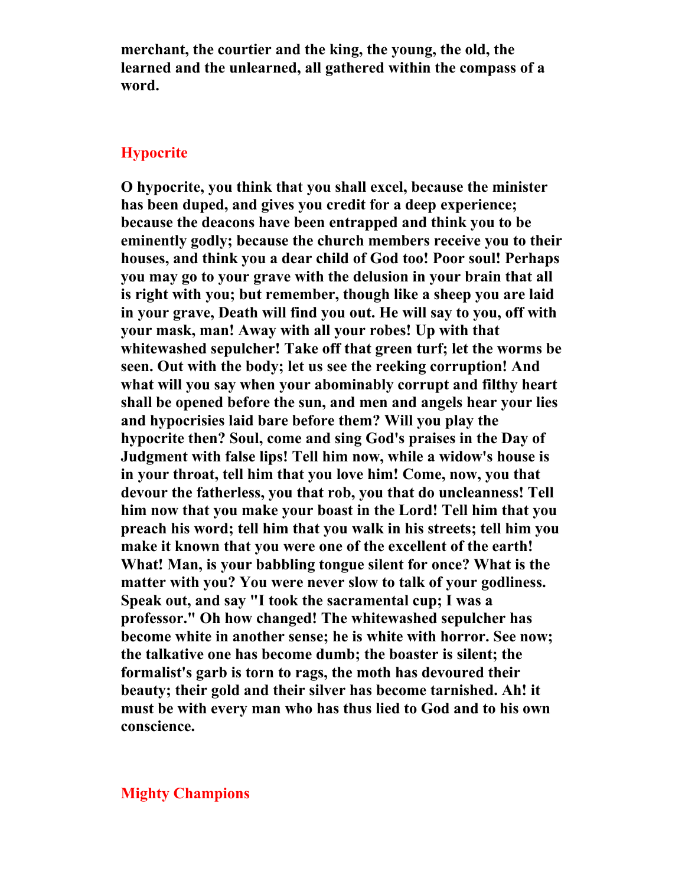**merchant, the courtier and the king, the young, the old, the learned and the unlearned, all gathered within the compass of a word.**

## Hypocrite

**O hypocrite, you think that you shall excel, because the minister has been duped, and gives you credit for a deep experience; because the deacons have been entrapped and think you to be eminently godly; because the church members receive you to their houses, and think you a dear child of God too! Poor soul! Perhaps you may go to your grave with the delusion in your brain that all is right with you; but remember, though like a sheep you are laid in your grave, Death will find you out. He will say to you, off with your mask, man! Away with all your robes! Up with that whitewashed sepulcher! Take off that green turf; let the worms be seen. Out with the body; let us see the reeking corruption! And what will you say when your abominably corrupt and filthy heart shall be opened before the sun, and men and angels hear your lies and hypocrisies laid bare before them? Will you play the hypocrite then? Soul, come and sing God's praises in the Day of Judgment with false lips! Tell him now, while a widow's house is in your throat, tell him that you love him! Come, now, you that devour the fatherless, you that rob, you that do uncleanness! Tell him now that you make your boast in the Lord! Tell him that you preach his word; tell him that you walk in his streets; tell him you make it known that you were one of the excellent of the earth! What! Man, is your babbling tongue silent for once? What is the matter with you? You were never slow to talk of your godliness. Speak out, and say "I took the sacramental cup; I was a professor." Oh how changed! The whitewashed sepulcher has become white in another sense; he is white with horror. See now; the talkative one has become dumb; the boaster is silent; the formalist's garb is torn to rags, the moth has devoured their beauty; their gold and their silver has become tarnished. Ah! it must be with every man who has thus lied to God and to his own conscience.**

## Mighty Champions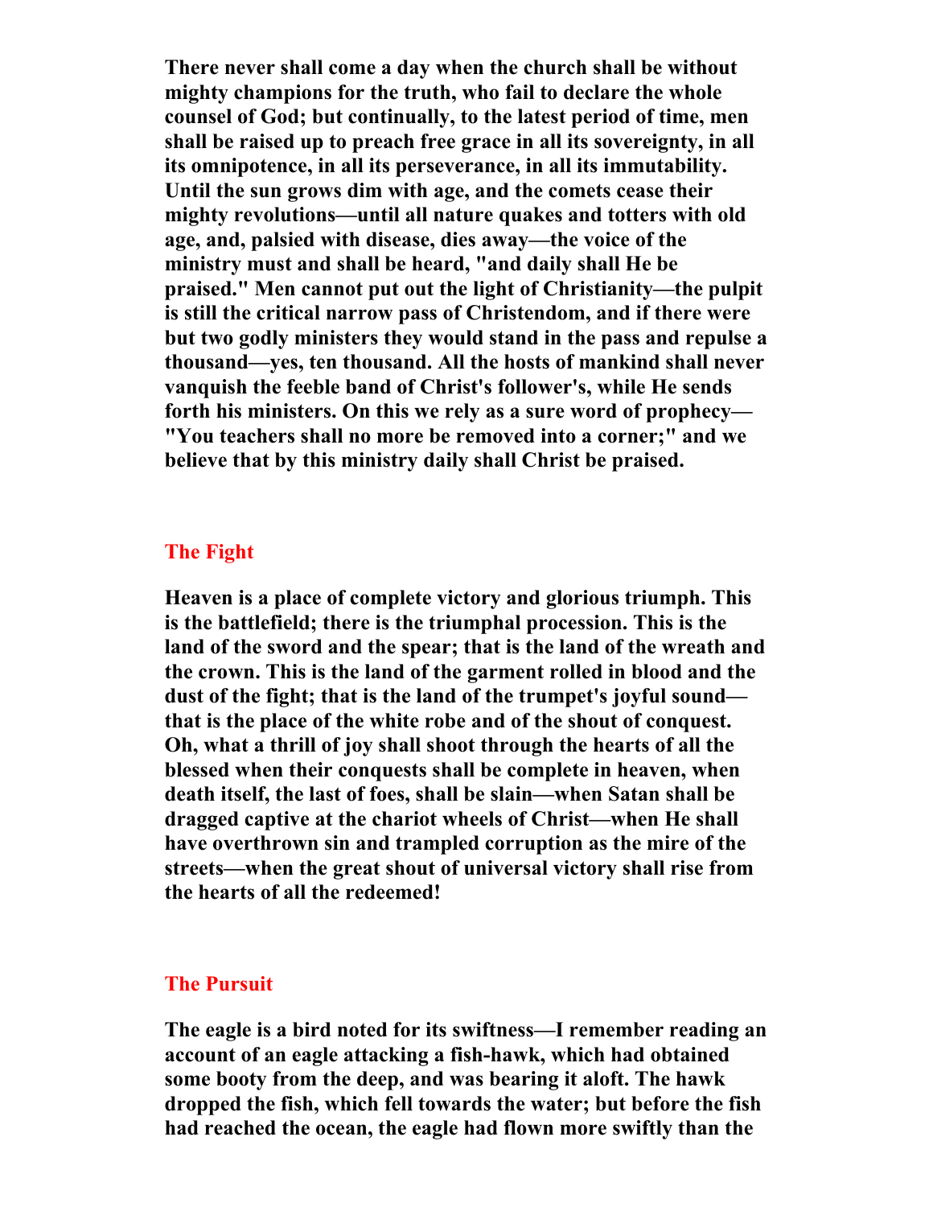**There never shall come a day when the church shall be without mighty champions for the truth, who fail to declare the whole counsel of God; but continually, to the latest period of time, men shall be raised up to preach free grace in all its sovereignty, in all its omnipotence, in all its perseverance, in all its immutability. Until the sun grows dim with age, and the comets cease their mighty revolutions—until all nature quakes and totters with old age, and, palsied with disease, dies away—the voice of the ministry must and shall be heard, "and daily shall He be praised." Men cannot put out the light of Christianity—the pulpit is still the critical narrow pass of Christendom, and if there were but two godly ministers they would stand in the pass and repulse a thousand—yes, ten thousand. All the hosts of mankind shall never vanquish the feeble band of Christ's follower's, while He sends forth his ministers. On this we rely as a sure word of prophecy—"You teachers shall no more be removed into a corner;" and we believe that by this ministry daily shall Christ be praised.**

## The Fight

**Heaven is a place of complete victory and glorious triumph. This is the battlefield; there is the triumphal procession. This is the land of the sword and the spear; that is the land of the wreath and the crown. This is the land of the garment rolled in blood and the dust of the fight; that is the land of the trumpet's joyful sound—that is the place of the white robe and of the shout of conquest. Oh, what a thrill of joy shall shoot through the hearts of all the blessed when their conquests shall be complete in heaven, when death itself, the last of foes, shall be slain—when Satan shall be dragged captive at the chariot wheels of Christ—when He shall have overthrown sin and trampled corruption as the mire of the streets—when the great shout of universal victory shall rise from the hearts of all the redeemed!**

## The Pursuit

**The eagle is a bird noted for its swiftness—I remember reading an account of an eagle attacking a fish-hawk, which had obtained some booty from the deep, and was bearing it aloft. The hawk dropped the fish, which fell towards the water; but before the fish had reached the ocean, the eagle had flown more swiftly than the**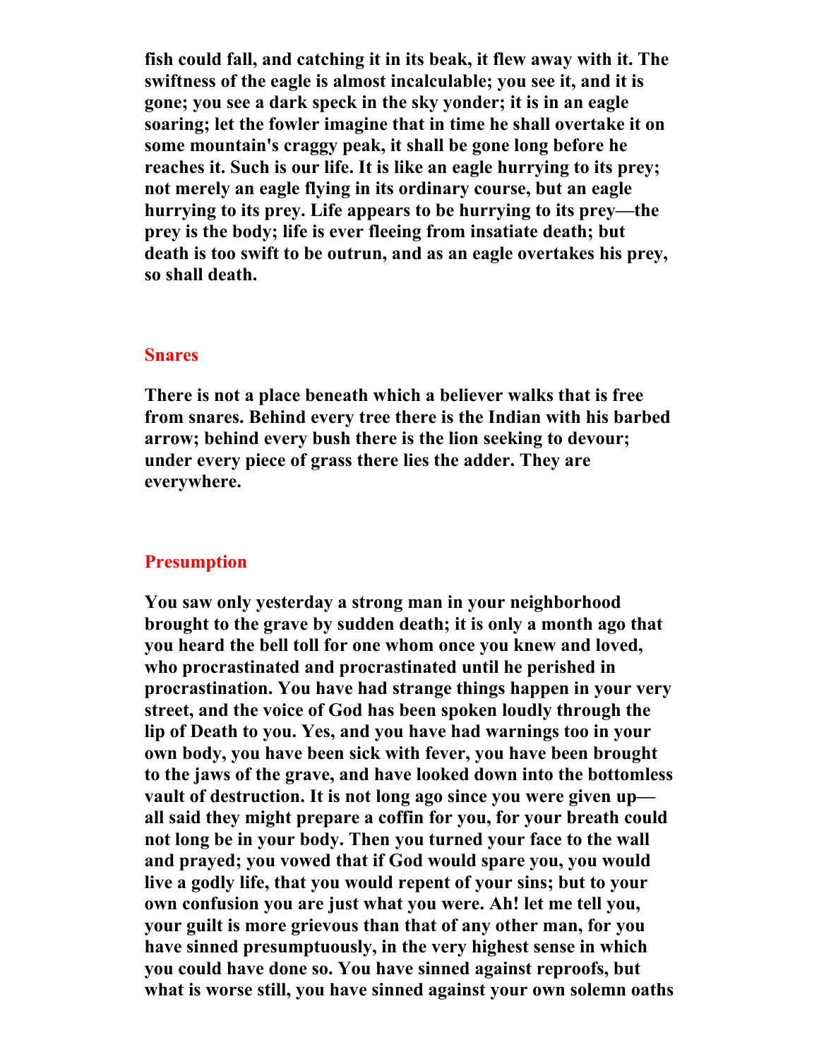**fish could fall, and catching it in its beak, it flew away with it. The swiftness of the eagle is almost incalculable; you see it, and it is gone; you see a dark speck in the sky yonder; it is in an eagle soaring; let the fowler imagine that in time he shall overtake it on some mountain's craggy peak, it shall be gone long before he reaches it. Such is our life. It is like an eagle hurrying to its prey; not merely an eagle flying in its ordinary course, but an eagle hurrying to its prey. Life appears to be hurrying to its prey—the prey is the body; life is ever fleeing from insatiate death; but death is too swift to be outrun, and as an eagle overtakes his prey, so shall death.**

## Snares

**There is not a place beneath which a believer walks that is free from snares. Behind every tree there is the Indian with his barbed arrow; behind every bush there is the lion seeking to devour; under every piece of grass there lies the adder. They are everywhere.**

## Presumption

**You saw only yesterday a strong man in your neighborhood brought to the grave by sudden death; it is only a month ago that you heard the bell toll for one whom once you knew and loved, who procrastinated and procrastinated until he perished in procrastination. You have had strange things happen in your very street, and the voice of God has been spoken loudly through the lip of Death to you. Yes, and you have had warnings too in your own body, you have been sick with fever, you have been brought to the jaws of the grave, and have looked down into the bottomless vault of destruction. It is not long ago since you were given up—all said they might prepare a coffin for you, for your breath could not long be in your body. Then you turned your face to the wall and prayed; you vowed that if God would spare you, you would live a godly life, that you would repent of your sins; but to your own confusion you are just what you were. Ah! let me tell you, your guilt is more grievous than that of any other man, for you have sinned presumptuously, in the very highest sense in which you could have done so. You have sinned against reproofs, but what is worse still, you have sinned against your own solemn oaths**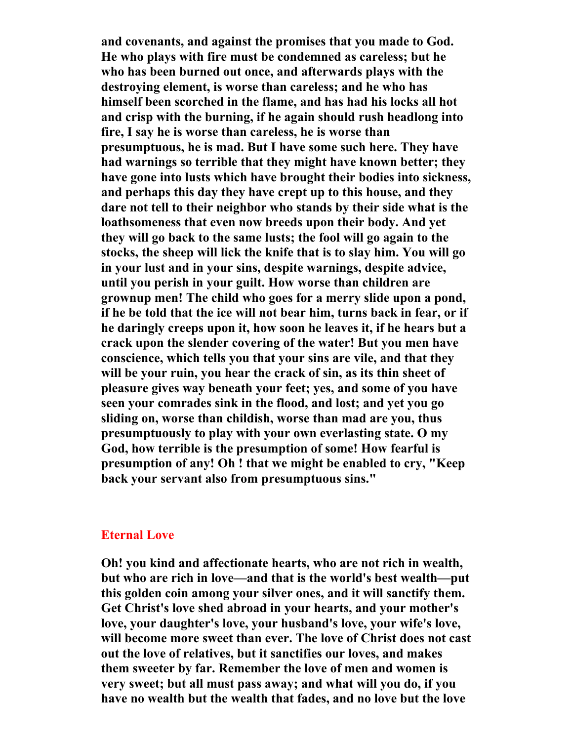**and covenants, and against the promises that you made to God. He who plays with fire must be condemned as careless; but he who has been burned out once, and afterwards plays with the destroying element, is worse than careless; and he who has himself been scorched in the flame, and has had his locks all hot and crisp with the burning, if he again should rush headlong into fire, I say he is worse than careless, he is worse than presumptuous, he is mad. But I have some such here. They have had warnings so terrible that they might have known better; they have gone into lusts which have brought their bodies into sickness, and perhaps this day they have crept up to this house, and they dare not tell to their neighbor who stands by their side what is the loathsomeness that even now breeds upon their body. And yet they will go back to the same lusts; the fool will go again to the stocks, the sheep will lick the knife that is to slay him. You will go in your lust and in your sins, despite warnings, despite advice, until you perish in your guilt. How worse than children are grownup men! The child who goes for a merry slide upon a pond, if he be told that the ice will not bear him, turns back in fear, or if he daringly creeps upon it, how soon he leaves it, if he hears but a crack upon the slender covering of the water! But you men have conscience, which tells you that your sins are vile, and that they will be your ruin, you hear the crack of sin, as its thin sheet of pleasure gives way beneath your feet; yes, and some of you have seen your comrades sink in the flood, and lost; and yet you go sliding on, worse than childish, worse than mad are you, thus presumptuously to play with your own everlasting state. O my God, how terrible is the presumption of some! How fearful is presumption of any! Oh ! that we might be enabled to cry, "Keep back your servant also from presumptuous sins."**

## Eternal Love

**Oh! you kind and affectionate hearts, who are not rich in wealth, but who are rich in love—and that is the world's best wealth—put this golden coin among your silver ones, and it will sanctify them. Get Christ's love shed abroad in your hearts, and your mother's love, your daughter's love, your husband's love, your wife's love, will become more sweet than ever. The love of Christ does not cast out the love of relatives, but it sanctifies our loves, and makes them sweeter by far. Remember the love of men and women is very sweet; but all must pass away; and what will you do, if you have no wealth but the wealth that fades, and no love but the love**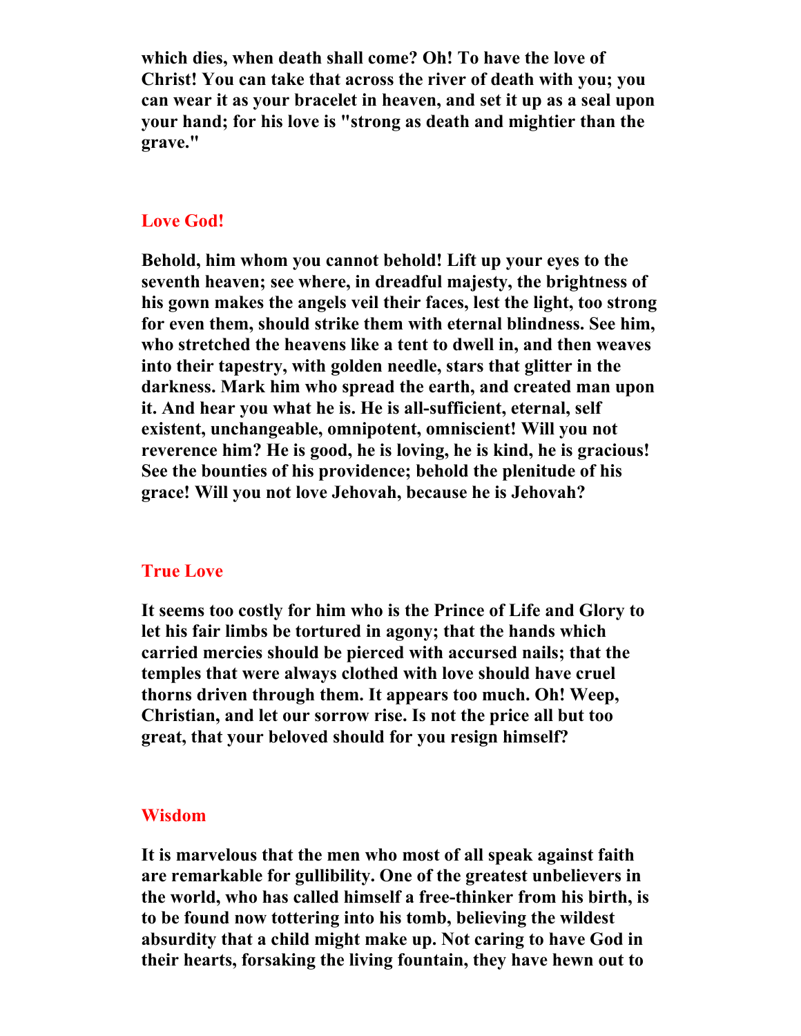**which dies, when death shall come? Oh! To have the love of Christ! You can take that across the river of death with you; you can wear it as your bracelet in heaven, and set it up as a seal upon your hand; for his love is "strong as death and mightier than the grave."**

## Love God!

**Behold, him whom you cannot behold! Lift up your eyes to the seventh heaven; see where, in dreadful majesty, the brightness of his gown makes the angels veil their faces, lest the light, too strong for even them, should strike them with eternal blindness. See him, who stretched the heavens like a tent to dwell in, and then weaves into their tapestry, with golden needle, stars that glitter in the darkness. Mark him who spread the earth, and created man upon it. And hear you what he is. He is all-sufficient, eternal, self existent, unchangeable, omnipotent, omniscient! Will you not reverence him? He is good, he is loving, he is kind, he is gracious! See the bounties of his providence; behold the plenitude of his grace! Will you not love Jehovah, because he is Jehovah?**

## True Love

**It seems too costly for him who is the Prince of Life and Glory to let his fair limbs be tortured in agony; that the hands which carried mercies should be pierced with accursed nails; that the temples that were always clothed with love should have cruel thorns driven through them. It appears too much. Oh! Weep, Christian, and let our sorrow rise. Is not the price all but too great, that your beloved should for you resign himself?**

## Wisdom

**It is marvelous that the men who most of all speak against faith are remarkable for gullibility. One of the greatest unbelievers in the world, who has called himself a free-thinker from his birth, is to be found now tottering into his tomb, believing the wildest absurdity that a child might make up. Not caring to have God in their hearts, forsaking the living fountain, they have hewn out to**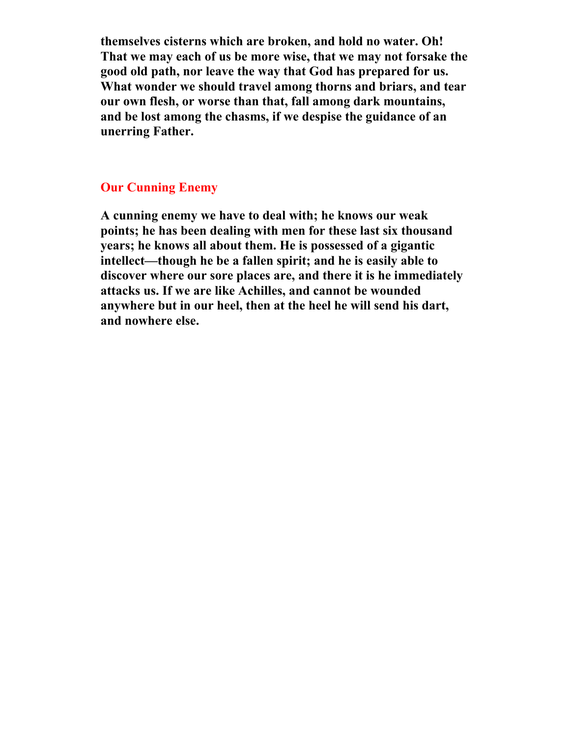**themselves cisterns which are broken, and hold no water. Oh! That we may each of us be more wise, that we may not forsake the good old path, nor leave the way that God has prepared for us. What wonder we should travel among thorns and briars, and tear our own flesh, or worse than that, fall among dark mountains, and be lost among the chasms, if we despise the guidance of an unerring Father.**

## Our Cunning Enemy

**A cunning enemy we have to deal with; he knows our weak points; he has been dealing with men for these last six thousand years; he knows all about them. He is possessed of a gigantic intellect—though he be a fallen spirit; and he is easily able to discover where our sore places are, and there it is he immediately attacks us. If we are like Achilles, and cannot be wounded anywhere but in our heel, then at the heel he will send his dart, and nowhere else.**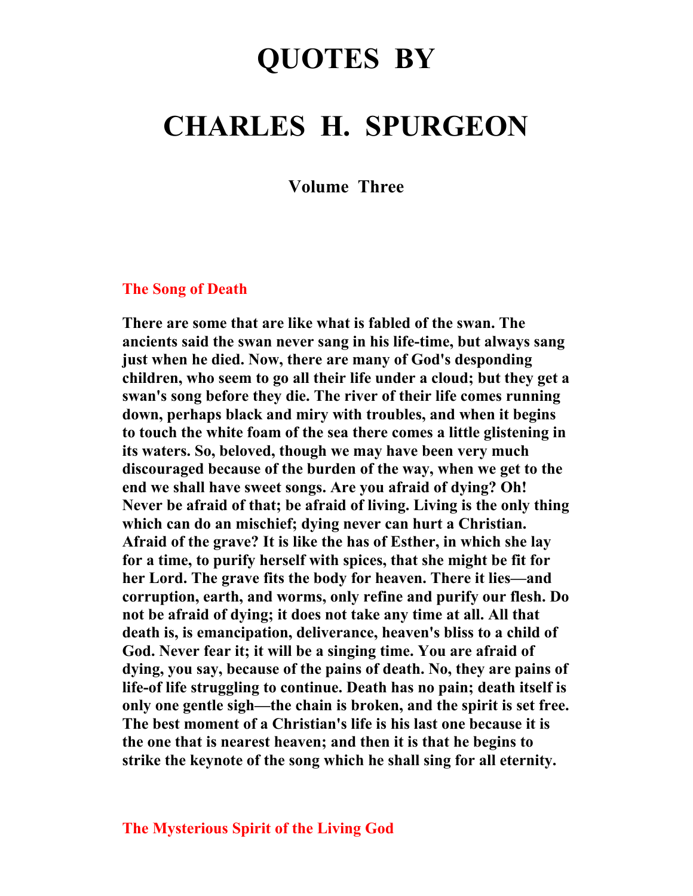# QUOTES BY

# CHARLES H. SPURGEON

**Volume Three**

## The Song of Death

**There are some that are like what is fabled of the swan. The ancients said the swan never sang in his life-time, but always sang just when he died. Now, there are many of God's desponding children, who seem to go all their life under a cloud; but they get a swan's song before they die. The river of their life comes running down, perhaps black and miry with troubles, and when it begins to touch the white foam of the sea there comes a little glistening in its waters. So, beloved, though we may have been very much discouraged because of the burden of the way, when we get to the end we shall have sweet songs. Are you afraid of dying? Oh! Never be afraid of that; be afraid of living. Living is the only thing which can do an mischief; dying never can hurt a Christian. Afraid of the grave? It is like the has of Esther, in which she lay for a time, to purify herself with spices, that she might be fit for her Lord. The grave fits the body for heaven. There it lies—and corruption, earth, and worms, only refine and purify our flesh. Do not be afraid of dying; it does not take any time at all. All that death is, is emancipation, deliverance, heaven's bliss to a child of God. Never fear it; it will be a singing time. You are afraid of dying, you say, because of the pains of death. No, they are pains of life-of life struggling to continue. Death has no pain; death itself is only one gentle sigh—the chain is broken, and the spirit is set free. The best moment of a Christian's life is his last one because it is the one that is nearest heaven; and then it is that he begins to strike the keynote of the song which he shall sing for all eternity.**

## The Mysterious Spirit of the Living God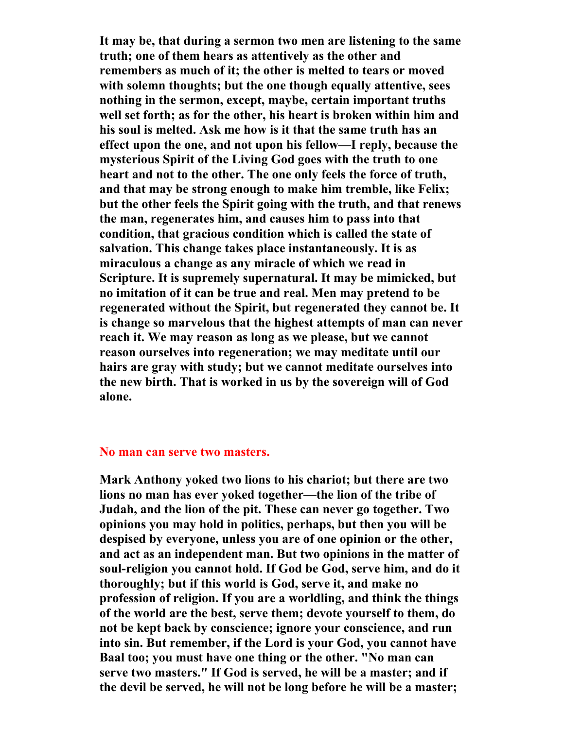**It may be, that during a sermon two men are listening to the same truth; one of them hears as attentively as the other and remembers as much of it; the other is melted to tears or moved with solemn thoughts; but the one though equally attentive, sees nothing in the sermon, except, maybe, certain important truths well set forth; as for the other, his heart is broken within him and his soul is melted. Ask me how is it that the same truth has an effect upon the one, and not upon his fellow—I reply, because the mysterious Spirit of the Living God goes with the truth to one heart and not to the other. The one only feels the force of truth, and that may be strong enough to make him tremble, like Felix; but the other feels the Spirit going with the truth, and that renews the man, regenerates him, and causes him to pass into that condition, that gracious condition which is called the state of salvation. This change takes place instantaneously. It is as miraculous a change as any miracle of which we read in Scripture. It is supremely supernatural. It may be mimicked, but no imitation of it can be true and real. Men may pretend to be regenerated without the Spirit, but regenerated they cannot be. It is change so marvelous that the highest attempts of man can never reach it. We may reason as long as we please, but we cannot reason ourselves into regeneration; we may meditate until our hairs are gray with study; but we cannot meditate ourselves into the new birth. That is worked in us by the sovereign will of God alone.**

## No man can serve two masters.

**Mark Anthony yoked two lions to his chariot; but there are two lions no man has ever yoked together—the lion of the tribe of Judah, and the lion of the pit. These can never go together. Two opinions you may hold in politics, perhaps, but then you will be despised by everyone, unless you are of one opinion or the other, and act as an independent man. But two opinions in the matter of soul-religion you cannot hold. If God be God, serve him, and do it thoroughly; but if this world is God, serve it, and make no profession of religion. If you are a worldling, and think the things of the world are the best, serve them; devote yourself to them, do not be kept back by conscience; ignore your conscience, and run into sin. But remember, if the Lord is your God, you cannot have Baal too; you must have one thing or the other. "No man can serve two masters." If God is served, he will be a master; and if the devil be served, he will not be long before he will be a master;**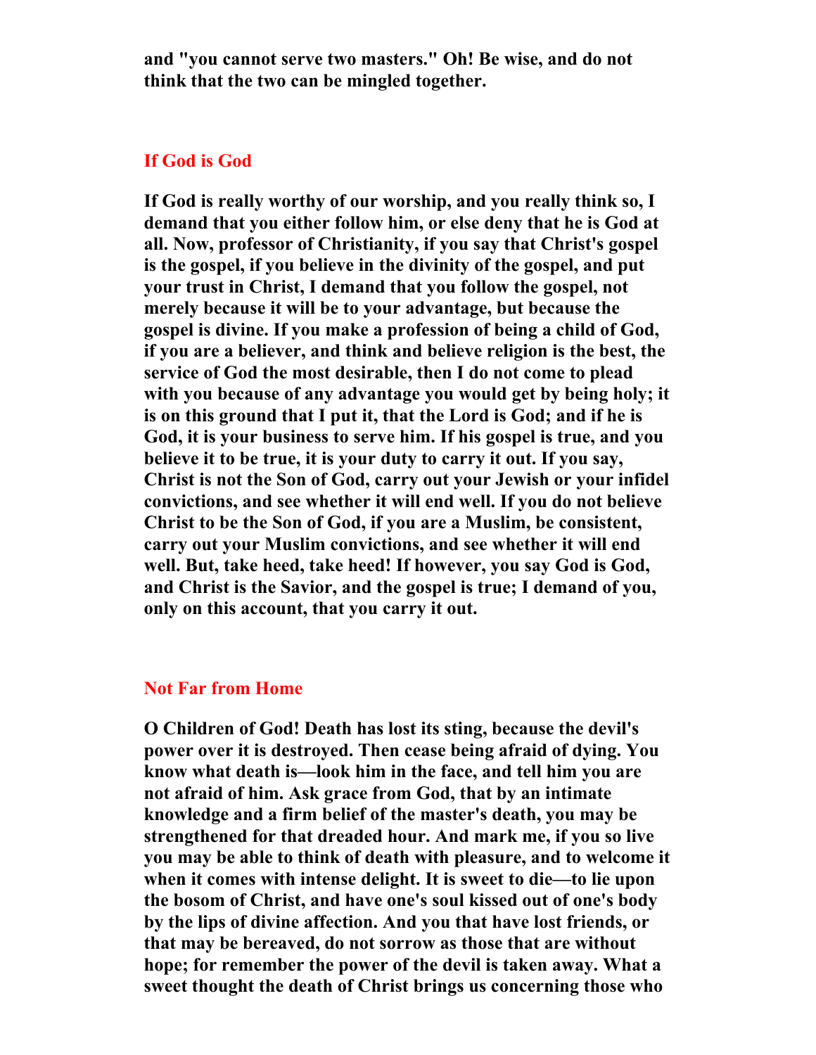**and "you cannot serve two masters." Oh! Be wise, and do not think that the two can be mingled together.**

## If God is God

**If God is really worthy of our worship, and you really think so, I demand that you either follow him, or else deny that he is God at all. Now, professor of Christianity, if you say that Christ's gospel is the gospel, if you believe in the divinity of the gospel, and put your trust in Christ, I demand that you follow the gospel, not merely because it will be to your advantage, but because the gospel is divine. If you make a profession of being a child of God, if you are a believer, and think and believe religion is the best, the service of God the most desirable, then I do not come to plead with you because of any advantage you would get by being holy; it is on this ground that I put it, that the Lord is God; and if he is God, it is your business to serve him. If his gospel is true, and you believe it to be true, it is your duty to carry it out. If you say, Christ is not the Son of God, carry out your Jewish or your infidel convictions, and see whether it will end well. If you do not believe Christ to be the Son of God, if you are a Muslim, be consistent, carry out your Muslim convictions, and see whether it will end well. But, take heed, take heed! If however, you say God is God, and Christ is the Savior, and the gospel is true; I demand of you, only on this account, that you carry it out.**

## Not Far from Home

**O Children of God! Death has lost its sting, because the devil's power over it is destroyed. Then cease being afraid of dying. You know what death is—look him in the face, and tell him you are not afraid of him. Ask grace from God, that by an intimate knowledge and a firm belief of the master's death, you may be strengthened for that dreaded hour. And mark me, if you so live you may be able to think of death with pleasure, and to welcome it when it comes with intense delight. It is sweet to die—to lie upon the bosom of Christ, and have one's soul kissed out of one's body by the lips of divine affection. And you that have lost friends, or that may be bereaved, do not sorrow as those that are without hope; for remember the power of the devil is taken away. What a sweet thought the death of Christ brings us concerning those who**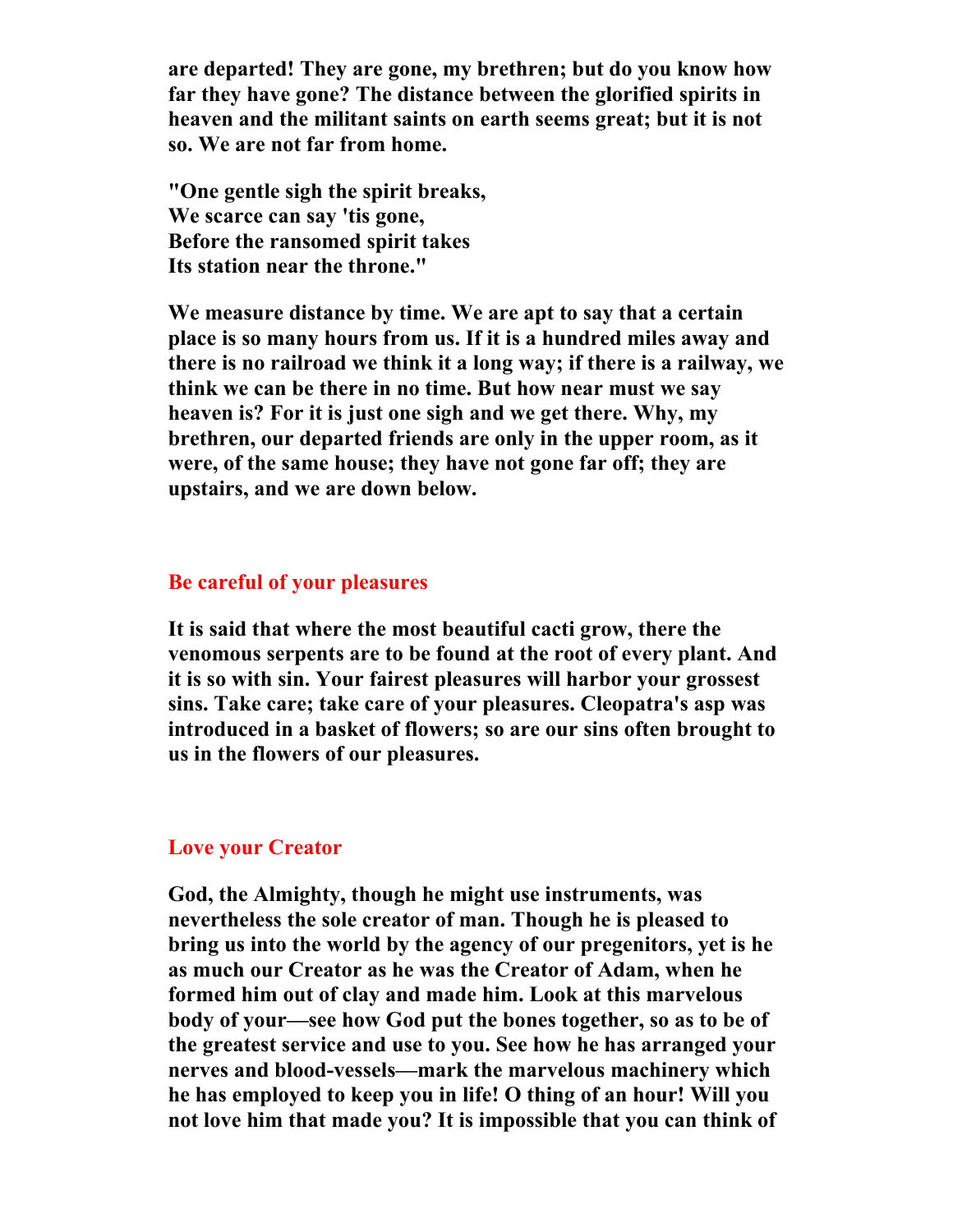**are departed! They are gone, my brethren; but do you know how far they have gone? The distance between the glorified spirits in heaven and the militant saints on earth seems great; but it is not so. We are not far from home.**

**"One gentle sigh the spirit breaks,**
**We scarce can say 'tis gone,**
**Before the ransomed spirit takes**
**Its station near the throne."**

**We measure distance by time. We are apt to say that a certain place is so many hours from us. If it is a hundred miles away and there is no railroad we think it a long way; if there is a railway, we think we can be there in no time. But how near must we say heaven is? For it is just one sigh and we get there. Why, my brethren, our departed friends are only in the upper room, as it were, of the same house; they have not gone far off; they are upstairs, and we are down below.**

## Be careful of your pleasures

**It is said that where the most beautiful cacti grow, there the venomous serpents are to be found at the root of every plant. And it is so with sin. Your fairest pleasures will harbor your grossest sins. Take care; take care of your pleasures. Cleopatra's asp was introduced in a basket of flowers; so are our sins often brought to us in the flowers of our pleasures.**

## Love your Creator

**God, the Almighty, though he might use instruments, was nevertheless the sole creator of man. Though he is pleased to bring us into the world by the agency of our pregenitors, yet is he as much our Creator as he was the Creator of Adam, when he formed him out of clay and made him. Look at this marvelous body of your—see how God put the bones together, so as to be of the greatest service and use to you. See how he has arranged your nerves and blood-vessels—mark the marvelous machinery which he has employed to keep you in life! O thing of an hour! Will you not love him that made you? It is impossible that you can think of**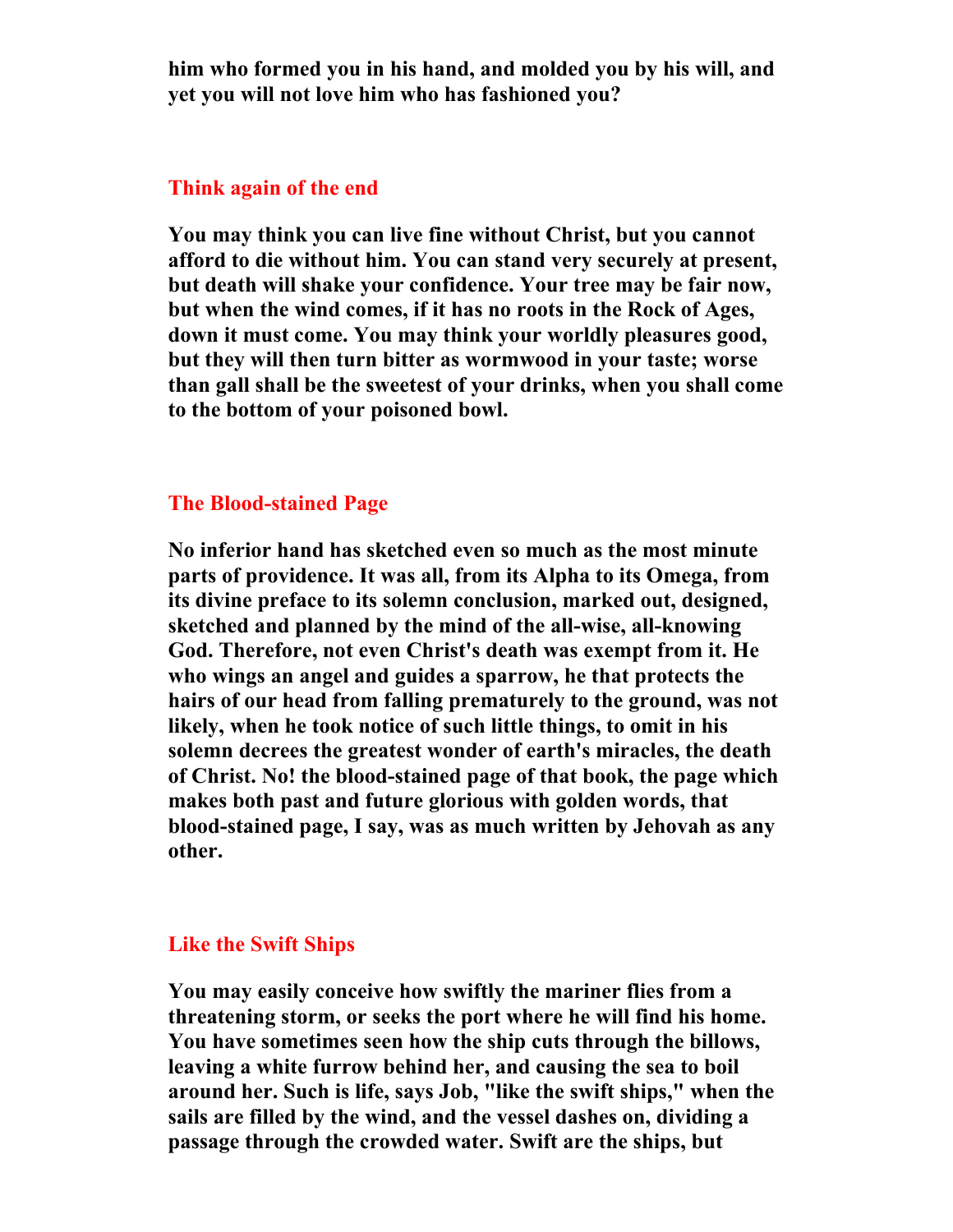**him who formed you in his hand, and molded you by his will, and yet you will not love him who has fashioned you?**

## Think again of the end

**You may think you can live fine without Christ, but you cannot afford to die without him. You can stand very securely at present, but death will shake your confidence. Your tree may be fair now, but when the wind comes, if it has no roots in the Rock of Ages, down it must come. You may think your worldly pleasures good, but they will then turn bitter as wormwood in your taste; worse than gall shall be the sweetest of your drinks, when you shall come to the bottom of your poisoned bowl.**

## The Blood-stained Page

**No inferior hand has sketched even so much as the most minute parts of providence. It was all, from its Alpha to its Omega, from its divine preface to its solemn conclusion, marked out, designed, sketched and planned by the mind of the all-wise, all-knowing God. Therefore, not even Christ's death was exempt from it. He who wings an angel and guides a sparrow, he that protects the hairs of our head from falling prematurely to the ground, was not likely, when he took notice of such little things, to omit in his solemn decrees the greatest wonder of earth's miracles, the death of Christ. No! the blood-stained page of that book, the page which makes both past and future glorious with golden words, that blood-stained page, I say, was as much written by Jehovah as any other.**

## Like the Swift Ships

**You may easily conceive how swiftly the mariner flies from a threatening storm, or seeks the port where he will find his home. You have sometimes seen how the ship cuts through the billows, leaving a white furrow behind her, and causing the sea to boil around her. Such is life, says Job, "like the swift ships," when the sails are filled by the wind, and the vessel dashes on, dividing a passage through the crowded water. Swift are the ships, but**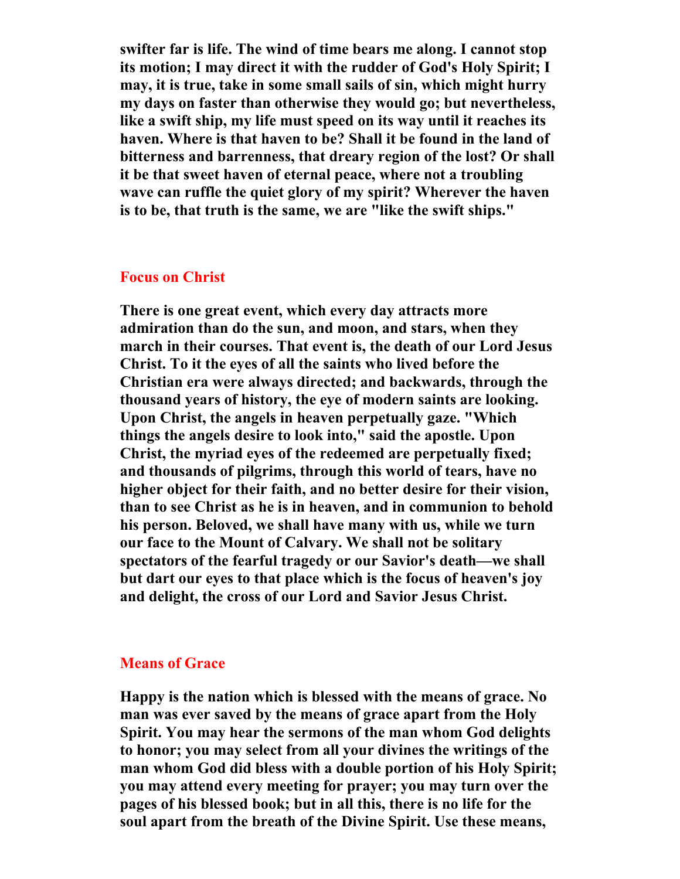**swifter far is life. The wind of time bears me along. I cannot stop its motion; I may direct it with the rudder of God's Holy Spirit; I may, it is true, take in some small sails of sin, which might hurry my days on faster than otherwise they would go; but nevertheless, like a swift ship, my life must speed on its way until it reaches its haven. Where is that haven to be? Shall it be found in the land of bitterness and barrenness, that dreary region of the lost? Or shall it be that sweet haven of eternal peace, where not a troubling wave can ruffle the quiet glory of my spirit? Wherever the haven is to be, that truth is the same, we are "like the swift ships."**

## Focus on Christ

**There is one great event, which every day attracts more admiration than do the sun, and moon, and stars, when they march in their courses. That event is, the death of our Lord Jesus Christ. To it the eyes of all the saints who lived before the Christian era were always directed; and backwards, through the thousand years of history, the eye of modern saints are looking. Upon Christ, the angels in heaven perpetually gaze. "Which things the angels desire to look into," said the apostle. Upon Christ, the myriad eyes of the redeemed are perpetually fixed; and thousands of pilgrims, through this world of tears, have no higher object for their faith, and no better desire for their vision, than to see Christ as he is in heaven, and in communion to behold his person. Beloved, we shall have many with us, while we turn our face to the Mount of Calvary. We shall not be solitary spectators of the fearful tragedy or our Savior's death—we shall but dart our eyes to that place which is the focus of heaven's joy and delight, the cross of our Lord and Savior Jesus Christ.**

## Means of Grace

**Happy is the nation which is blessed with the means of grace. No man was ever saved by the means of grace apart from the Holy Spirit. You may hear the sermons of the man whom God delights to honor; you may select from all your divines the writings of the man whom God did bless with a double portion of his Holy Spirit; you may attend every meeting for prayer; you may turn over the pages of his blessed book; but in all this, there is no life for the soul apart from the breath of the Divine Spirit. Use these means,**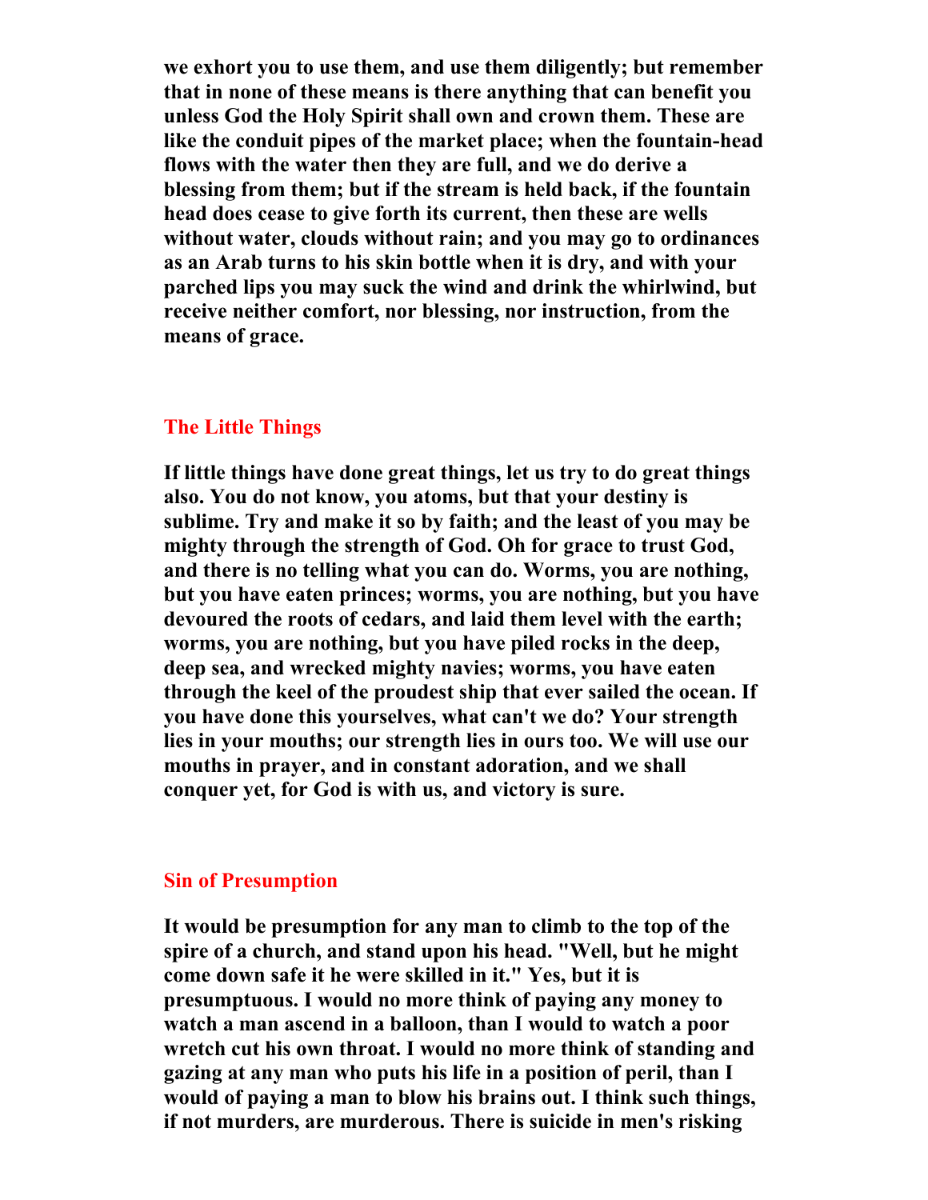**we exhort you to use them, and use them diligently; but remember that in none of these means is there anything that can benefit you unless God the Holy Spirit shall own and crown them. These are like the conduit pipes of the market place; when the fountain-head flows with the water then they are full, and we do derive a blessing from them; but if the stream is held back, if the fountain head does cease to give forth its current, then these are wells without water, clouds without rain; and you may go to ordinances as an Arab turns to his skin bottle when it is dry, and with your parched lips you may suck the wind and drink the whirlwind, but receive neither comfort, nor blessing, nor instruction, from the means of grace.**

## The Little Things

**If little things have done great things, let us try to do great things also. You do not know, you atoms, but that your destiny is sublime. Try and make it so by faith; and the least of you may be mighty through the strength of God. Oh for grace to trust God, and there is no telling what you can do. Worms, you are nothing, but you have eaten princes; worms, you are nothing, but you have devoured the roots of cedars, and laid them level with the earth; worms, you are nothing, but you have piled rocks in the deep, deep sea, and wrecked mighty navies; worms, you have eaten through the keel of the proudest ship that ever sailed the ocean. If you have done this yourselves, what can't we do? Your strength lies in your mouths; our strength lies in ours too. We will use our mouths in prayer, and in constant adoration, and we shall conquer yet, for God is with us, and victory is sure.**

## Sin of Presumption

**It would be presumption for any man to climb to the top of the spire of a church, and stand upon his head. "Well, but he might come down safe it he were skilled in it." Yes, but it is presumptuous. I would no more think of paying any money to watch a man ascend in a balloon, than I would to watch a poor wretch cut his own throat. I would no more think of standing and gazing at any man who puts his life in a position of peril, than I would of paying a man to blow his brains out. I think such things, if not murders, are murderous. There is suicide in men's risking**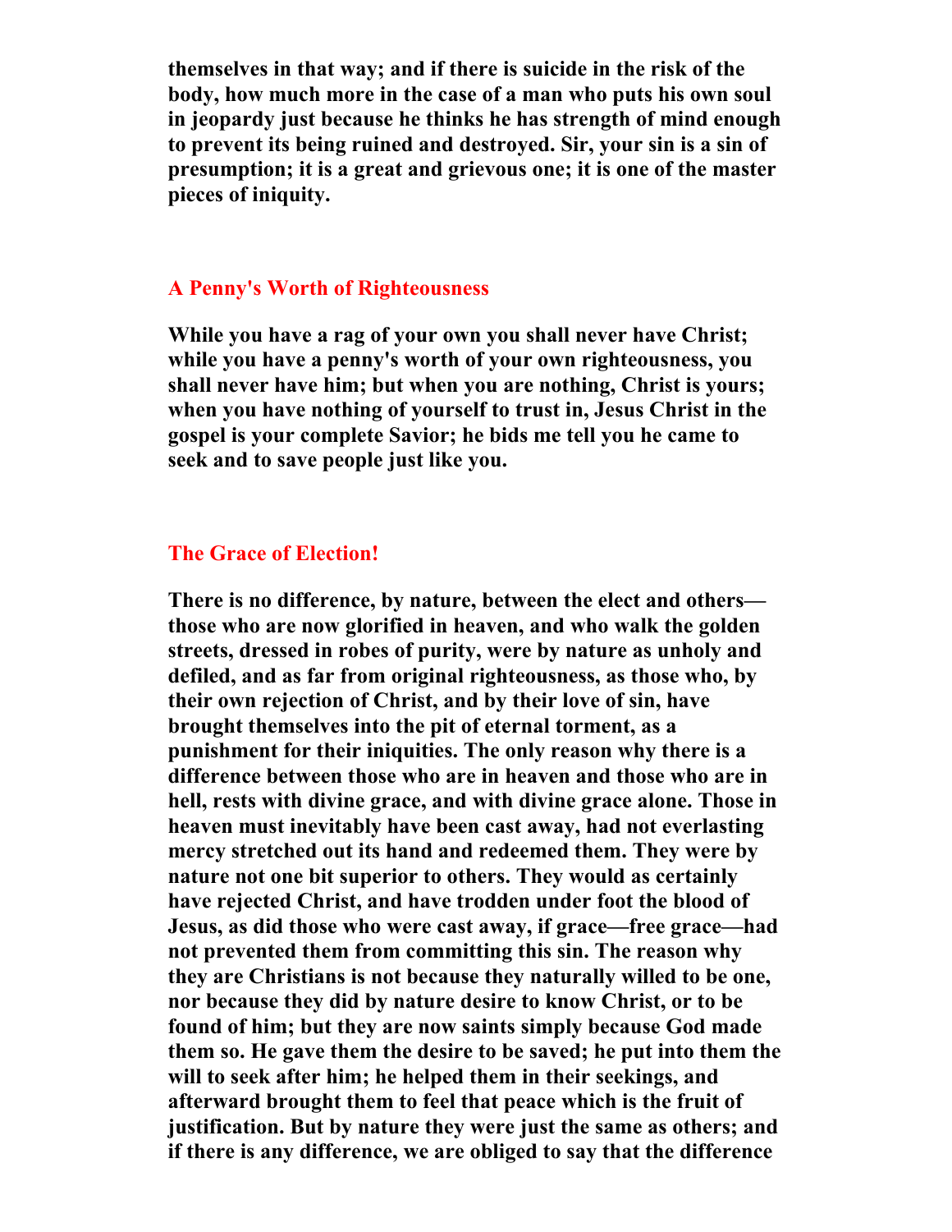**themselves in that way; and if there is suicide in the risk of the body, how much more in the case of a man who puts his own soul in jeopardy just because he thinks he has strength of mind enough to prevent its being ruined and destroyed. Sir, your sin is a sin of presumption; it is a great and grievous one; it is one of the master pieces of iniquity.**

## A Penny's Worth of Righteousness

**While you have a rag of your own you shall never have Christ; while you have a penny's worth of your own righteousness, you shall never have him; but when you are nothing, Christ is yours; when you have nothing of yourself to trust in, Jesus Christ in the gospel is your complete Savior; he bids me tell you he came to seek and to save people just like you.**

## The Grace of Election!

**There is no difference, by nature, between the elect and others—those who are now glorified in heaven, and who walk the golden streets, dressed in robes of purity, were by nature as unholy and defiled, and as far from original righteousness, as those who, by their own rejection of Christ, and by their love of sin, have brought themselves into the pit of eternal torment, as a punishment for their iniquities. The only reason why there is a difference between those who are in heaven and those who are in hell, rests with divine grace, and with divine grace alone. Those in heaven must inevitably have been cast away, had not everlasting mercy stretched out its hand and redeemed them. They were by nature not one bit superior to others. They would as certainly have rejected Christ, and have trodden under foot the blood of Jesus, as did those who were cast away, if grace—free grace—had not prevented them from committing this sin. The reason why they are Christians is not because they naturally willed to be one, nor because they did by nature desire to know Christ, or to be found of him; but they are now saints simply because God made them so. He gave them the desire to be saved; he put into them the will to seek after him; he helped them in their seekings, and afterward brought them to feel that peace which is the fruit of justification. But by nature they were just the same as others; and if there is any difference, we are obliged to say that the difference**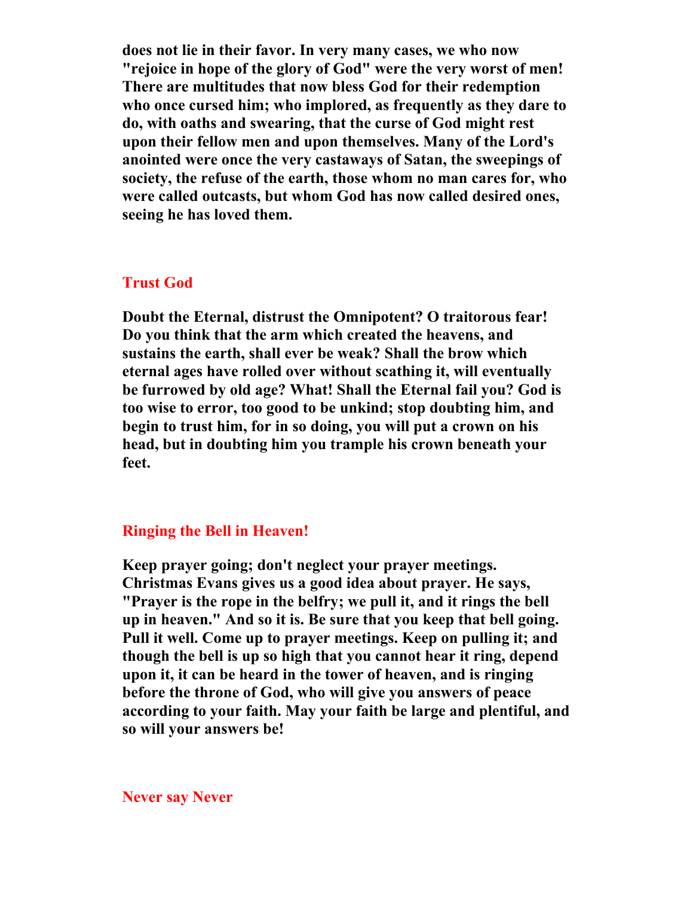**does not lie in their favor. In very many cases, we who now "rejoice in hope of the glory of God" were the very worst of men! There are multitudes that now bless God for their redemption who once cursed him; who implored, as frequently as they dare to do, with oaths and swearing, that the curse of God might rest upon their fellow men and upon themselves. Many of the Lord's anointed were once the very castaways of Satan, the sweepings of society, the refuse of the earth, those whom no man cares for, who were called outcasts, but whom God has now called desired ones, seeing he has loved them.**

## Trust God

**Doubt the Eternal, distrust the Omnipotent? O traitorous fear! Do you think that the arm which created the heavens, and sustains the earth, shall ever be weak? Shall the brow which eternal ages have rolled over without scathing it, will eventually be furrowed by old age? What! Shall the Eternal fail you? God is too wise to error, too good to be unkind; stop doubting him, and begin to trust him, for in so doing, you will put a crown on his head, but in doubting him you trample his crown beneath your feet.**

## Ringing the Bell in Heaven!

**Keep prayer going; don't neglect your prayer meetings. Christmas Evans gives us a good idea about prayer. He says, "Prayer is the rope in the belfry; we pull it, and it rings the bell up in heaven." And so it is. Be sure that you keep that bell going. Pull it well. Come up to prayer meetings. Keep on pulling it; and though the bell is up so high that you cannot hear it ring, depend upon it, it can be heard in the tower of heaven, and is ringing before the throne of God, who will give you answers of peace according to your faith. May your faith be large and plentiful, and so will your answers be!**

## Never say Never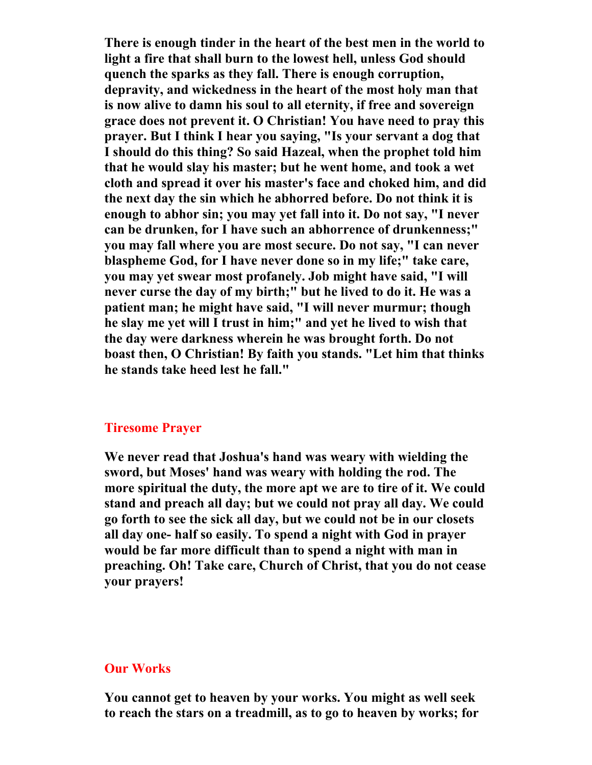**There is enough tinder in the heart of the best men in the world to light a fire that shall burn to the lowest hell, unless God should quench the sparks as they fall. There is enough corruption, depravity, and wickedness in the heart of the most holy man that is now alive to damn his soul to all eternity, if free and sovereign grace does not prevent it. O Christian! You have need to pray this prayer. But I think I hear you saying, "Is your servant a dog that I should do this thing? So said Hazeal, when the prophet told him that he would slay his master; but he went home, and took a wet cloth and spread it over his master's face and choked him, and did the next day the sin which he abhorred before. Do not think it is enough to abhor sin; you may yet fall into it. Do not say, "I never can be drunken, for I have such an abhorrence of drunkenness;" you may fall where you are most secure. Do not say, "I can never blaspheme God, for I have never done so in my life;" take care, you may yet swear most profanely. Job might have said, "I will never curse the day of my birth;" but he lived to do it. He was a patient man; he might have said, "I will never murmur; though he slay me yet will I trust in him;" and yet he lived to wish that the day were darkness wherein he was brought forth. Do not boast then, O Christian! By faith you stands. "Let him that thinks he stands take heed lest he fall."**

## Tiresome Prayer

**We never read that Joshua's hand was weary with wielding the sword, but Moses' hand was weary with holding the rod. The more spiritual the duty, the more apt we are to tire of it. We could stand and preach all day; but we could not pray all day. We could go forth to see the sick all day, but we could not be in our closets all day one- half so easily. To spend a night with God in prayer would be far more difficult than to spend a night with man in preaching. Oh! Take care, Church of Christ, that you do not cease your prayers!**

## Our Works

**You cannot get to heaven by your works. You might as well seek to reach the stars on a treadmill, as to go to heaven by works; for**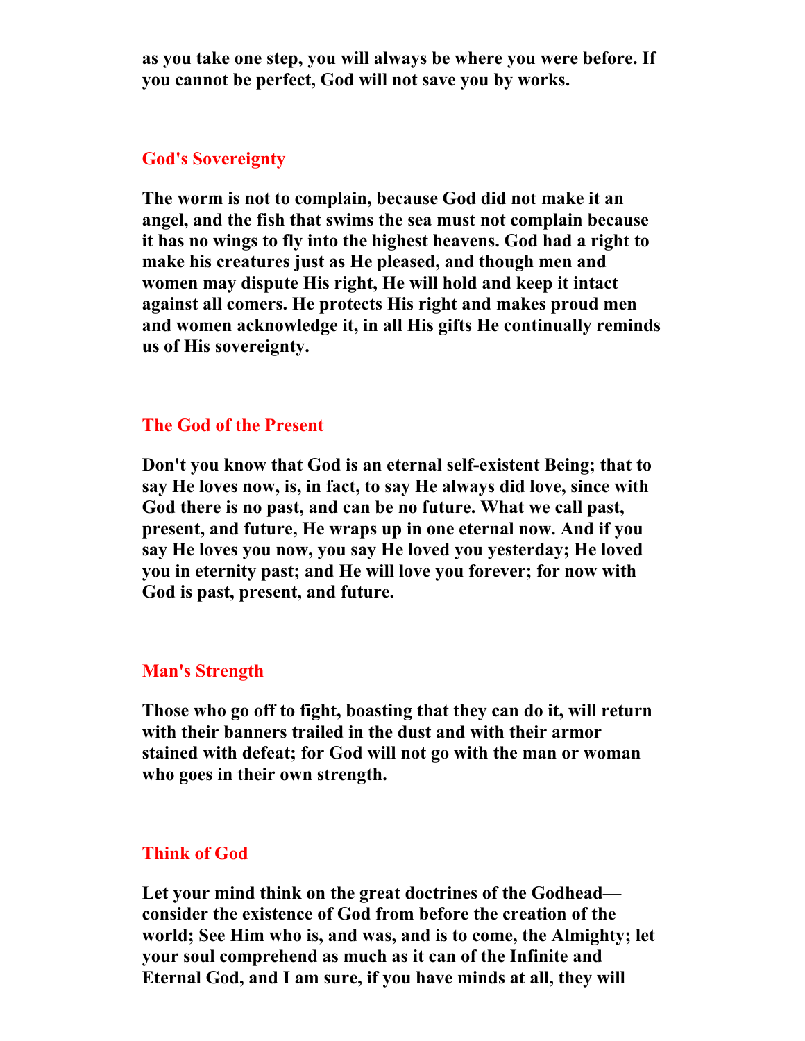**as you take one step, you will always be where you were before. If you cannot be perfect, God will not save you by works.**

## God's Sovereignty

**The worm is not to complain, because God did not make it an angel, and the fish that swims the sea must not complain because it has no wings to fly into the highest heavens. God had a right to make his creatures just as He pleased, and though men and women may dispute His right, He will hold and keep it intact against all comers. He protects His right and makes proud men and women acknowledge it, in all His gifts He continually reminds us of His sovereignty.**

## The God of the Present

**Don't you know that God is an eternal self-existent Being; that to say He loves now, is, in fact, to say He always did love, since with God there is no past, and can be no future. What we call past, present, and future, He wraps up in one eternal now. And if you say He loves you now, you say He loved you yesterday; He loved you in eternity past; and He will love you forever; for now with God is past, present, and future.**

## Man's Strength

**Those who go off to fight, boasting that they can do it, will return with their banners trailed in the dust and with their armor stained with defeat; for God will not go with the man or woman who goes in their own strength.**

## Think of God

**Let your mind think on the great doctrines of the Godhead—consider the existence of God from before the creation of the world; See Him who is, and was, and is to come, the Almighty; let your soul comprehend as much as it can of the Infinite and Eternal God, and I am sure, if you have minds at all, they will**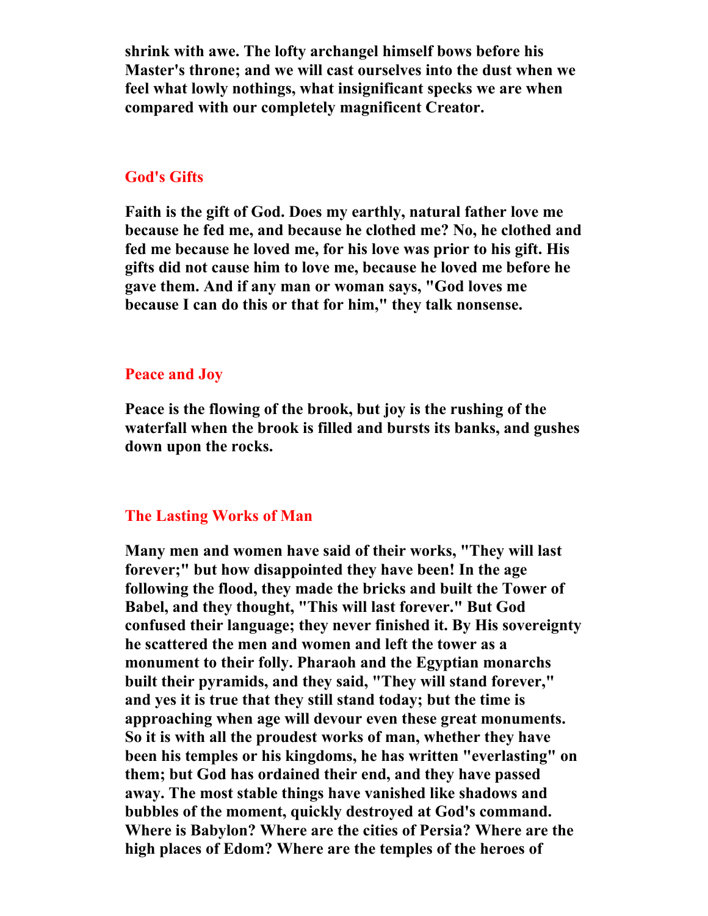**shrink with awe. The lofty archangel himself bows before his Master's throne; and we will cast ourselves into the dust when we feel what lowly nothings, what insignificant specks we are when compared with our completely magnificent Creator.**

## God's Gifts

**Faith is the gift of God. Does my earthly, natural father love me because he fed me, and because he clothed me? No, he clothed and fed me because he loved me, for his love was prior to his gift. His gifts did not cause him to love me, because he loved me before he gave them. And if any man or woman says, "God loves me because I can do this or that for him," they talk nonsense.**

## Peace and Joy

**Peace is the flowing of the brook, but joy is the rushing of the waterfall when the brook is filled and bursts its banks, and gushes down upon the rocks.**

## The Lasting Works of Man

**Many men and women have said of their works, "They will last forever;" but how disappointed they have been! In the age following the flood, they made the bricks and built the Tower of Babel, and they thought, "This will last forever." But God confused their language; they never finished it. By His sovereignty he scattered the men and women and left the tower as a monument to their folly. Pharaoh and the Egyptian monarchs built their pyramids, and they said, "They will stand forever," and yes it is true that they still stand today; but the time is approaching when age will devour even these great monuments. So it is with all the proudest works of man, whether they have been his temples or his kingdoms, he has written "everlasting" on them; but God has ordained their end, and they have passed away. The most stable things have vanished like shadows and bubbles of the moment, quickly destroyed at God's command. Where is Babylon? Where are the cities of Persia? Where are the high places of Edom? Where are the temples of the heroes of**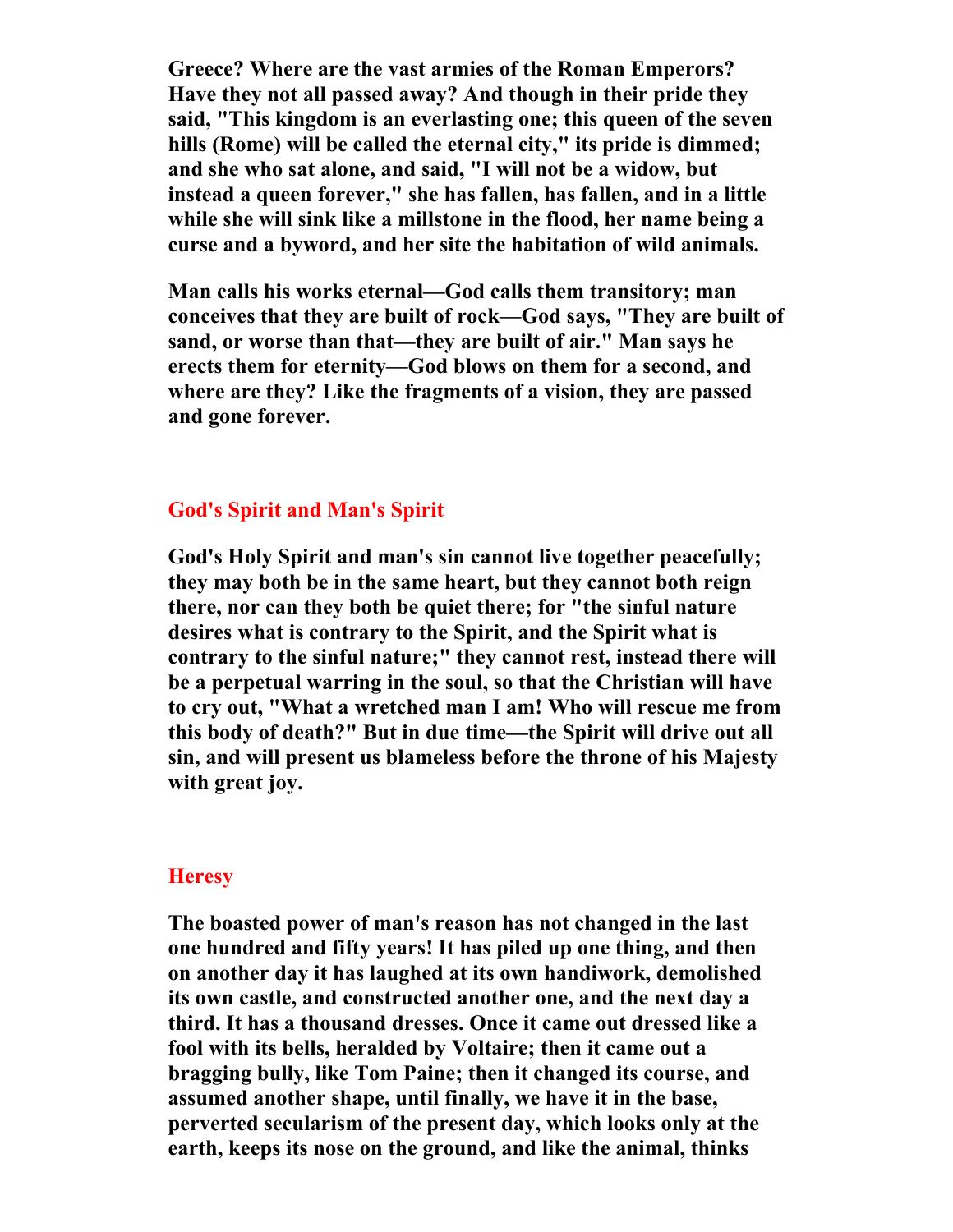**Greece? Where are the vast armies of the Roman Emperors? Have they not all passed away? And though in their pride they said, "This kingdom is an everlasting one; this queen of the seven hills (Rome) will be called the eternal city," its pride is dimmed; and she who sat alone, and said, "I will not be a widow, but instead a queen forever," she has fallen, has fallen, and in a little while she will sink like a millstone in the flood, her name being a curse and a byword, and her site the habitation of wild animals.**

**Man calls his works eternal—God calls them transitory; man conceives that they are built of rock—God says, "They are built of sand, or worse than that—they are built of air." Man says he erects them for eternity—God blows on them for a second, and where are they? Like the fragments of a vision, they are passed and gone forever.**

## God's Spirit and Man's Spirit

**God's Holy Spirit and man's sin cannot live together peacefully; they may both be in the same heart, but they cannot both reign there, nor can they both be quiet there; for "the sinful nature desires what is contrary to the Spirit, and the Spirit what is contrary to the sinful nature;" they cannot rest, instead there will be a perpetual warring in the soul, so that the Christian will have to cry out, "What a wretched man I am! Who will rescue me from this body of death?" But in due time—the Spirit will drive out all sin, and will present us blameless before the throne of his Majesty with great joy.**

## Heresy

**The boasted power of man's reason has not changed in the last one hundred and fifty years! It has piled up one thing, and then on another day it has laughed at its own handiwork, demolished its own castle, and constructed another one, and the next day a third. It has a thousand dresses. Once it came out dressed like a fool with its bells, heralded by Voltaire; then it came out a bragging bully, like Tom Paine; then it changed its course, and assumed another shape, until finally, we have it in the base, perverted secularism of the present day, which looks only at the earth, keeps its nose on the ground, and like the animal, thinks**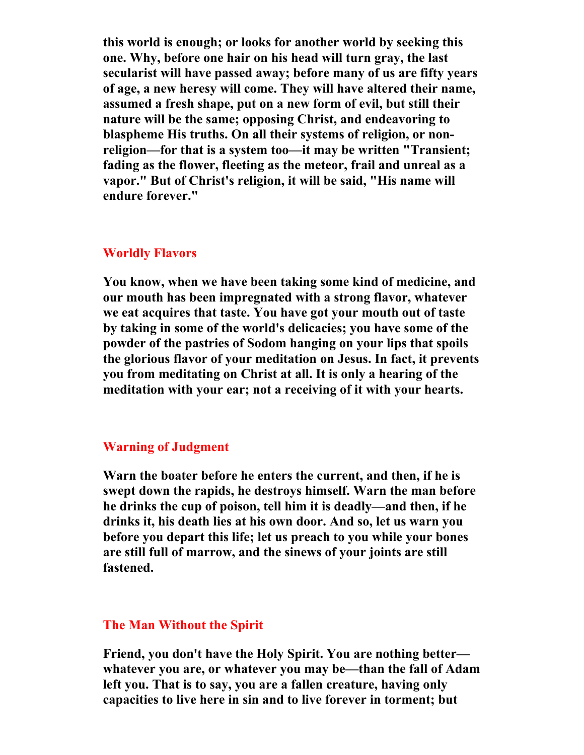**this world is enough; or looks for another world by seeking this one. Why, before one hair on his head will turn gray, the last secularist will have passed away; before many of us are fifty years of age, a new heresy will come. They will have altered their name, assumed a fresh shape, put on a new form of evil, but still their nature will be the same; opposing Christ, and endeavoring to blaspheme His truths. On all their systems of religion, or non-religion—for that is a system too—it may be written "Transient; fading as the flower, fleeting as the meteor, frail and unreal as a vapor." But of Christ's religion, it will be said, "His name will endure forever."**

## Worldly Flavors

**You know, when we have been taking some kind of medicine, and our mouth has been impregnated with a strong flavor, whatever we eat acquires that taste. You have got your mouth out of taste by taking in some of the world's delicacies; you have some of the powder of the pastries of Sodom hanging on your lips that spoils the glorious flavor of your meditation on Jesus. In fact, it prevents you from meditating on Christ at all. It is only a hearing of the meditation with your ear; not a receiving of it with your hearts.**

## Warning of Judgment

**Warn the boater before he enters the current, and then, if he is swept down the rapids, he destroys himself. Warn the man before he drinks the cup of poison, tell him it is deadly—and then, if he drinks it, his death lies at his own door. And so, let us warn you before you depart this life; let us preach to you while your bones are still full of marrow, and the sinews of your joints are still fastened.**

## The Man Without the Spirit

**Friend, you don't have the Holy Spirit. You are nothing better—whatever you are, or whatever you may be—than the fall of Adam left you. That is to say, you are a fallen creature, having only capacities to live here in sin and to live forever in torment; but**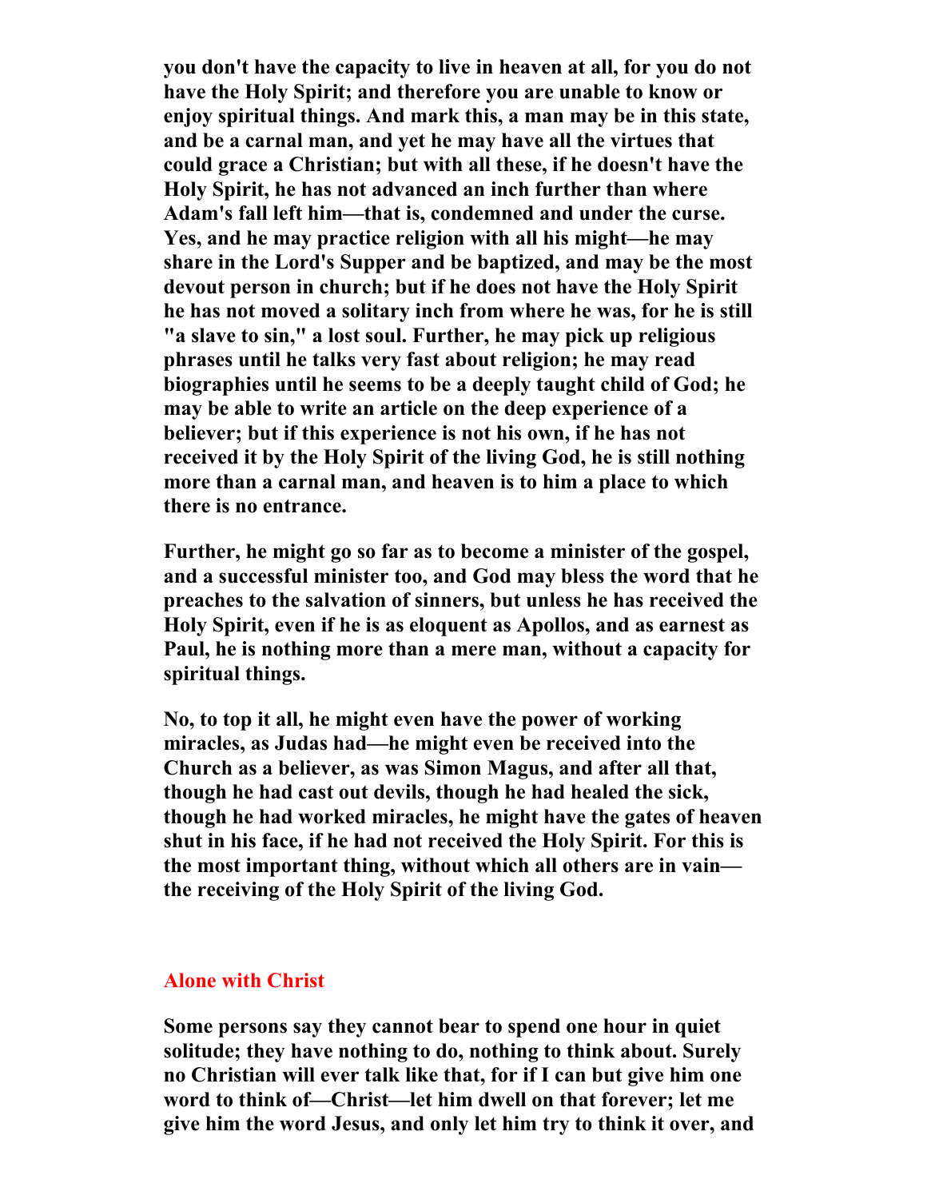**you don't have the capacity to live in heaven at all, for you do not have the Holy Spirit; and therefore you are unable to know or enjoy spiritual things. And mark this, a man may be in this state, and be a carnal man, and yet he may have all the virtues that could grace a Christian; but with all these, if he doesn't have the Holy Spirit, he has not advanced an inch further than where Adam's fall left him—that is, condemned and under the curse. Yes, and he may practice religion with all his might—he may share in the Lord's Supper and be baptized, and may be the most devout person in church; but if he does not have the Holy Spirit he has not moved a solitary inch from where he was, for he is still "a slave to sin," a lost soul. Further, he may pick up religious phrases until he talks very fast about religion; he may read biographies until he seems to be a deeply taught child of God; he may be able to write an article on the deep experience of a believer; but if this experience is not his own, if he has not received it by the Holy Spirit of the living God, he is still nothing more than a carnal man, and heaven is to him a place to which there is no entrance.**

**Further, he might go so far as to become a minister of the gospel, and a successful minister too, and God may bless the word that he preaches to the salvation of sinners, but unless he has received the Holy Spirit, even if he is as eloquent as Apollos, and as earnest as Paul, he is nothing more than a mere man, without a capacity for spiritual things.**

**No, to top it all, he might even have the power of working miracles, as Judas had—he might even be received into the Church as a believer, as was Simon Magus, and after all that, though he had cast out devils, though he had healed the sick, though he had worked miracles, he might have the gates of heaven shut in his face, if he had not received the Holy Spirit. For this is the most important thing, without which all others are in vain—the receiving of the Holy Spirit of the living God.**

## Alone with Christ

**Some persons say they cannot bear to spend one hour in quiet solitude; they have nothing to do, nothing to think about. Surely no Christian will ever talk like that, for if I can but give him one word to think of—Christ—let him dwell on that forever; let me give him the word Jesus, and only let him try to think it over, and**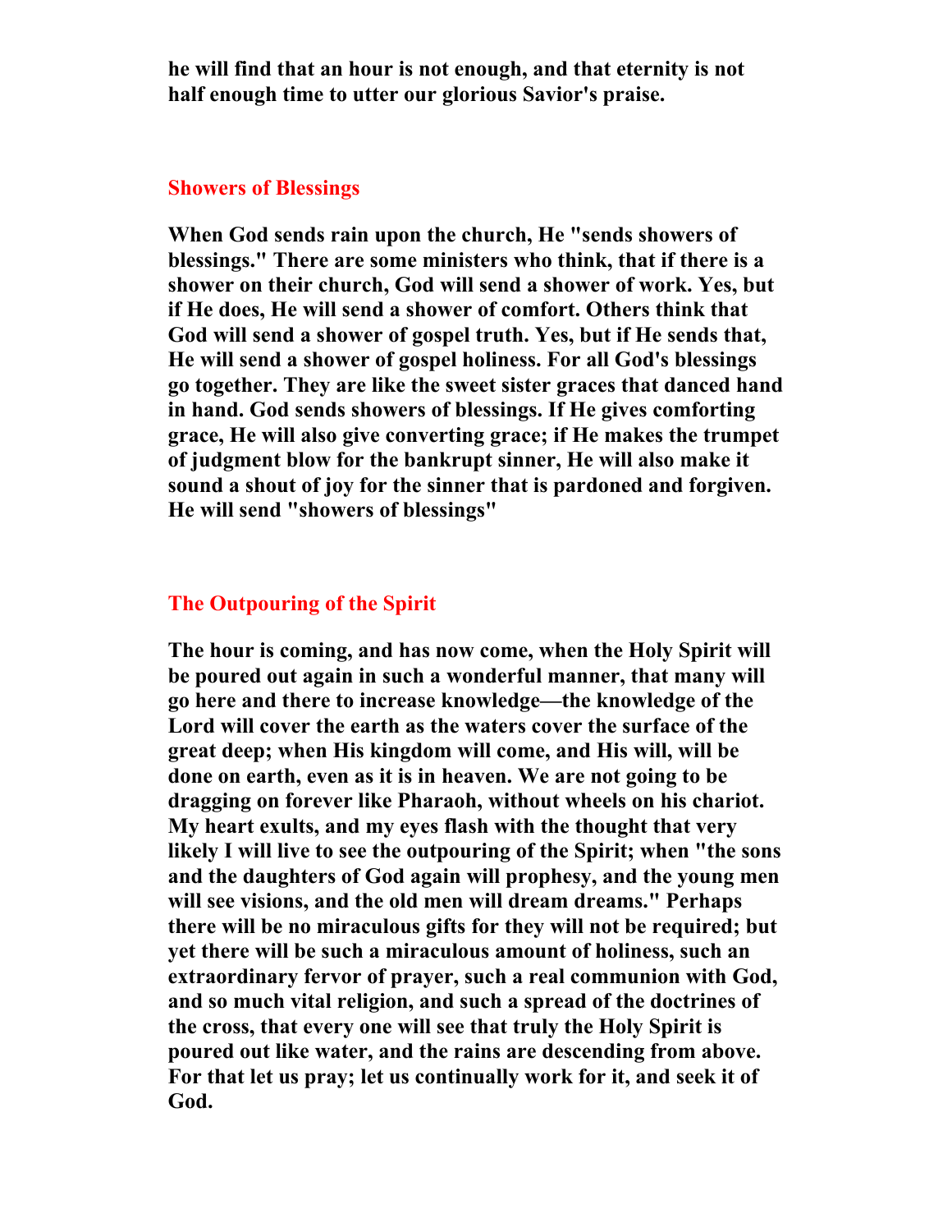**he will find that an hour is not enough, and that eternity is not half enough time to utter our glorious Savior's praise.**

## Showers of Blessings

**When God sends rain upon the church, He "sends showers of blessings." There are some ministers who think, that if there is a shower on their church, God will send a shower of work. Yes, but if He does, He will send a shower of comfort. Others think that God will send a shower of gospel truth. Yes, but if He sends that, He will send a shower of gospel holiness. For all God's blessings go together. They are like the sweet sister graces that danced hand in hand. God sends showers of blessings. If He gives comforting grace, He will also give converting grace; if He makes the trumpet of judgment blow for the bankrupt sinner, He will also make it sound a shout of joy for the sinner that is pardoned and forgiven. He will send "showers of blessings"**

## The Outpouring of the Spirit

**The hour is coming, and has now come, when the Holy Spirit will be poured out again in such a wonderful manner, that many will go here and there to increase knowledge—the knowledge of the Lord will cover the earth as the waters cover the surface of the great deep; when His kingdom will come, and His will, will be done on earth, even as it is in heaven. We are not going to be dragging on forever like Pharaoh, without wheels on his chariot. My heart exults, and my eyes flash with the thought that very likely I will live to see the outpouring of the Spirit; when "the sons and the daughters of God again will prophesy, and the young men will see visions, and the old men will dream dreams." Perhaps there will be no miraculous gifts for they will not be required; but yet there will be such a miraculous amount of holiness, such an extraordinary fervor of prayer, such a real communion with God, and so much vital religion, and such a spread of the doctrines of the cross, that every one will see that truly the Holy Spirit is poured out like water, and the rains are descending from above. For that let us pray; let us continually work for it, and seek it of God.**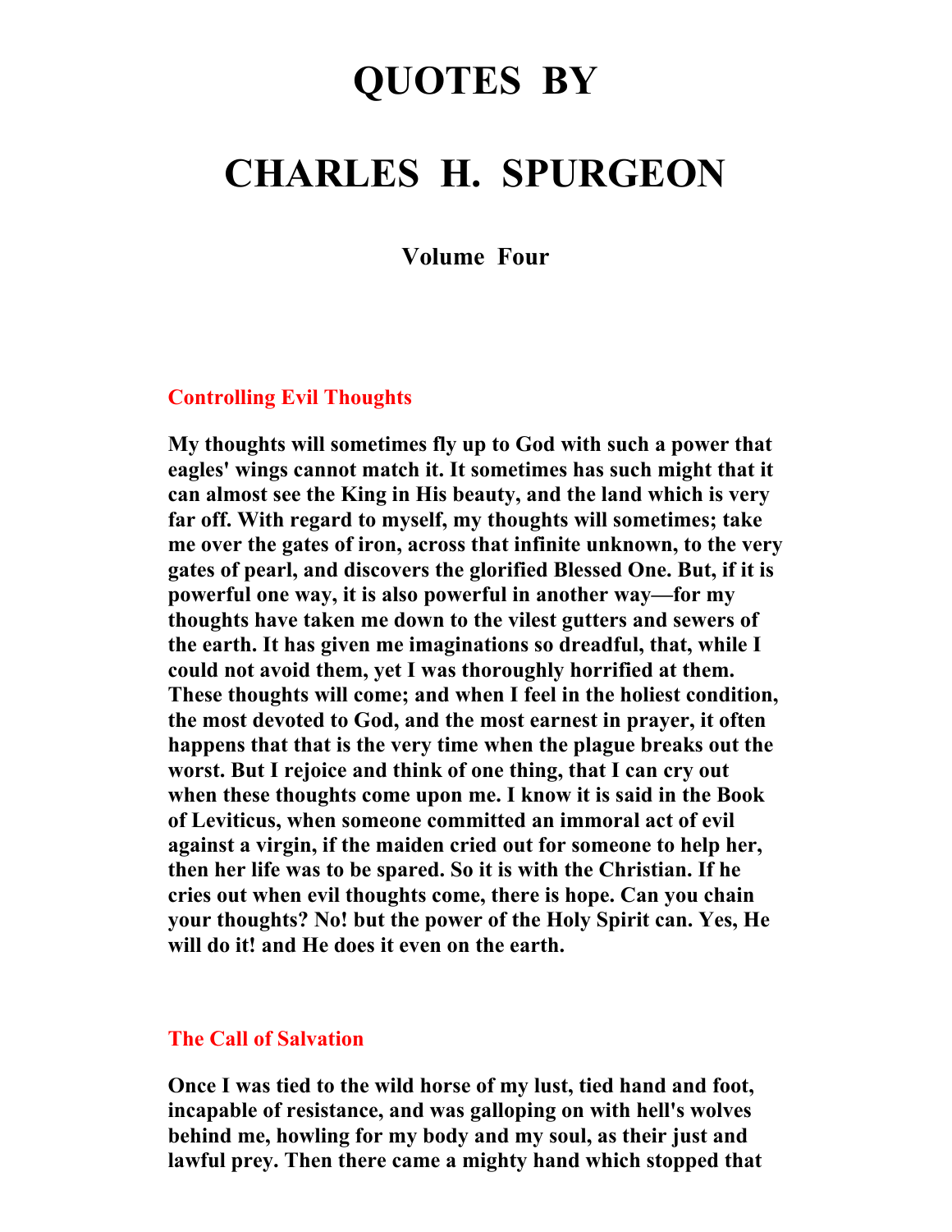# QUOTES BY

# CHARLES H. SPURGEON

### Volume Four

## Controlling Evil Thoughts

**My thoughts will sometimes fly up to God with such a power that eagles' wings cannot match it. It sometimes has such might that it can almost see the King in His beauty, and the land which is very far off. With regard to myself, my thoughts will sometimes; take me over the gates of iron, across that infinite unknown, to the very gates of pearl, and discovers the glorified Blessed One. But, if it is powerful one way, it is also powerful in another way—for my thoughts have taken me down to the vilest gutters and sewers of the earth. It has given me imaginations so dreadful, that, while I could not avoid them, yet I was thoroughly horrified at them. These thoughts will come; and when I feel in the holiest condition, the most devoted to God, and the most earnest in prayer, it often happens that that is the very time when the plague breaks out the worst. But I rejoice and think of one thing, that I can cry out when these thoughts come upon me. I know it is said in the Book of Leviticus, when someone committed an immoral act of evil against a virgin, if the maiden cried out for someone to help her, then her life was to be spared. So it is with the Christian. If he cries out when evil thoughts come, there is hope. Can you chain your thoughts? No! but the power of the Holy Spirit can. Yes, He will do it! and He does it even on the earth.**

## The Call of Salvation

**Once I was tied to the wild horse of my lust, tied hand and foot, incapable of resistance, and was galloping on with hell's wolves behind me, howling for my body and my soul, as their just and lawful prey. Then there came a mighty hand which stopped that**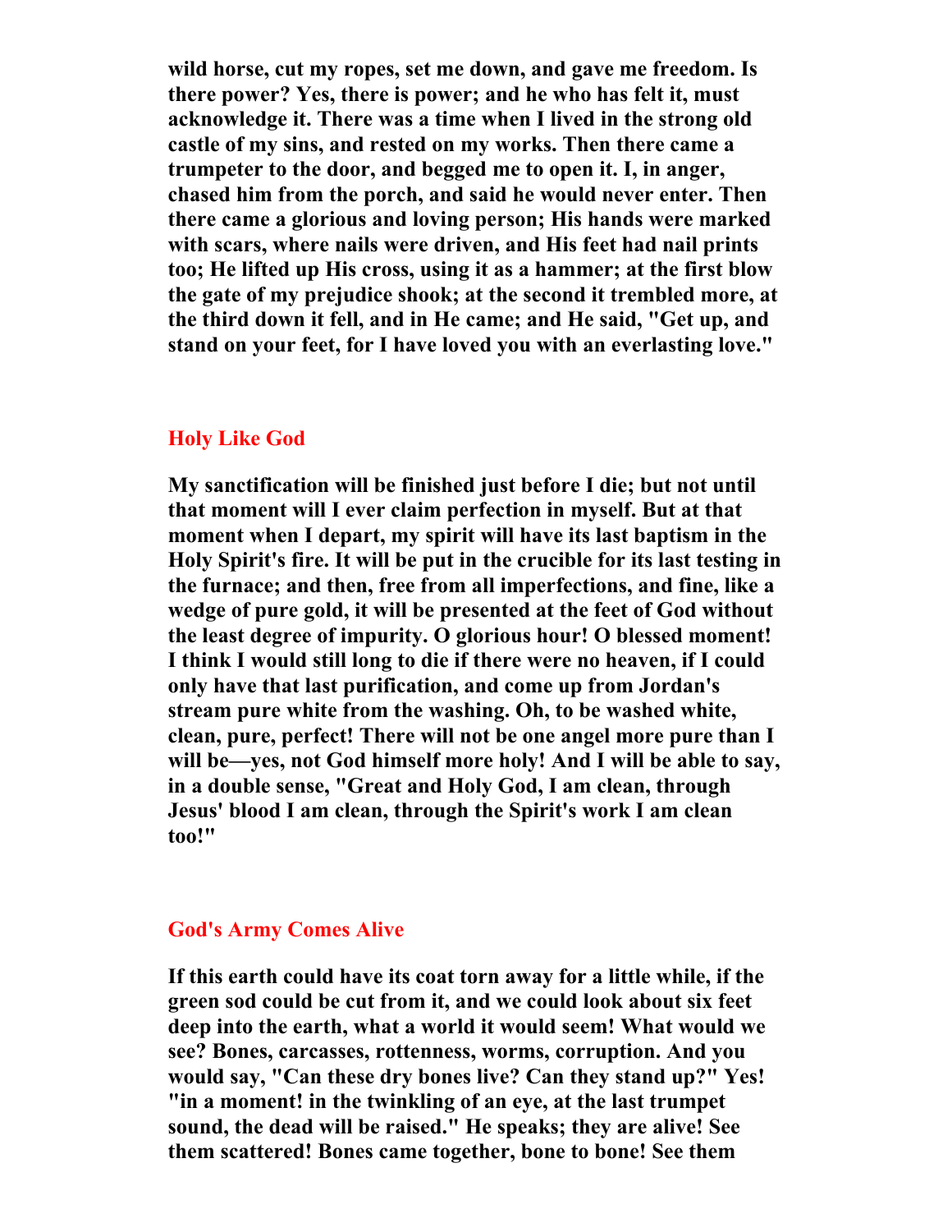**wild horse, cut my ropes, set me down, and gave me freedom. Is there power? Yes, there is power; and he who has felt it, must acknowledge it. There was a time when I lived in the strong old castle of my sins, and rested on my works. Then there came a trumpeter to the door, and begged me to open it. I, in anger, chased him from the porch, and said he would never enter. Then there came a glorious and loving person; His hands were marked with scars, where nails were driven, and His feet had nail prints too; He lifted up His cross, using it as a hammer; at the first blow the gate of my prejudice shook; at the second it trembled more, at the third down it fell, and in He came; and He said, "Get up, and stand on your feet, for I have loved you with an everlasting love."**

## Holy Like God

**My sanctification will be finished just before I die; but not until that moment will I ever claim perfection in myself. But at that moment when I depart, my spirit will have its last baptism in the Holy Spirit's fire. It will be put in the crucible for its last testing in the furnace; and then, free from all imperfections, and fine, like a wedge of pure gold, it will be presented at the feet of God without the least degree of impurity. O glorious hour! O blessed moment! I think I would still long to die if there were no heaven, if I could only have that last purification, and come up from Jordan's stream pure white from the washing. Oh, to be washed white, clean, pure, perfect! There will not be one angel more pure than I will be—yes, not God himself more holy! And I will be able to say, in a double sense, "Great and Holy God, I am clean, through Jesus' blood I am clean, through the Spirit's work I am clean too!"**

## God's Army Comes Alive

**If this earth could have its coat torn away for a little while, if the green sod could be cut from it, and we could look about six feet deep into the earth, what a world it would seem! What would we see? Bones, carcasses, rottenness, worms, corruption. And you would say, "Can these dry bones live? Can they stand up?" Yes! "in a moment! in the twinkling of an eye, at the last trumpet sound, the dead will be raised." He speaks; they are alive! See them scattered! Bones came together, bone to bone! See them**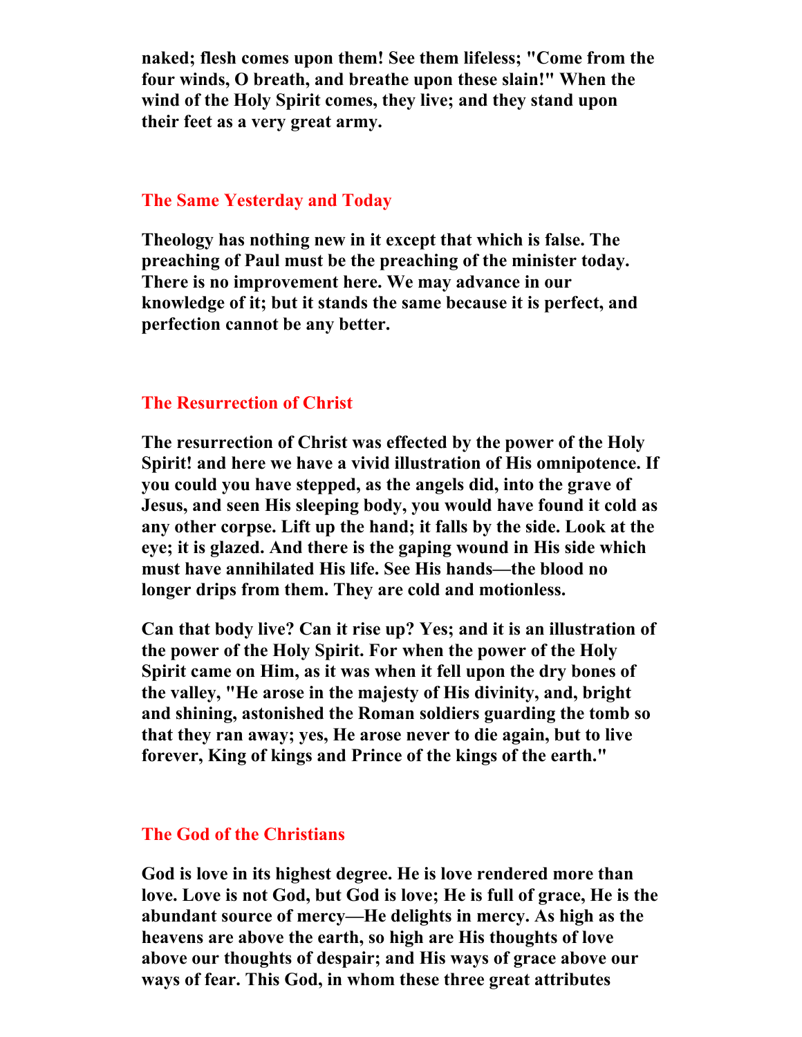**naked; flesh comes upon them! See them lifeless; "Come from the four winds, O breath, and breathe upon these slain!" When the wind of the Holy Spirit comes, they live; and they stand upon their feet as a very great army.**

## The Same Yesterday and Today

**Theology has nothing new in it except that which is false. The preaching of Paul must be the preaching of the minister today. There is no improvement here. We may advance in our knowledge of it; but it stands the same because it is perfect, and perfection cannot be any better.**

## The Resurrection of Christ

**The resurrection of Christ was effected by the power of the Holy Spirit! and here we have a vivid illustration of His omnipotence. If you could you have stepped, as the angels did, into the grave of Jesus, and seen His sleeping body, you would have found it cold as any other corpse. Lift up the hand; it falls by the side. Look at the eye; it is glazed. And there is the gaping wound in His side which must have annihilated His life. See His hands—the blood no longer drips from them. They are cold and motionless.**

**Can that body live? Can it rise up? Yes; and it is an illustration of the power of the Holy Spirit. For when the power of the Holy Spirit came on Him, as it was when it fell upon the dry bones of the valley, "He arose in the majesty of His divinity, and, bright and shining, astonished the Roman soldiers guarding the tomb so that they ran away; yes, He arose never to die again, but to live forever, King of kings and Prince of the kings of the earth."**

## The God of the Christians

**God is love in its highest degree. He is love rendered more than love. Love is not God, but God is love; He is full of grace, He is the abundant source of mercy—He delights in mercy. As high as the heavens are above the earth, so high are His thoughts of love above our thoughts of despair; and His ways of grace above our ways of fear. This God, in whom these three great attributes**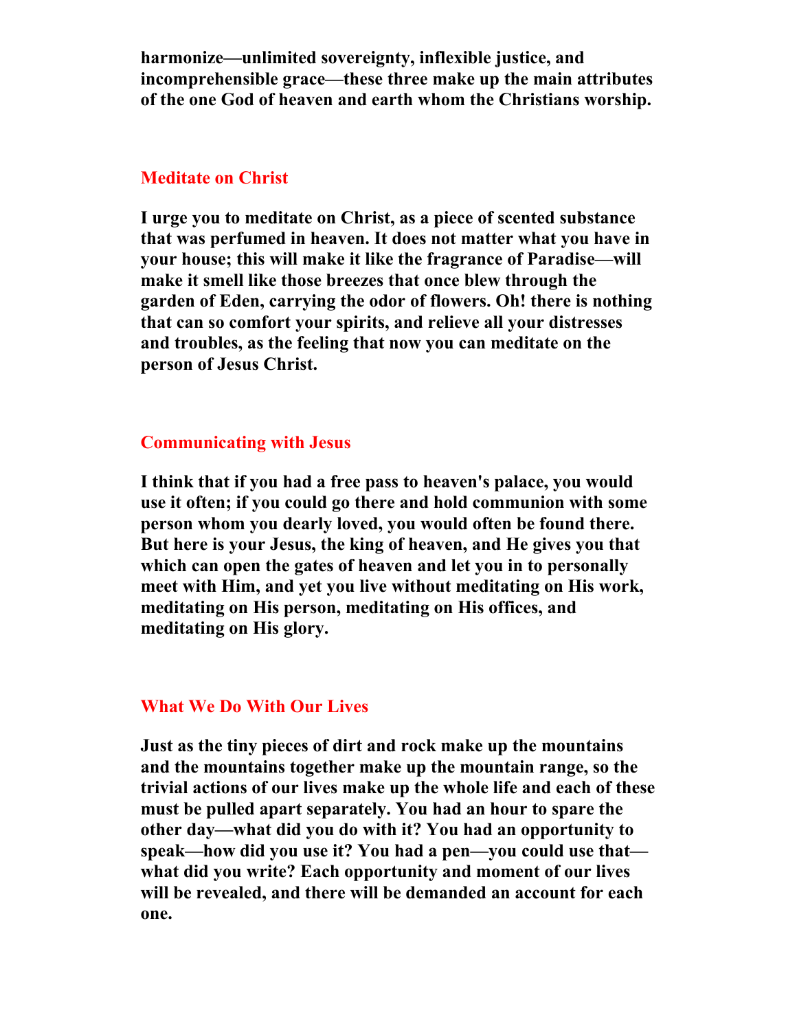**harmonize—unlimited sovereignty, inflexible justice, and incomprehensible grace—these three make up the main attributes of the one God of heaven and earth whom the Christians worship.**

## Meditate on Christ

**I urge you to meditate on Christ, as a piece of scented substance that was perfumed in heaven. It does not matter what you have in your house; this will make it like the fragrance of Paradise—will make it smell like those breezes that once blew through the garden of Eden, carrying the odor of flowers. Oh! there is nothing that can so comfort your spirits, and relieve all your distresses and troubles, as the feeling that now you can meditate on the person of Jesus Christ.**

## Communicating with Jesus

**I think that if you had a free pass to heaven's palace, you would use it often; if you could go there and hold communion with some person whom you dearly loved, you would often be found there. But here is your Jesus, the king of heaven, and He gives you that which can open the gates of heaven and let you in to personally meet with Him, and yet you live without meditating on His work, meditating on His person, meditating on His offices, and meditating on His glory.**

## What We Do With Our Lives

**Just as the tiny pieces of dirt and rock make up the mountains and the mountains together make up the mountain range, so the trivial actions of our lives make up the whole life and each of these must be pulled apart separately. You had an hour to spare the other day—what did you do with it? You had an opportunity to speak—how did you use it? You had a pen—you could use that—what did you write? Each opportunity and moment of our lives will be revealed, and there will be demanded an account for each one.**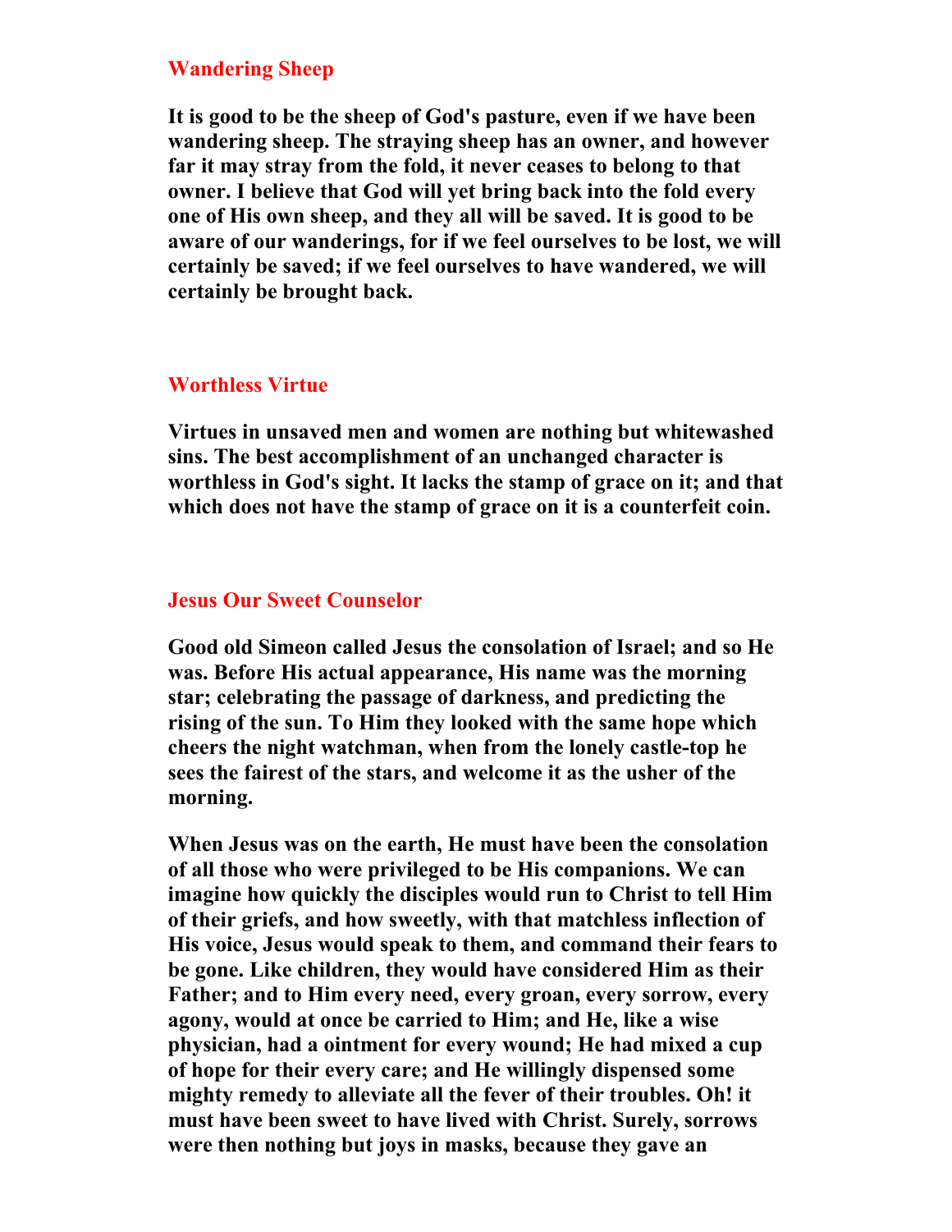## Wandering Sheep

**It is good to be the sheep of God's pasture, even if we have been wandering sheep. The straying sheep has an owner, and however far it may stray from the fold, it never ceases to belong to that owner. I believe that God will yet bring back into the fold every one of His own sheep, and they all will be saved. It is good to be aware of our wanderings, for if we feel ourselves to be lost, we will certainly be saved; if we feel ourselves to have wandered, we will certainly be brought back.**

## Worthless Virtue

**Virtues in unsaved men and women are nothing but whitewashed sins. The best accomplishment of an unchanged character is worthless in God's sight. It lacks the stamp of grace on it; and that which does not have the stamp of grace on it is a counterfeit coin.**

## Jesus Our Sweet Counselor

**Good old Simeon called Jesus the consolation of Israel; and so He was. Before His actual appearance, His name was the morning star; celebrating the passage of darkness, and predicting the rising of the sun. To Him they looked with the same hope which cheers the night watchman, when from the lonely castle-top he sees the fairest of the stars, and welcome it as the usher of the morning.**

**When Jesus was on the earth, He must have been the consolation of all those who were privileged to be His companions. We can imagine how quickly the disciples would run to Christ to tell Him of their griefs, and how sweetly, with that matchless inflection of His voice, Jesus would speak to them, and command their fears to be gone. Like children, they would have considered Him as their Father; and to Him every need, every groan, every sorrow, every agony, would at once be carried to Him; and He, like a wise physician, had a ointment for every wound; He had mixed a cup of hope for their every care; and He willingly dispensed some mighty remedy to alleviate all the fever of their troubles. Oh! it must have been sweet to have lived with Christ. Surely, sorrows were then nothing but joys in masks, because they gave an**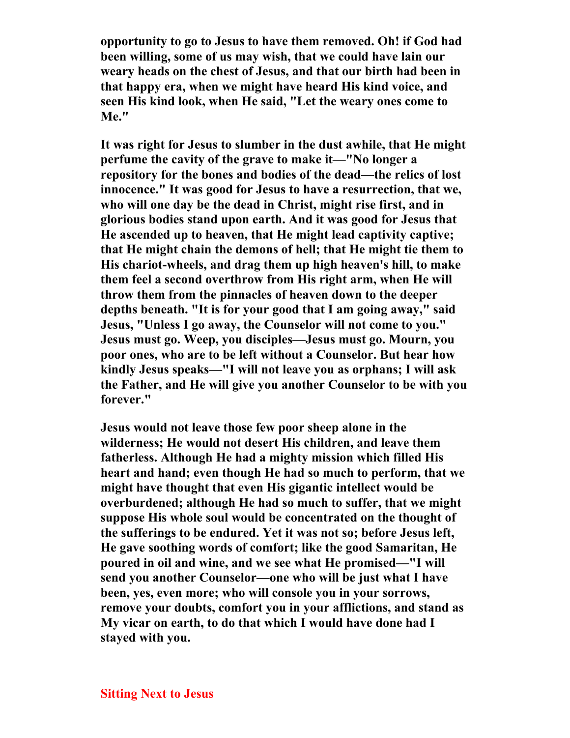**opportunity to go to Jesus to have them removed. Oh! if God had been willing, some of us may wish, that we could have lain our weary heads on the chest of Jesus, and that our birth had been in that happy era, when we might have heard His kind voice, and seen His kind look, when He said, "Let the weary ones come to Me."**

**It was right for Jesus to slumber in the dust awhile, that He might perfume the cavity of the grave to make it—"No longer a repository for the bones and bodies of the dead—the relics of lost innocence." It was good for Jesus to have a resurrection, that we, who will one day be the dead in Christ, might rise first, and in glorious bodies stand upon earth. And it was good for Jesus that He ascended up to heaven, that He might lead captivity captive; that He might chain the demons of hell; that He might tie them to His chariot-wheels, and drag them up high heaven's hill, to make them feel a second overthrow from His right arm, when He will throw them from the pinnacles of heaven down to the deeper depths beneath. "It is for your good that I am going away," said Jesus, "Unless I go away, the Counselor will not come to you." Jesus must go. Weep, you disciples—Jesus must go. Mourn, you poor ones, who are to be left without a Counselor. But hear how kindly Jesus speaks—"I will not leave you as orphans; I will ask the Father, and He will give you another Counselor to be with you forever."**

**Jesus would not leave those few poor sheep alone in the wilderness; He would not desert His children, and leave them fatherless. Although He had a mighty mission which filled His heart and hand; even though He had so much to perform, that we might have thought that even His gigantic intellect would be overburdened; although He had so much to suffer, that we might suppose His whole soul would be concentrated on the thought of the sufferings to be endured. Yet it was not so; before Jesus left, He gave soothing words of comfort; like the good Samaritan, He poured in oil and wine, and we see what He promised—"I will send you another Counselor—one who will be just what I have been, yes, even more; who will console you in your sorrows, remove your doubts, comfort you in your afflictions, and stand as My vicar on earth, to do that which I would have done had I stayed with you.**

## Sitting Next to Jesus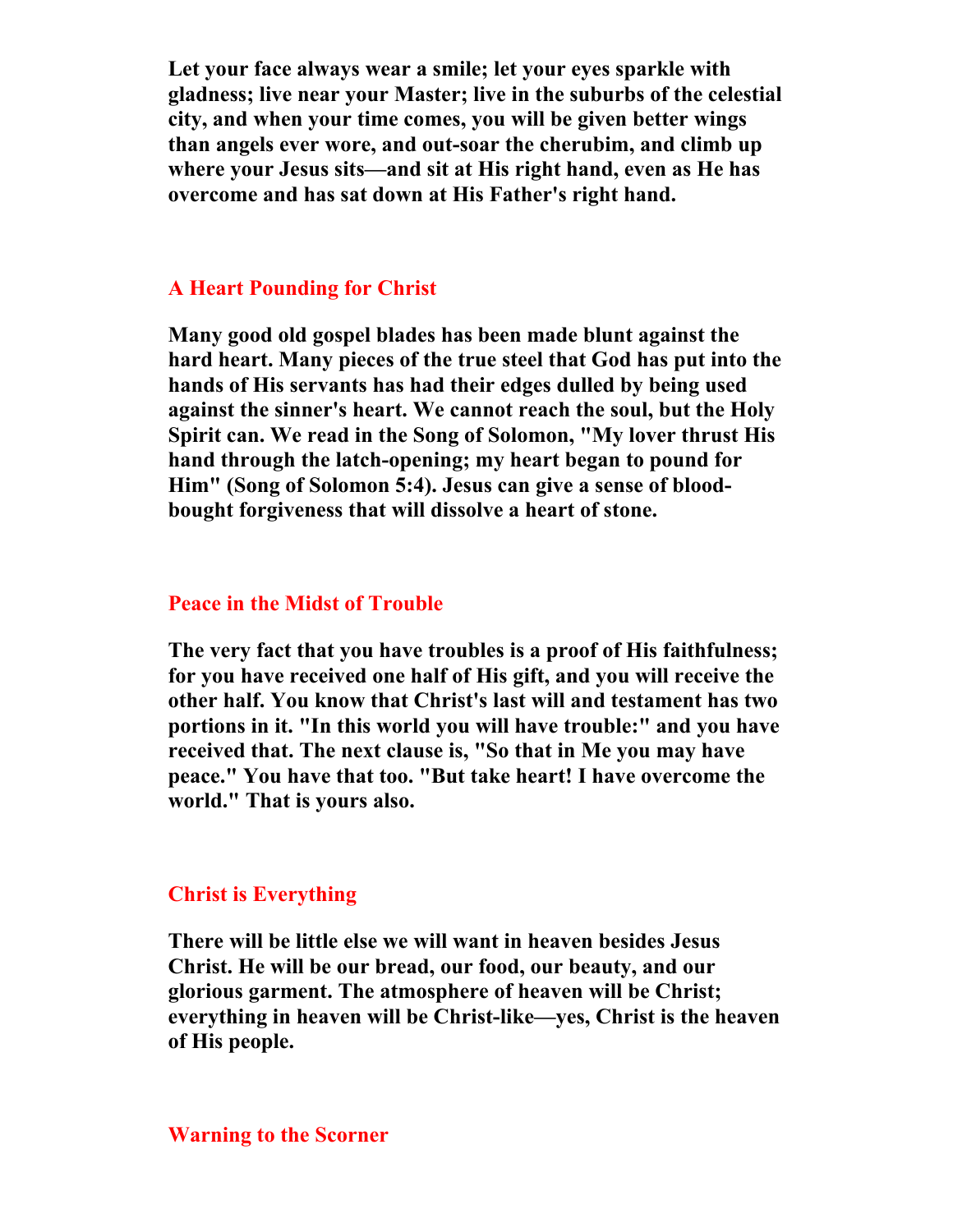**Let your face always wear a smile; let your eyes sparkle with gladness; live near your Master; live in the suburbs of the celestial city, and when your time comes, you will be given better wings than angels ever wore, and out-soar the cherubim, and climb up where your Jesus sits—and sit at His right hand, even as He has overcome and has sat down at His Father's right hand.**

## A Heart Pounding for Christ

**Many good old gospel blades has been made blunt against the hard heart. Many pieces of the true steel that God has put into the hands of His servants has had their edges dulled by being used against the sinner's heart. We cannot reach the soul, but the Holy Spirit can. We read in the Song of Solomon, "My lover thrust His hand through the latch-opening; my heart began to pound for Him" (Song of Solomon 5:4). Jesus can give a sense of blood-bought forgiveness that will dissolve a heart of stone.**

## Peace in the Midst of Trouble

**The very fact that you have troubles is a proof of His faithfulness; for you have received one half of His gift, and you will receive the other half. You know that Christ's last will and testament has two portions in it. "In this world you will have trouble:" and you have received that. The next clause is, "So that in Me you may have peace." You have that too. "But take heart! I have overcome the world." That is yours also.**

## Christ is Everything

**There will be little else we will want in heaven besides Jesus Christ. He will be our bread, our food, our beauty, and our glorious garment. The atmosphere of heaven will be Christ; everything in heaven will be Christ-like—yes, Christ is the heaven of His people.**

## Warning to the Scorner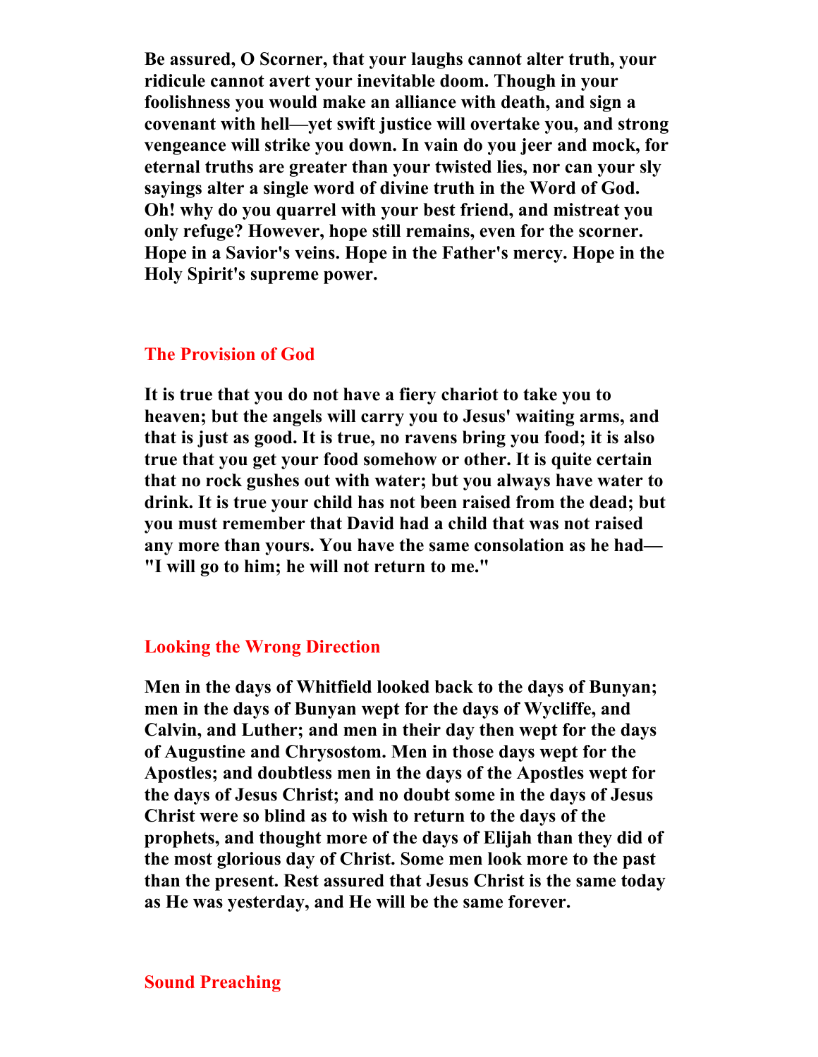**Be assured, O Scorner, that your laughs cannot alter truth, your ridicule cannot avert your inevitable doom. Though in your foolishness you would make an alliance with death, and sign a covenant with hell—yet swift justice will overtake you, and strong vengeance will strike you down. In vain do you jeer and mock, for eternal truths are greater than your twisted lies, nor can your sly sayings alter a single word of divine truth in the Word of God. Oh! why do you quarrel with your best friend, and mistreat you only refuge? However, hope still remains, even for the scorner. Hope in a Savior's veins. Hope in the Father's mercy. Hope in the Holy Spirit's supreme power.**

## The Provision of God

**It is true that you do not have a fiery chariot to take you to heaven; but the angels will carry you to Jesus' waiting arms, and that is just as good. It is true, no ravens bring you food; it is also true that you get your food somehow or other. It is quite certain that no rock gushes out with water; but you always have water to drink. It is true your child has not been raised from the dead; but you must remember that David had a child that was not raised any more than yours. You have the same consolation as he had—"I will go to him; he will not return to me."**

## Looking the Wrong Direction

**Men in the days of Whitfield looked back to the days of Bunyan; men in the days of Bunyan wept for the days of Wycliffe, and Calvin, and Luther; and men in their day then wept for the days of Augustine and Chrysostom. Men in those days wept for the Apostles; and doubtless men in the days of the Apostles wept for the days of Jesus Christ; and no doubt some in the days of Jesus Christ were so blind as to wish to return to the days of the prophets, and thought more of the days of Elijah than they did of the most glorious day of Christ. Some men look more to the past than the present. Rest assured that Jesus Christ is the same today as He was yesterday, and He will be the same forever.**

## Sound Preaching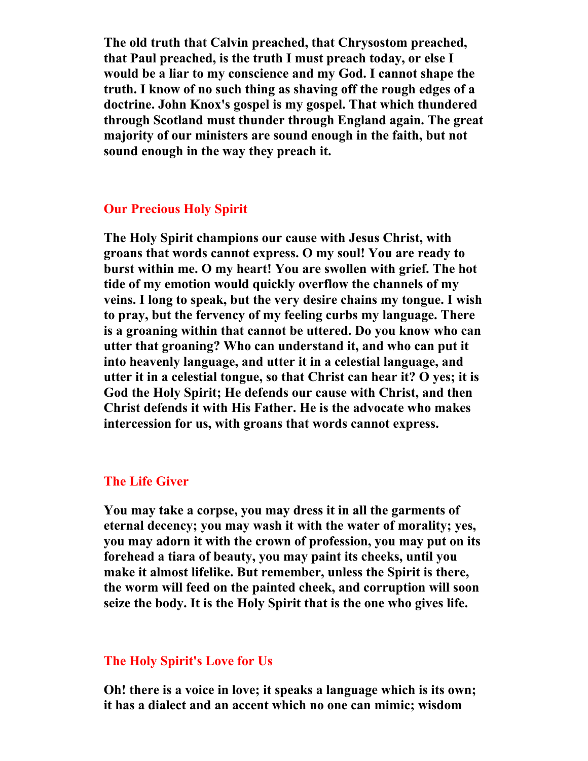**The old truth that Calvin preached, that Chrysostom preached, that Paul preached, is the truth I must preach today, or else I would be a liar to my conscience and my God. I cannot shape the truth. I know of no such thing as shaving off the rough edges of a doctrine. John Knox's gospel is my gospel. That which thundered through Scotland must thunder through England again. The great majority of our ministers are sound enough in the faith, but not sound enough in the way they preach it.**

## Our Precious Holy Spirit

**The Holy Spirit champions our cause with Jesus Christ, with groans that words cannot express. O my soul! You are ready to burst within me. O my heart! You are swollen with grief. The hot tide of my emotion would quickly overflow the channels of my veins. I long to speak, but the very desire chains my tongue. I wish to pray, but the fervency of my feeling curbs my language. There is a groaning within that cannot be uttered. Do you know who can utter that groaning? Who can understand it, and who can put it into heavenly language, and utter it in a celestial language, and utter it in a celestial tongue, so that Christ can hear it? O yes; it is God the Holy Spirit; He defends our cause with Christ, and then Christ defends it with His Father. He is the advocate who makes intercession for us, with groans that words cannot express.**

## The Life Giver

**You may take a corpse, you may dress it in all the garments of eternal decency; you may wash it with the water of morality; yes, you may adorn it with the crown of profession, you may put on its forehead a tiara of beauty, you may paint its cheeks, until you make it almost lifelike. But remember, unless the Spirit is there, the worm will feed on the painted cheek, and corruption will soon seize the body. It is the Holy Spirit that is the one who gives life.**

## The Holy Spirit's Love for Us

**Oh! there is a voice in love; it speaks a language which is its own; it has a dialect and an accent which no one can mimic; wisdom**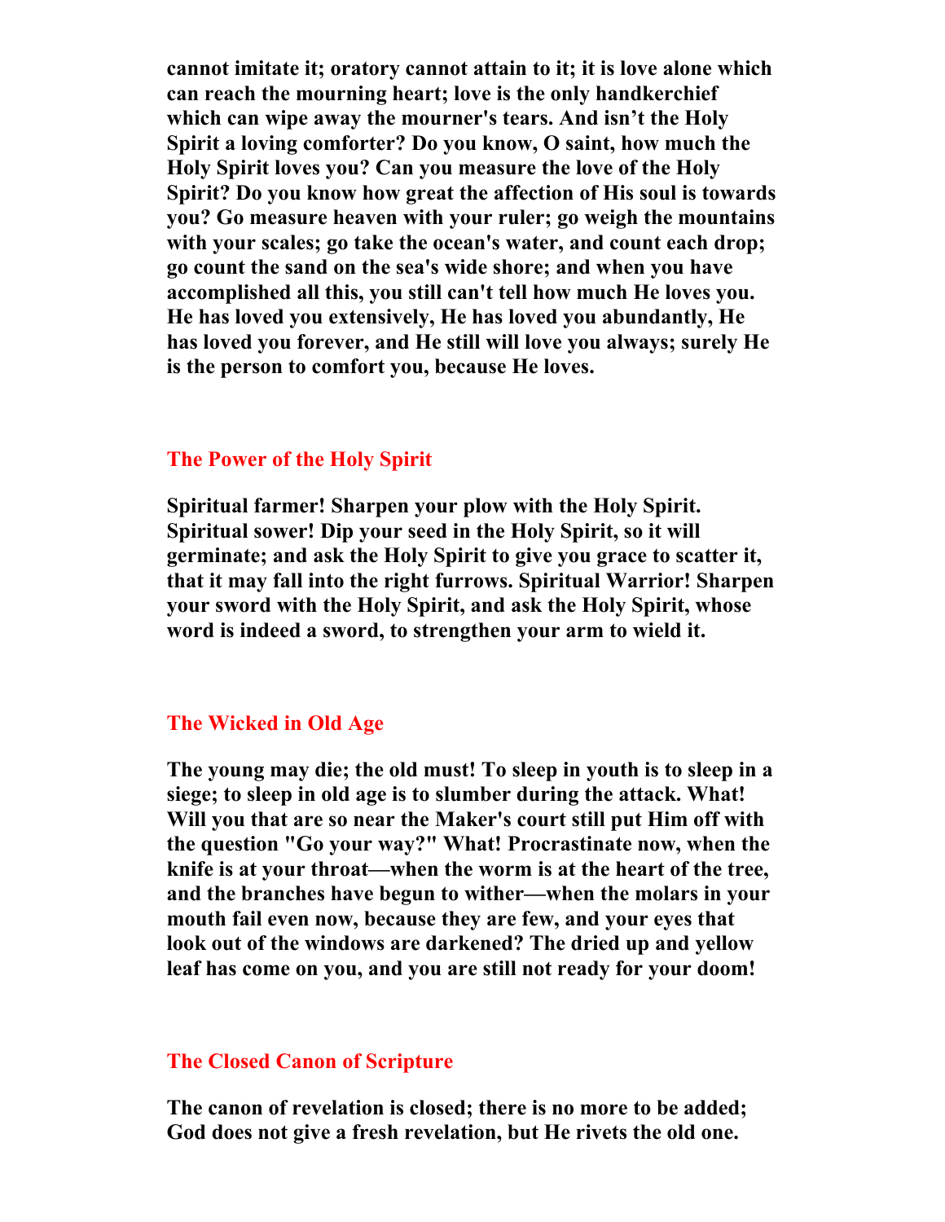**cannot imitate it; oratory cannot attain to it; it is love alone which can reach the mourning heart; love is the only handkerchief which can wipe away the mourner's tears. And isn't the Holy Spirit a loving comforter? Do you know, O saint, how much the Holy Spirit loves you? Can you measure the love of the Holy Spirit? Do you know how great the affection of His soul is towards you? Go measure heaven with your ruler; go weigh the mountains with your scales; go take the ocean's water, and count each drop; go count the sand on the sea's wide shore; and when you have accomplished all this, you still can't tell how much He loves you. He has loved you extensively, He has loved you abundantly, He has loved you forever, and He still will love you always; surely He is the person to comfort you, because He loves.**

## The Power of the Holy Spirit

**Spiritual farmer! Sharpen your plow with the Holy Spirit. Spiritual sower! Dip your seed in the Holy Spirit, so it will germinate; and ask the Holy Spirit to give you grace to scatter it, that it may fall into the right furrows. Spiritual Warrior! Sharpen your sword with the Holy Spirit, and ask the Holy Spirit, whose word is indeed a sword, to strengthen your arm to wield it.**

## The Wicked in Old Age

**The young may die; the old must! To sleep in youth is to sleep in a siege; to sleep in old age is to slumber during the attack. What! Will you that are so near the Maker's court still put Him off with the question "Go your way?" What! Procrastinate now, when the knife is at your throat—when the worm is at the heart of the tree, and the branches have begun to wither—when the molars in your mouth fail even now, because they are few, and your eyes that look out of the windows are darkened? The dried up and yellow leaf has come on you, and you are still not ready for your doom!**

## The Closed Canon of Scripture

**The canon of revelation is closed; there is no more to be added; God does not give a fresh revelation, but He rivets the old one.**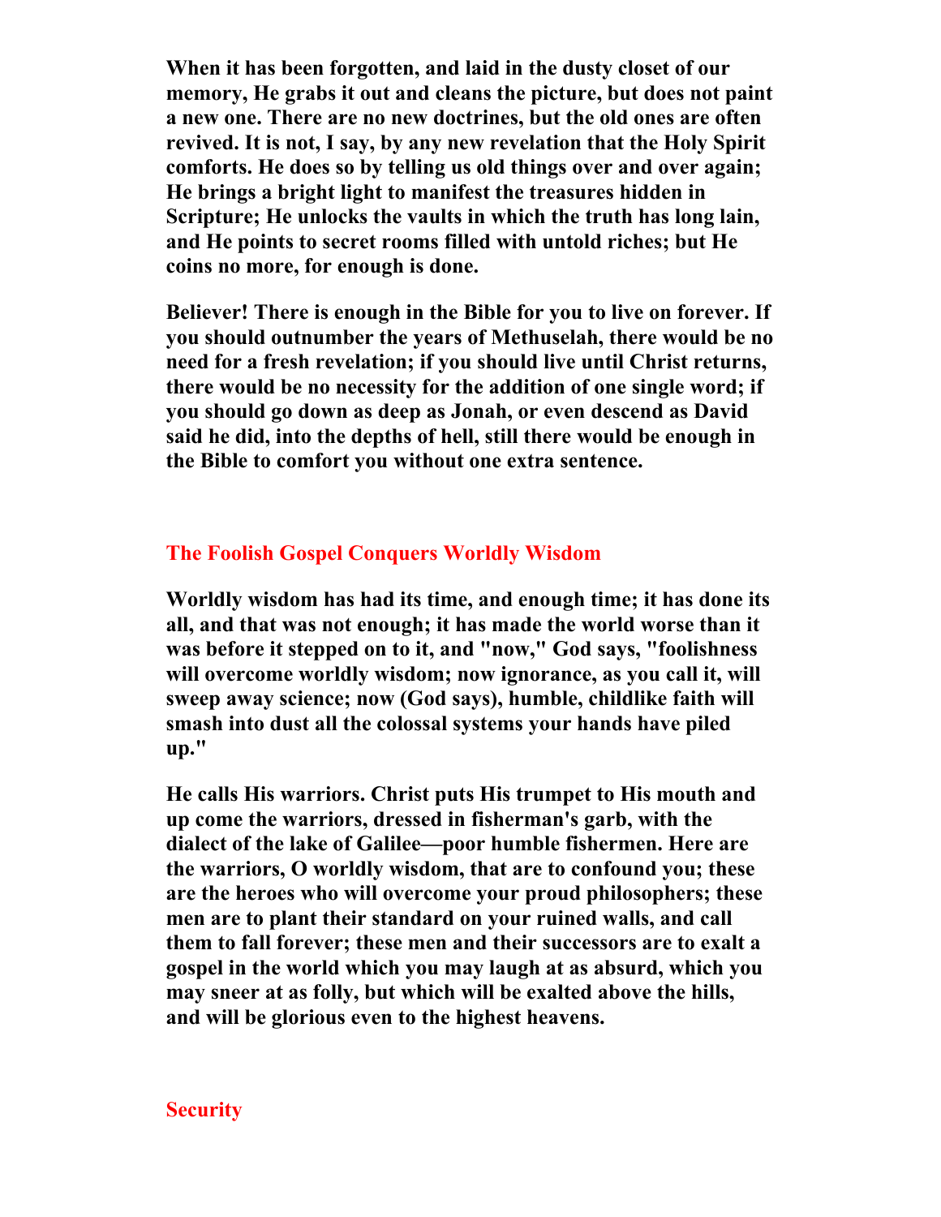**When it has been forgotten, and laid in the dusty closet of our memory, He grabs it out and cleans the picture, but does not paint a new one. There are no new doctrines, but the old ones are often revived. It is not, I say, by any new revelation that the Holy Spirit comforts. He does so by telling us old things over and over again; He brings a bright light to manifest the treasures hidden in Scripture; He unlocks the vaults in which the truth has long lain, and He points to secret rooms filled with untold riches; but He coins no more, for enough is done.**

**Believer! There is enough in the Bible for you to live on forever. If you should outnumber the years of Methuselah, there would be no need for a fresh revelation; if you should live until Christ returns, there would be no necessity for the addition of one single word; if you should go down as deep as Jonah, or even descend as David said he did, into the depths of hell, still there would be enough in the Bible to comfort you without one extra sentence.**

## The Foolish Gospel Conquers Worldly Wisdom

**Worldly wisdom has had its time, and enough time; it has done its all, and that was not enough; it has made the world worse than it was before it stepped on to it, and "now," God says, "foolishness will overcome worldly wisdom; now ignorance, as you call it, will sweep away science; now (God says), humble, childlike faith will smash into dust all the colossal systems your hands have piled up."**

**He calls His warriors. Christ puts His trumpet to His mouth and up come the warriors, dressed in fisherman's garb, with the dialect of the lake of Galilee—poor humble fishermen. Here are the warriors, O worldly wisdom, that are to confound you; these are the heroes who will overcome your proud philosophers; these men are to plant their standard on your ruined walls, and call them to fall forever; these men and their successors are to exalt a gospel in the world which you may laugh at as absurd, which you may sneer at as folly, but which will be exalted above the hills, and will be glorious even to the highest heavens.**

## Security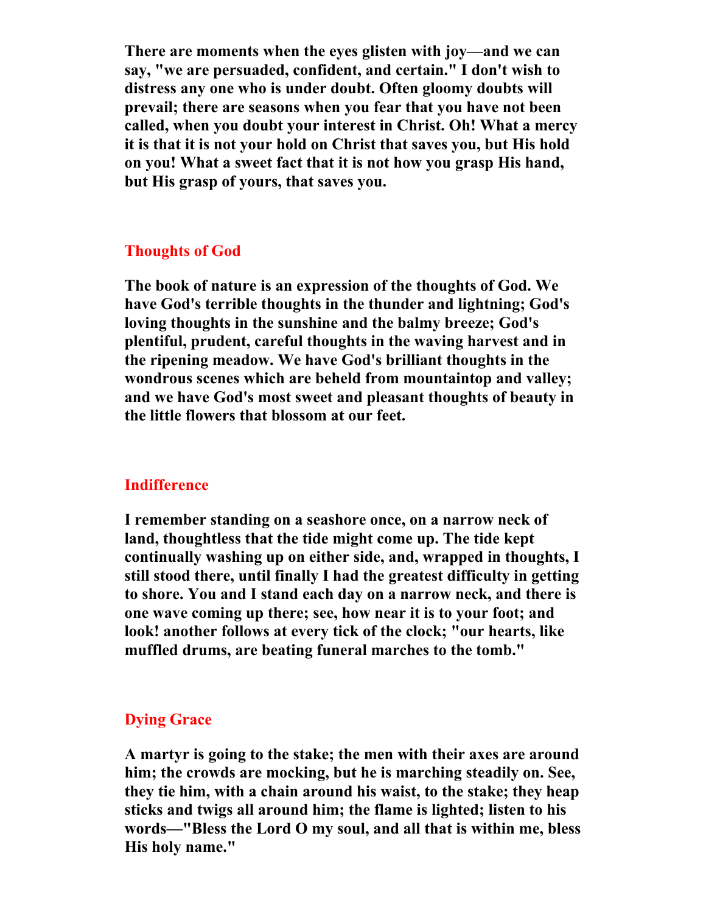**There are moments when the eyes glisten with joy—and we can say, "we are persuaded, confident, and certain." I don't wish to distress any one who is under doubt. Often gloomy doubts will prevail; there are seasons when you fear that you have not been called, when you doubt your interest in Christ. Oh! What a mercy it is that it is not your hold on Christ that saves you, but His hold on you! What a sweet fact that it is not how you grasp His hand, but His grasp of yours, that saves you.**

## Thoughts of God

**The book of nature is an expression of the thoughts of God. We have God's terrible thoughts in the thunder and lightning; God's loving thoughts in the sunshine and the balmy breeze; God's plentiful, prudent, careful thoughts in the waving harvest and in the ripening meadow. We have God's brilliant thoughts in the wondrous scenes which are beheld from mountaintop and valley; and we have God's most sweet and pleasant thoughts of beauty in the little flowers that blossom at our feet.**

## Indifference

**I remember standing on a seashore once, on a narrow neck of land, thoughtless that the tide might come up. The tide kept continually washing up on either side, and, wrapped in thoughts, I still stood there, until finally I had the greatest difficulty in getting to shore. You and I stand each day on a narrow neck, and there is one wave coming up there; see, how near it is to your foot; and look! another follows at every tick of the clock; "our hearts, like muffled drums, are beating funeral marches to the tomb."**

## Dying Grace

**A martyr is going to the stake; the men with their axes are around him; the crowds are mocking, but he is marching steadily on. See, they tie him, with a chain around his waist, to the stake; they heap sticks and twigs all around him; the flame is lighted; listen to his words—"Bless the Lord O my soul, and all that is within me, bless His holy name."**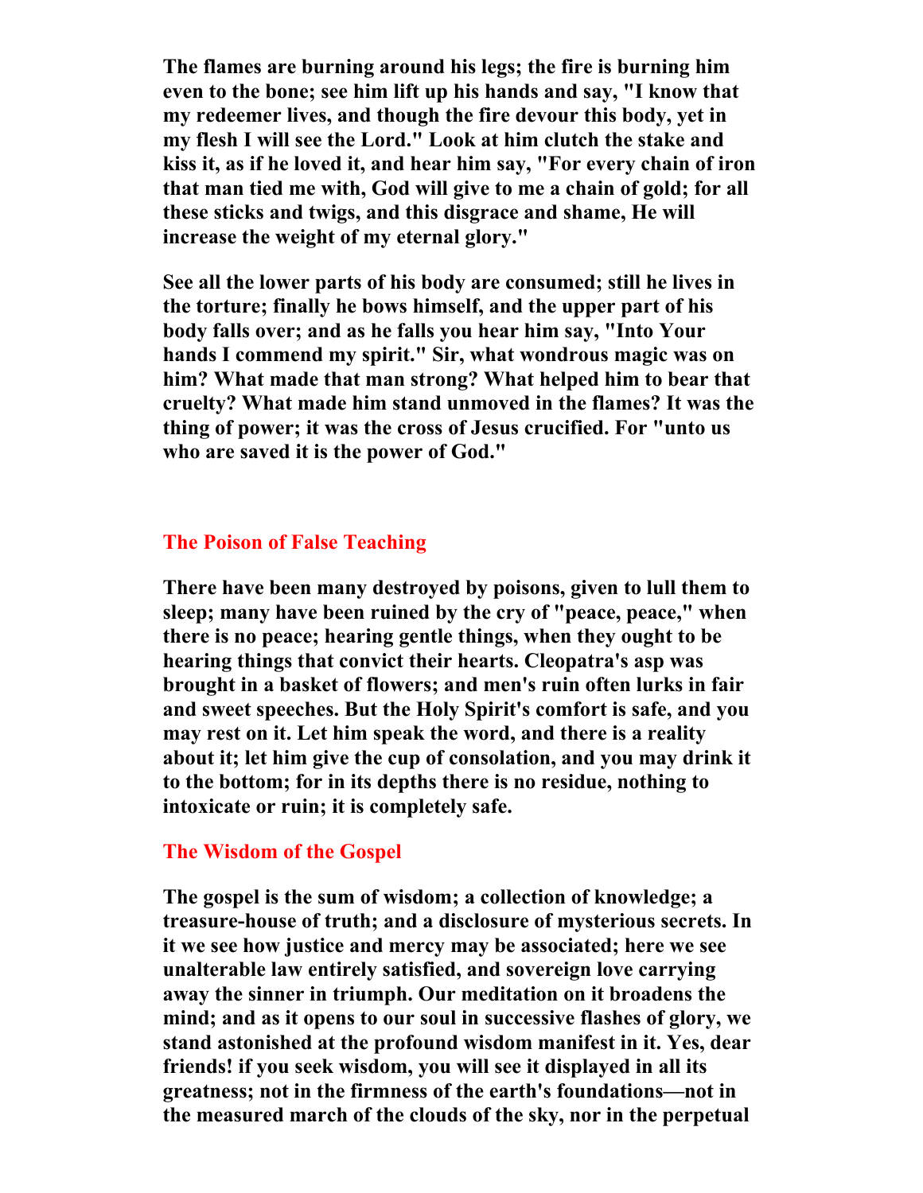**The flames are burning around his legs; the fire is burning him even to the bone; see him lift up his hands and say, "I know that my redeemer lives, and though the fire devour this body, yet in my flesh I will see the Lord." Look at him clutch the stake and kiss it, as if he loved it, and hear him say, "For every chain of iron that man tied me with, God will give to me a chain of gold; for all these sticks and twigs, and this disgrace and shame, He will increase the weight of my eternal glory."**

**See all the lower parts of his body are consumed; still he lives in the torture; finally he bows himself, and the upper part of his body falls over; and as he falls you hear him say, "Into Your hands I commend my spirit." Sir, what wondrous magic was on him? What made that man strong? What helped him to bear that cruelty? What made him stand unmoved in the flames? It was the thing of power; it was the cross of Jesus crucified. For "unto us who are saved it is the power of God."**

## The Poison of False Teaching

**There have been many destroyed by poisons, given to lull them to sleep; many have been ruined by the cry of "peace, peace," when there is no peace; hearing gentle things, when they ought to be hearing things that convict their hearts. Cleopatra's asp was brought in a basket of flowers; and men's ruin often lurks in fair and sweet speeches. But the Holy Spirit's comfort is safe, and you may rest on it. Let him speak the word, and there is a reality about it; let him give the cup of consolation, and you may drink it to the bottom; for in its depths there is no residue, nothing to intoxicate or ruin; it is completely safe.**

## The Wisdom of the Gospel

**The gospel is the sum of wisdom; a collection of knowledge; a treasure-house of truth; and a disclosure of mysterious secrets. In it we see how justice and mercy may be associated; here we see unalterable law entirely satisfied, and sovereign love carrying away the sinner in triumph. Our meditation on it broadens the mind; and as it opens to our soul in successive flashes of glory, we stand astonished at the profound wisdom manifest in it. Yes, dear friends! if you seek wisdom, you will see it displayed in all its greatness; not in the firmness of the earth's foundations—not in the measured march of the clouds of the sky, nor in the perpetual**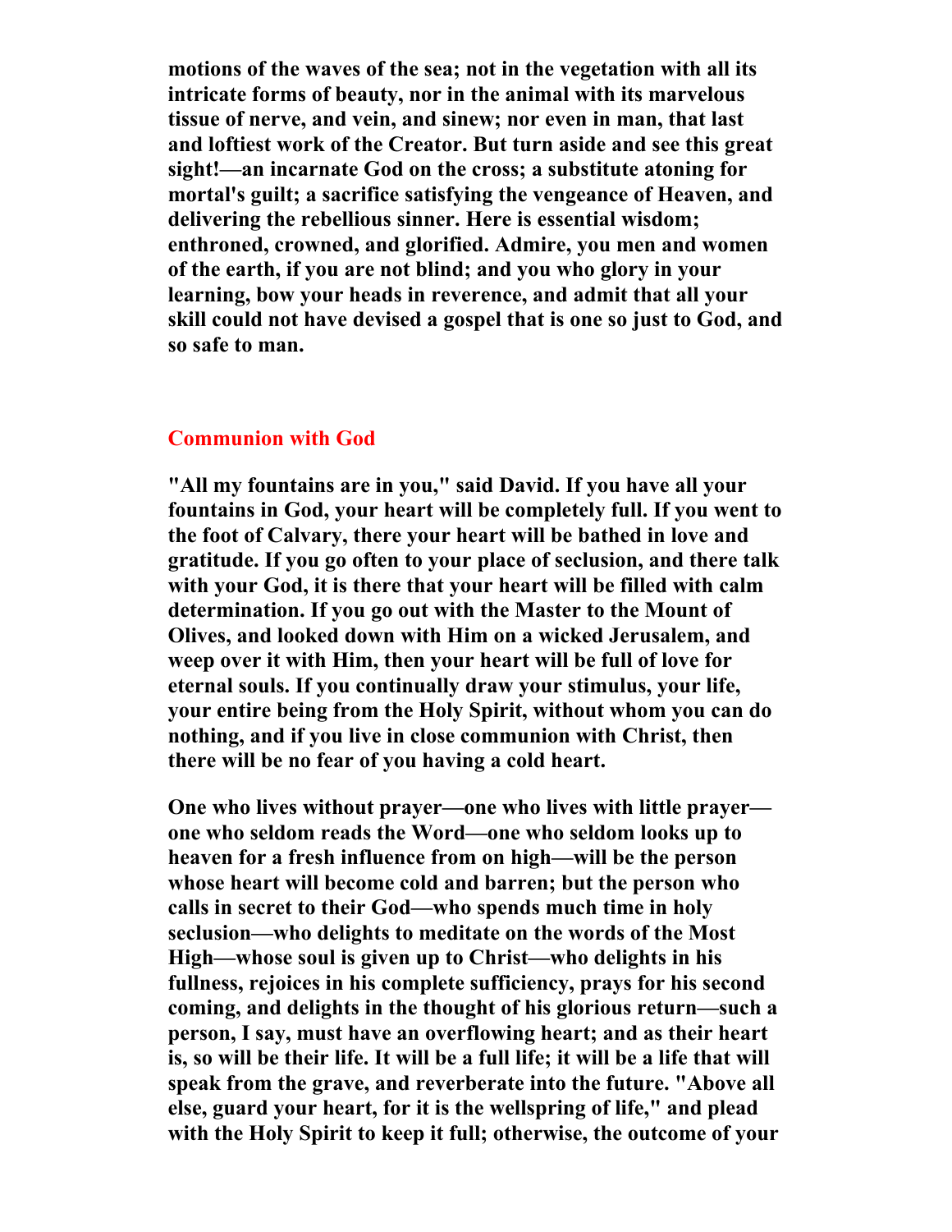**motions of the waves of the sea; not in the vegetation with all its intricate forms of beauty, nor in the animal with its marvelous tissue of nerve, and vein, and sinew; nor even in man, that last and loftiest work of the Creator. But turn aside and see this great sight!—an incarnate God on the cross; a substitute atoning for mortal's guilt; a sacrifice satisfying the vengeance of Heaven, and delivering the rebellious sinner. Here is essential wisdom; enthroned, crowned, and glorified. Admire, you men and women of the earth, if you are not blind; and you who glory in your learning, bow your heads in reverence, and admit that all your skill could not have devised a gospel that is one so just to God, and so safe to man.**

## Communion with God

**"All my fountains are in you," said David. If you have all your fountains in God, your heart will be completely full. If you went to the foot of Calvary, there your heart will be bathed in love and gratitude. If you go often to your place of seclusion, and there talk with your God, it is there that your heart will be filled with calm determination. If you go out with the Master to the Mount of Olives, and looked down with Him on a wicked Jerusalem, and weep over it with Him, then your heart will be full of love for eternal souls. If you continually draw your stimulus, your life, your entire being from the Holy Spirit, without whom you can do nothing, and if you live in close communion with Christ, then there will be no fear of you having a cold heart.**

**One who lives without prayer—one who lives with little prayer—one who seldom reads the Word—one who seldom looks up to heaven for a fresh influence from on high—will be the person whose heart will become cold and barren; but the person who calls in secret to their God—who spends much time in holy seclusion—who delights to meditate on the words of the Most High—whose soul is given up to Christ—who delights in his fullness, rejoices in his complete sufficiency, prays for his second coming, and delights in the thought of his glorious return—such a person, I say, must have an overflowing heart; and as their heart is, so will be their life. It will be a full life; it will be a life that will speak from the grave, and reverberate into the future. "Above all else, guard your heart, for it is the wellspring of life," and plead with the Holy Spirit to keep it full; otherwise, the outcome of your**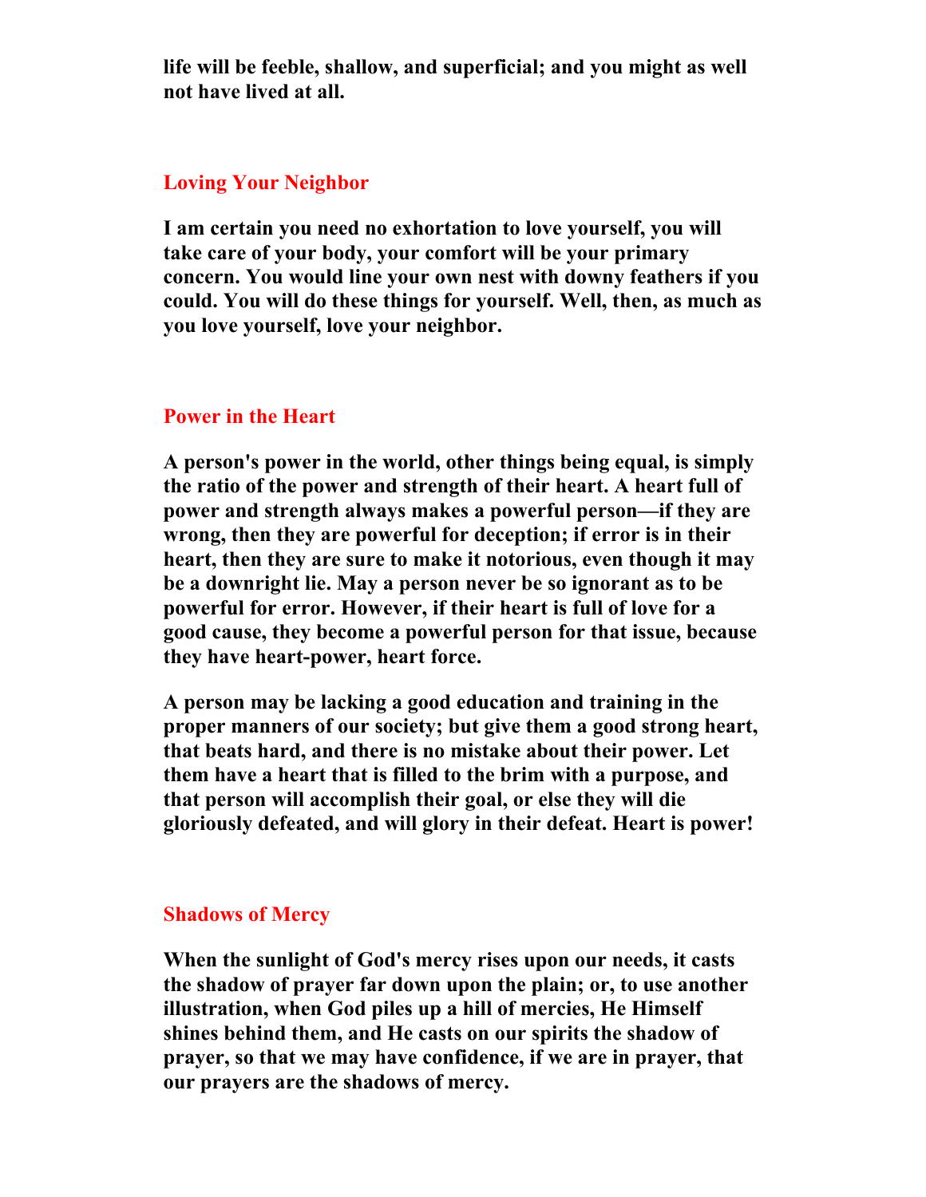**life will be feeble, shallow, and superficial; and you might as well not have lived at all.**

## Loving Your Neighbor

**I am certain you need no exhortation to love yourself, you will take care of your body, your comfort will be your primary concern. You would line your own nest with downy feathers if you could. You will do these things for yourself. Well, then, as much as you love yourself, love your neighbor.**

## Power in the Heart

**A person's power in the world, other things being equal, is simply the ratio of the power and strength of their heart. A heart full of power and strength always makes a powerful person—if they are wrong, then they are powerful for deception; if error is in their heart, then they are sure to make it notorious, even though it may be a downright lie. May a person never be so ignorant as to be powerful for error. However, if their heart is full of love for a good cause, they become a powerful person for that issue, because they have heart-power, heart force.**

**A person may be lacking a good education and training in the proper manners of our society; but give them a good strong heart, that beats hard, and there is no mistake about their power. Let them have a heart that is filled to the brim with a purpose, and that person will accomplish their goal, or else they will die gloriously defeated, and will glory in their defeat. Heart is power!**

## Shadows of Mercy

**When the sunlight of God's mercy rises upon our needs, it casts the shadow of prayer far down upon the plain; or, to use another illustration, when God piles up a hill of mercies, He Himself shines behind them, and He casts on our spirits the shadow of prayer, so that we may have confidence, if we are in prayer, that our prayers are the shadows of mercy.**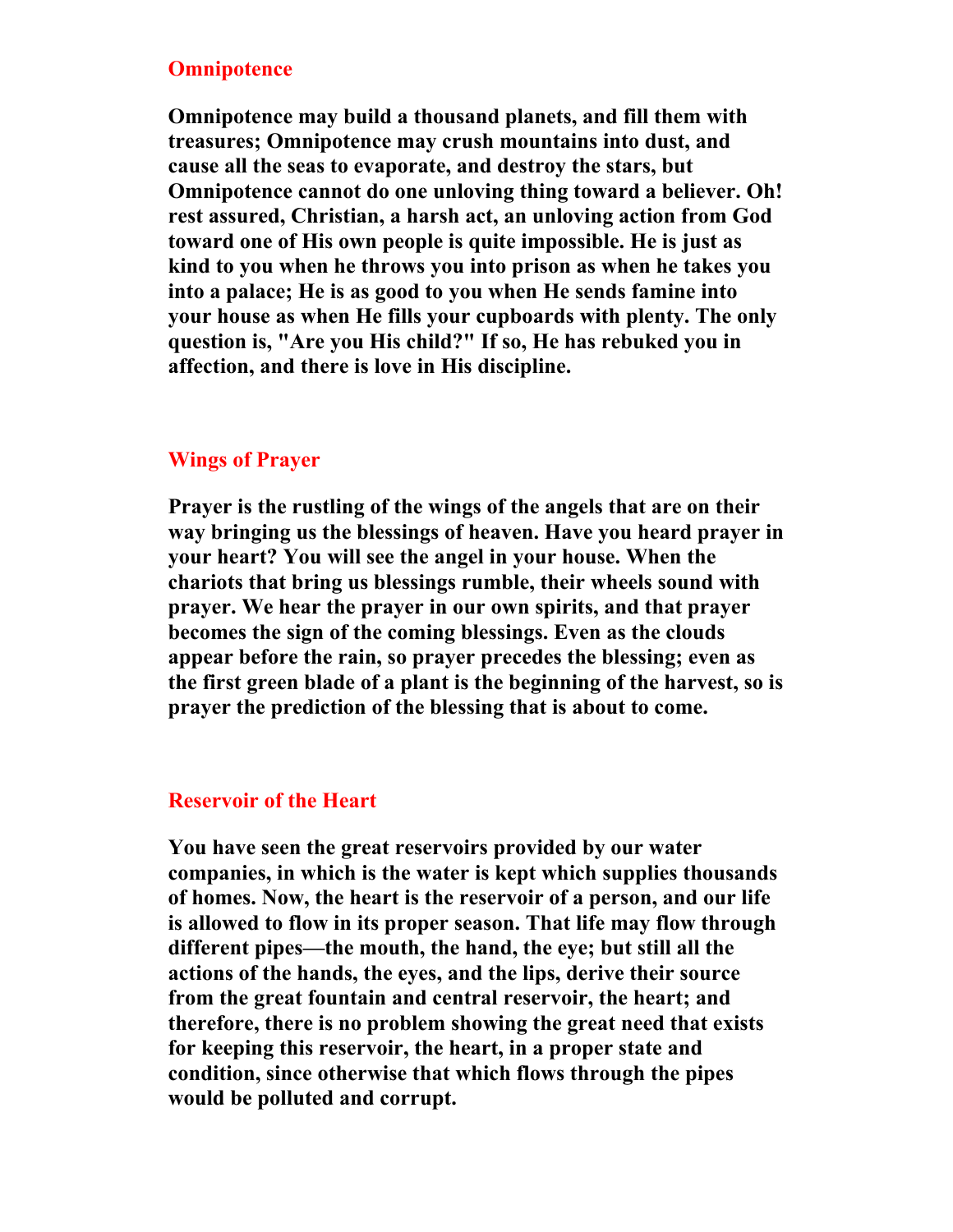## Omnipotence

**Omnipotence may build a thousand planets, and fill them with treasures; Omnipotence may crush mountains into dust, and cause all the seas to evaporate, and destroy the stars, but Omnipotence cannot do one unloving thing toward a believer. Oh! rest assured, Christian, a harsh act, an unloving action from God toward one of His own people is quite impossible. He is just as kind to you when he throws you into prison as when he takes you into a palace; He is as good to you when He sends famine into your house as when He fills your cupboards with plenty. The only question is, "Are you His child?" If so, He has rebuked you in affection, and there is love in His discipline.**

## Wings of Prayer

**Prayer is the rustling of the wings of the angels that are on their way bringing us the blessings of heaven. Have you heard prayer in your heart? You will see the angel in your house. When the chariots that bring us blessings rumble, their wheels sound with prayer. We hear the prayer in our own spirits, and that prayer becomes the sign of the coming blessings. Even as the clouds appear before the rain, so prayer precedes the blessing; even as the first green blade of a plant is the beginning of the harvest, so is prayer the prediction of the blessing that is about to come.**

## Reservoir of the Heart

**You have seen the great reservoirs provided by our water companies, in which is the water is kept which supplies thousands of homes. Now, the heart is the reservoir of a person, and our life is allowed to flow in its proper season. That life may flow through different pipes—the mouth, the hand, the eye; but still all the actions of the hands, the eyes, and the lips, derive their source from the great fountain and central reservoir, the heart; and therefore, there is no problem showing the great need that exists for keeping this reservoir, the heart, in a proper state and condition, since otherwise that which flows through the pipes would be polluted and corrupt.**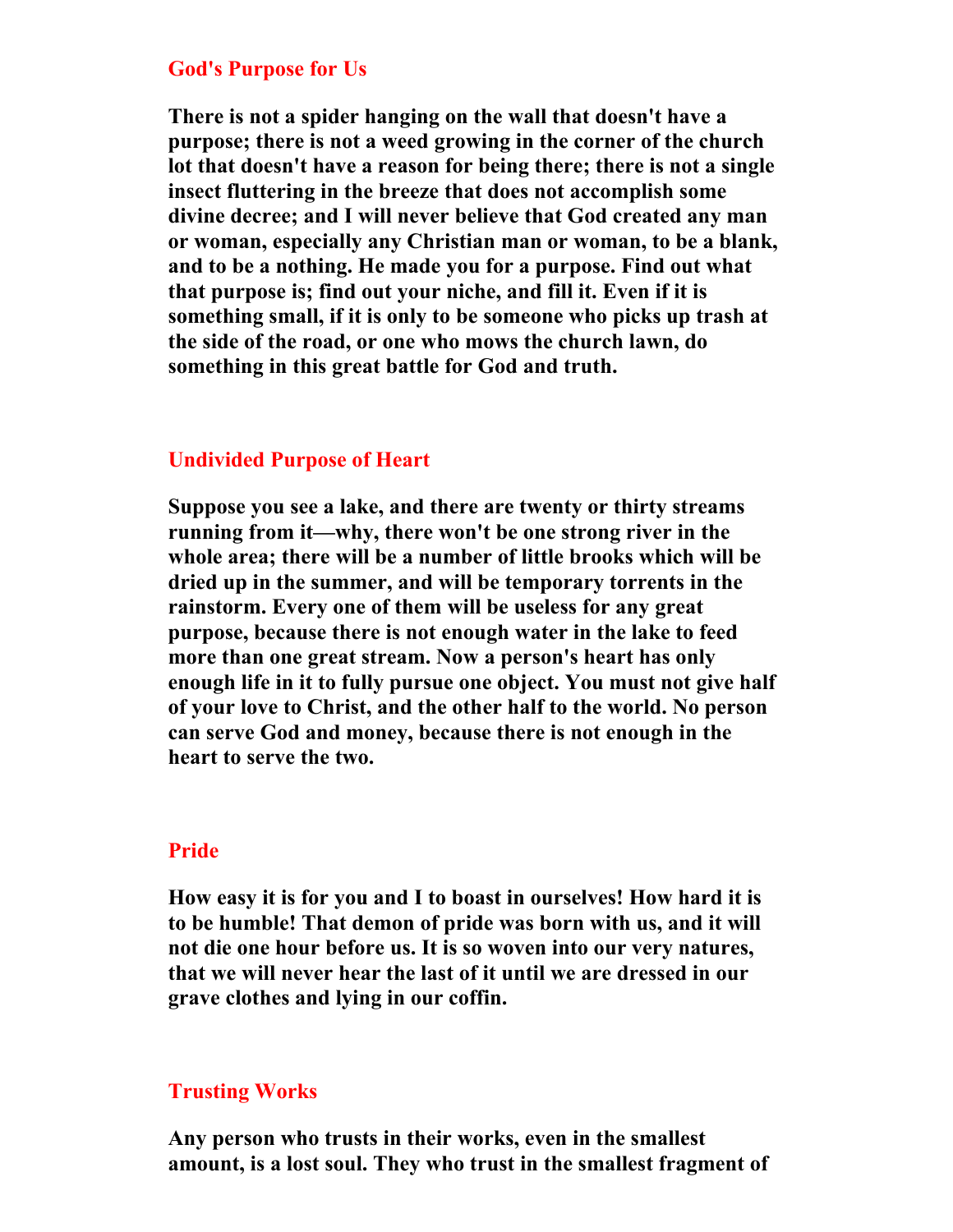## God's Purpose for Us

**There is not a spider hanging on the wall that doesn't have a purpose; there is not a weed growing in the corner of the church lot that doesn't have a reason for being there; there is not a single insect fluttering in the breeze that does not accomplish some divine decree; and I will never believe that God created any man or woman, especially any Christian man or woman, to be a blank, and to be a nothing. He made you for a purpose. Find out what that purpose is; find out your niche, and fill it. Even if it is something small, if it is only to be someone who picks up trash at the side of the road, or one who mows the church lawn, do something in this great battle for God and truth.**

## Undivided Purpose of Heart

**Suppose you see a lake, and there are twenty or thirty streams running from it—why, there won't be one strong river in the whole area; there will be a number of little brooks which will be dried up in the summer, and will be temporary torrents in the rainstorm. Every one of them will be useless for any great purpose, because there is not enough water in the lake to feed more than one great stream. Now a person's heart has only enough life in it to fully pursue one object. You must not give half of your love to Christ, and the other half to the world. No person can serve God and money, because there is not enough in the heart to serve the two.**

## Pride

**How easy it is for you and I to boast in ourselves! How hard it is to be humble! That demon of pride was born with us, and it will not die one hour before us. It is so woven into our very natures, that we will never hear the last of it until we are dressed in our grave clothes and lying in our coffin.**

## Trusting Works

**Any person who trusts in their works, even in the smallest amount, is a lost soul. They who trust in the smallest fragment of**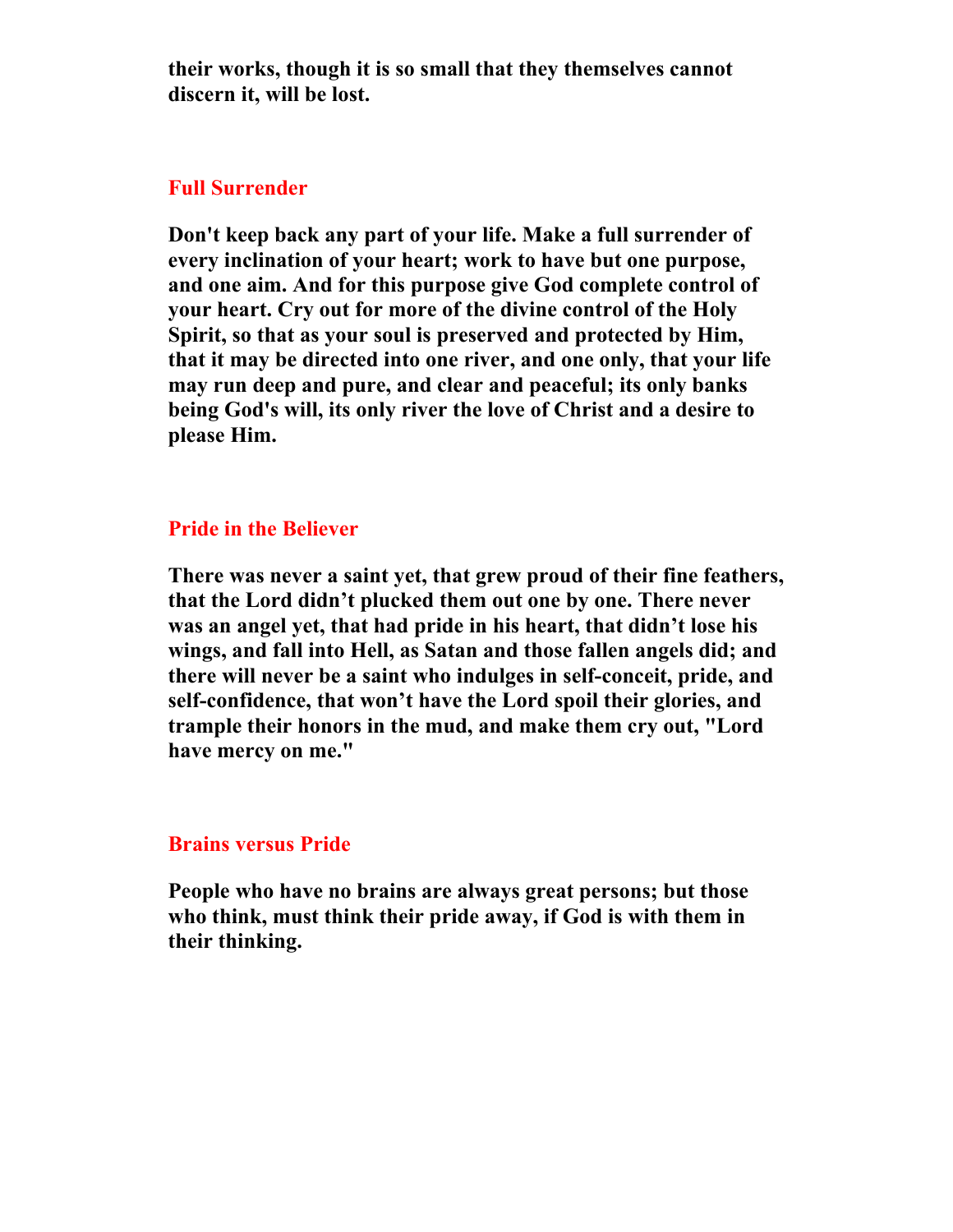**their works, though it is so small that they themselves cannot discern it, will be lost.**

## Full Surrender

**Don't keep back any part of your life. Make a full surrender of every inclination of your heart; work to have but one purpose, and one aim. And for this purpose give God complete control of your heart. Cry out for more of the divine control of the Holy Spirit, so that as your soul is preserved and protected by Him, that it may be directed into one river, and one only, that your life may run deep and pure, and clear and peaceful; its only banks being God's will, its only river the love of Christ and a desire to please Him.**

## Pride in the Believer

**There was never a saint yet, that grew proud of their fine feathers, that the Lord didn't plucked them out one by one. There never was an angel yet, that had pride in his heart, that didn't lose his wings, and fall into Hell, as Satan and those fallen angels did; and there will never be a saint who indulges in self-conceit, pride, and self-confidence, that won't have the Lord spoil their glories, and trample their honors in the mud, and make them cry out, "Lord have mercy on me."**

## Brains versus Pride

**People who have no brains are always great persons; but those who think, must think their pride away, if God is with them in their thinking.**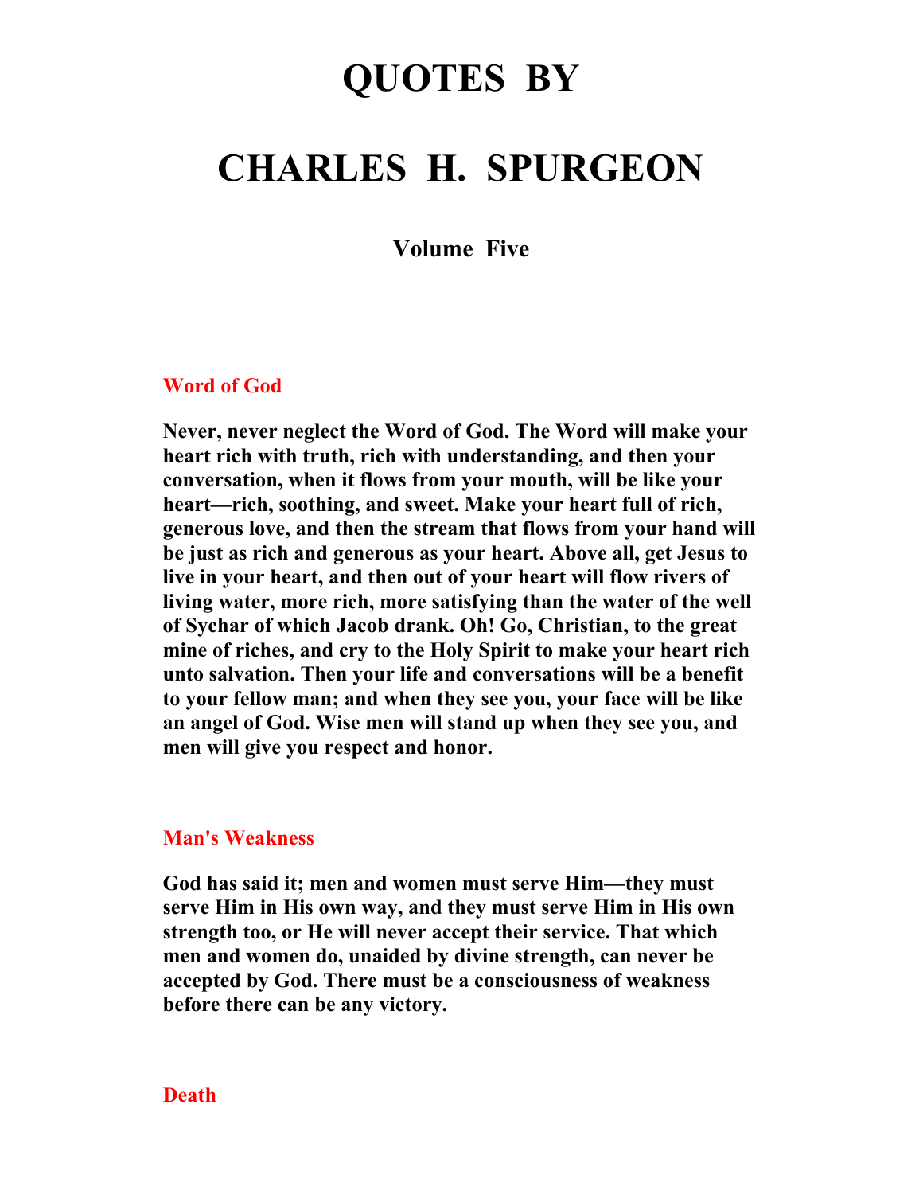# QUOTES BY

# CHARLES H. SPURGEON

**Volume Five**

## Word of God

**Never, never neglect the Word of God. The Word will make your heart rich with truth, rich with understanding, and then your conversation, when it flows from your mouth, will be like your heart—rich, soothing, and sweet. Make your heart full of rich, generous love, and then the stream that flows from your hand will be just as rich and generous as your heart. Above all, get Jesus to live in your heart, and then out of your heart will flow rivers of living water, more rich, more satisfying than the water of the well of Sychar of which Jacob drank. Oh! Go, Christian, to the great mine of riches, and cry to the Holy Spirit to make your heart rich unto salvation. Then your life and conversations will be a benefit to your fellow man; and when they see you, your face will be like an angel of God. Wise men will stand up when they see you, and men will give you respect and honor.**

## Man's Weakness

**God has said it; men and women must serve Him—they must serve Him in His own way, and they must serve Him in His own strength too, or He will never accept their service. That which men and women do, unaided by divine strength, can never be accepted by God. There must be a consciousness of weakness before there can be any victory.**

## Death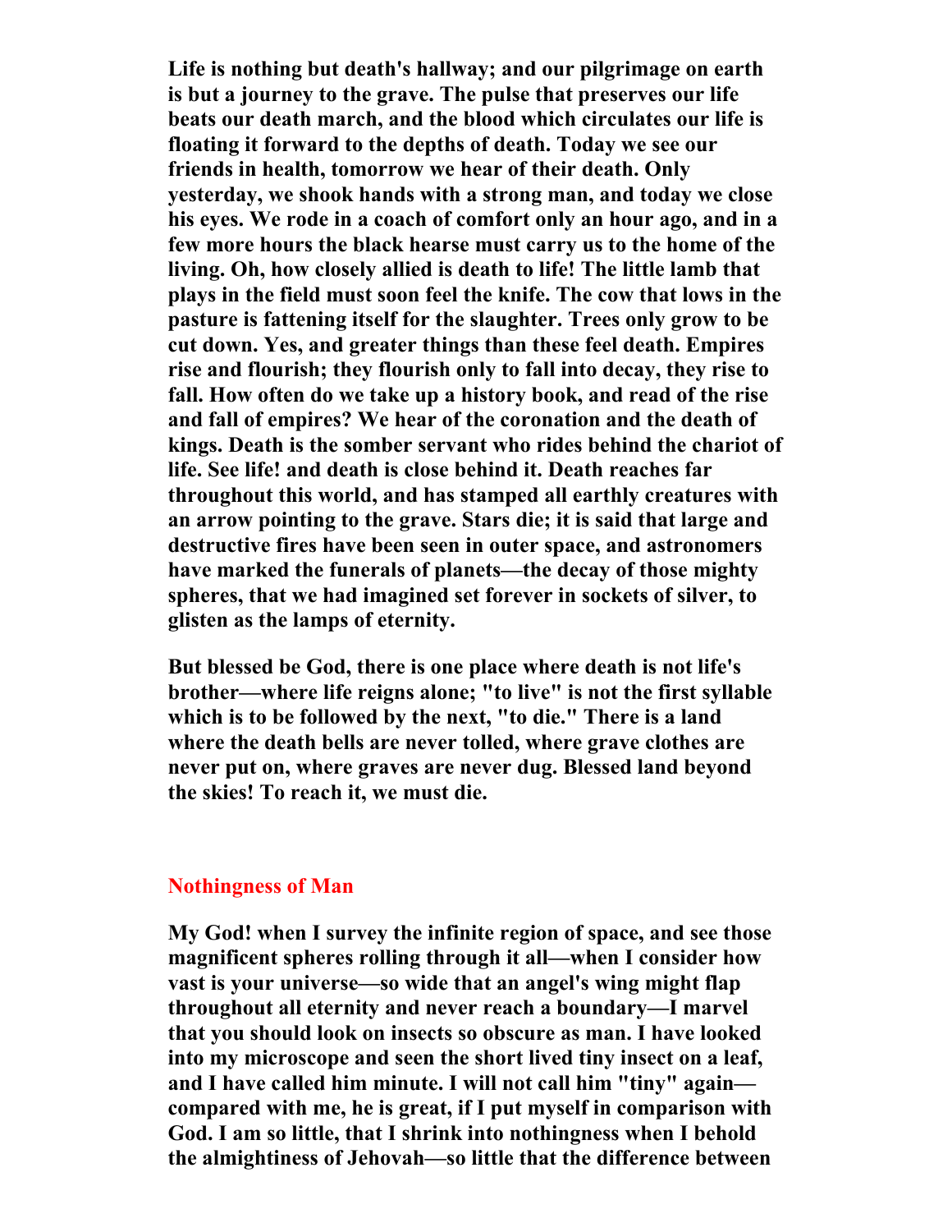**Life is nothing but death's hallway; and our pilgrimage on earth is but a journey to the grave. The pulse that preserves our life beats our death march, and the blood which circulates our life is floating it forward to the depths of death. Today we see our friends in health, tomorrow we hear of their death. Only yesterday, we shook hands with a strong man, and today we close his eyes. We rode in a coach of comfort only an hour ago, and in a few more hours the black hearse must carry us to the home of the living. Oh, how closely allied is death to life! The little lamb that plays in the field must soon feel the knife. The cow that lows in the pasture is fattening itself for the slaughter. Trees only grow to be cut down. Yes, and greater things than these feel death. Empires rise and flourish; they flourish only to fall into decay, they rise to fall. How often do we take up a history book, and read of the rise and fall of empires? We hear of the coronation and the death of kings. Death is the somber servant who rides behind the chariot of life. See life! and death is close behind it. Death reaches far throughout this world, and has stamped all earthly creatures with an arrow pointing to the grave. Stars die; it is said that large and destructive fires have been seen in outer space, and astronomers have marked the funerals of planets—the decay of those mighty spheres, that we had imagined set forever in sockets of silver, to glisten as the lamps of eternity.**

**But blessed be God, there is one place where death is not life's brother—where life reigns alone; "to live" is not the first syllable which is to be followed by the next, "to die." There is a land where the death bells are never tolled, where grave clothes are never put on, where graves are never dug. Blessed land beyond the skies! To reach it, we must die.**

## Nothingness of Man

**My God! when I survey the infinite region of space, and see those magnificent spheres rolling through it all—when I consider how vast is your universe—so wide that an angel's wing might flap throughout all eternity and never reach a boundary—I marvel that you should look on insects so obscure as man. I have looked into my microscope and seen the short lived tiny insect on a leaf, and I have called him minute. I will not call him "tiny" again—compared with me, he is great, if I put myself in comparison with God. I am so little, that I shrink into nothingness when I behold the almightiness of Jehovah—so little that the difference between**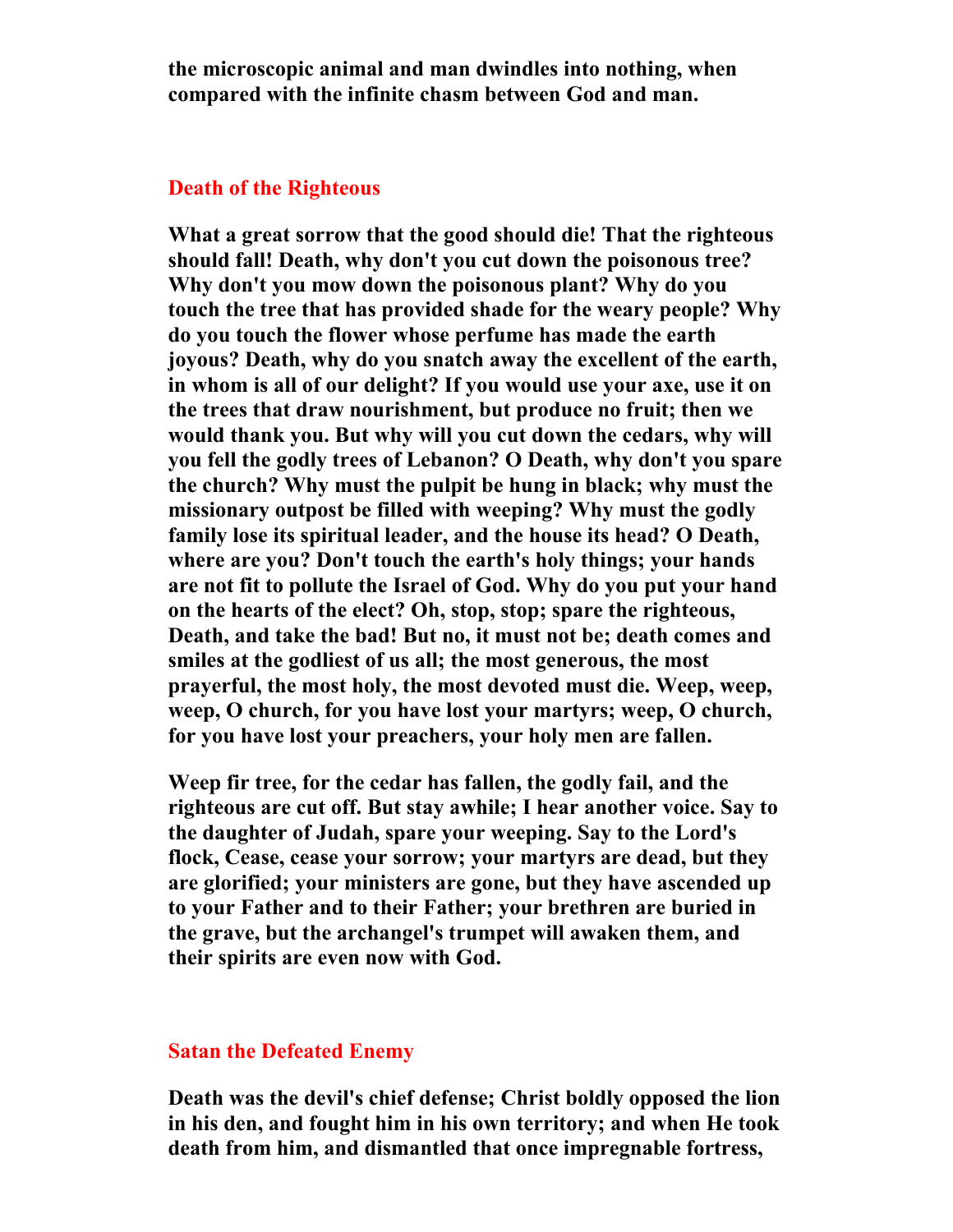**the microscopic animal and man dwindles into nothing, when compared with the infinite chasm between God and man.**

## Death of the Righteous

**What a great sorrow that the good should die! That the righteous should fall! Death, why don't you cut down the poisonous tree? Why don't you mow down the poisonous plant? Why do you touch the tree that has provided shade for the weary people? Why do you touch the flower whose perfume has made the earth joyous? Death, why do you snatch away the excellent of the earth, in whom is all of our delight? If you would use your axe, use it on the trees that draw nourishment, but produce no fruit; then we would thank you. But why will you cut down the cedars, why will you fell the godly trees of Lebanon? O Death, why don't you spare the church? Why must the pulpit be hung in black; why must the missionary outpost be filled with weeping? Why must the godly family lose its spiritual leader, and the house its head? O Death, where are you? Don't touch the earth's holy things; your hands are not fit to pollute the Israel of God. Why do you put your hand on the hearts of the elect? Oh, stop, stop; spare the righteous, Death, and take the bad! But no, it must not be; death comes and smiles at the godliest of us all; the most generous, the most prayerful, the most holy, the most devoted must die. Weep, weep, weep, O church, for you have lost your martyrs; weep, O church, for you have lost your preachers, your holy men are fallen.**

**Weep fir tree, for the cedar has fallen, the godly fail, and the righteous are cut off. But stay awhile; I hear another voice. Say to the daughter of Judah, spare your weeping. Say to the Lord's flock, Cease, cease your sorrow; your martyrs are dead, but they are glorified; your ministers are gone, but they have ascended up to your Father and to their Father; your brethren are buried in the grave, but the archangel's trumpet will awaken them, and their spirits are even now with God.**

## Satan the Defeated Enemy

**Death was the devil's chief defense; Christ boldly opposed the lion in his den, and fought him in his own territory; and when He took death from him, and dismantled that once impregnable fortress,**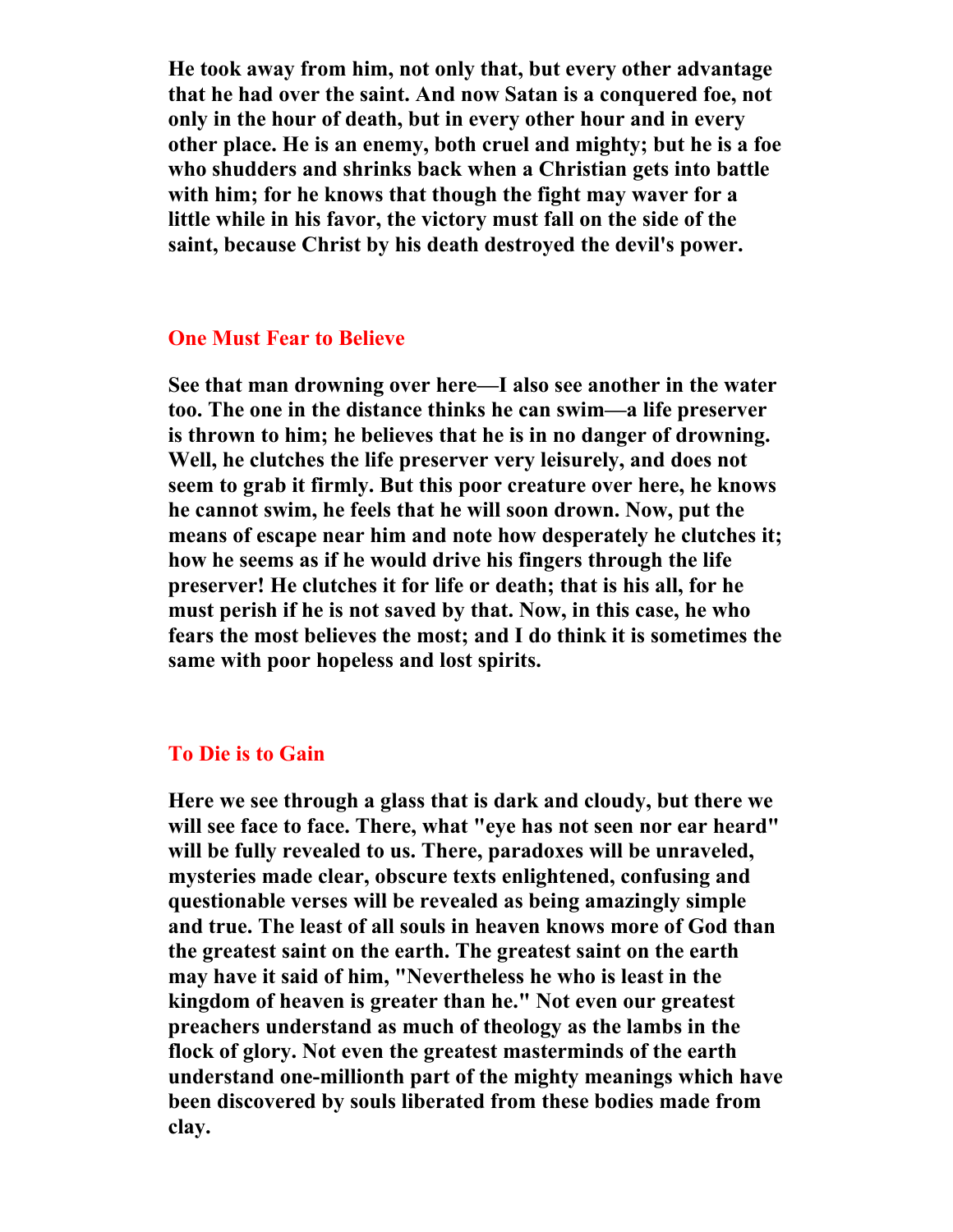**He took away from him, not only that, but every other advantage that he had over the saint. And now Satan is a conquered foe, not only in the hour of death, but in every other hour and in every other place. He is an enemy, both cruel and mighty; but he is a foe who shudders and shrinks back when a Christian gets into battle with him; for he knows that though the fight may waver for a little while in his favor, the victory must fall on the side of the saint, because Christ by his death destroyed the devil's power.**

## One Must Fear to Believe

**See that man drowning over here—I also see another in the water too. The one in the distance thinks he can swim—a life preserver is thrown to him; he believes that he is in no danger of drowning. Well, he clutches the life preserver very leisurely, and does not seem to grab it firmly. But this poor creature over here, he knows he cannot swim, he feels that he will soon drown. Now, put the means of escape near him and note how desperately he clutches it; how he seems as if he would drive his fingers through the life preserver! He clutches it for life or death; that is his all, for he must perish if he is not saved by that. Now, in this case, he who fears the most believes the most; and I do think it is sometimes the same with poor hopeless and lost spirits.**

## To Die is to Gain

**Here we see through a glass that is dark and cloudy, but there we will see face to face. There, what "eye has not seen nor ear heard" will be fully revealed to us. There, paradoxes will be unraveled, mysteries made clear, obscure texts enlightened, confusing and questionable verses will be revealed as being amazingly simple and true. The least of all souls in heaven knows more of God than the greatest saint on the earth. The greatest saint on the earth may have it said of him, "Nevertheless he who is least in the kingdom of heaven is greater than he." Not even our greatest preachers understand as much of theology as the lambs in the flock of glory. Not even the greatest masterminds of the earth understand one-millionth part of the mighty meanings which have been discovered by souls liberated from these bodies made from clay.**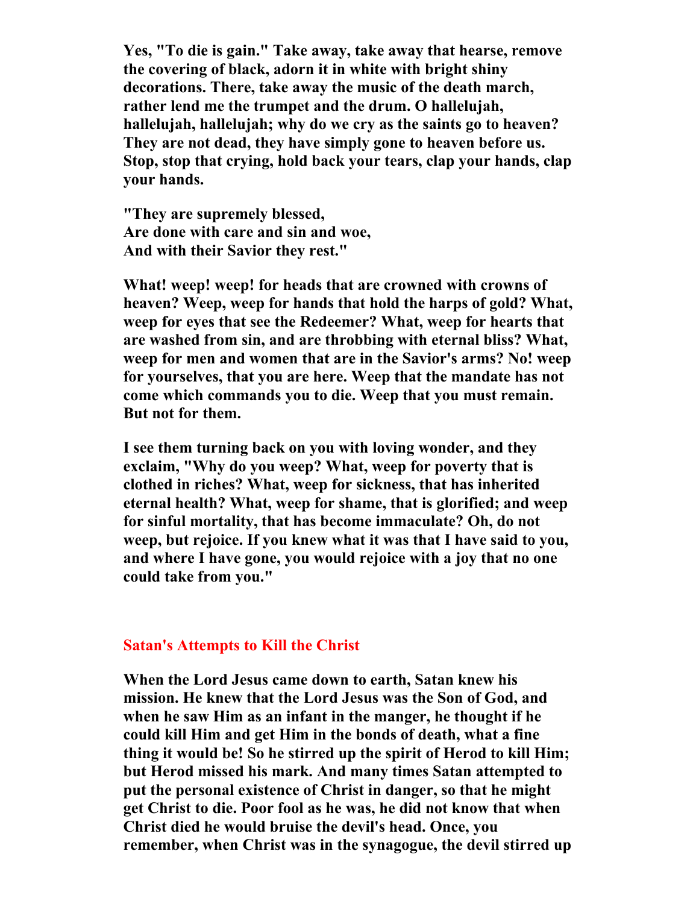**Yes, "To die is gain." Take away, take away that hearse, remove the covering of black, adorn it in white with bright shiny decorations. There, take away the music of the death march, rather lend me the trumpet and the drum. O hallelujah, hallelujah, hallelujah; why do we cry as the saints go to heaven? They are not dead, they have simply gone to heaven before us. Stop, stop that crying, hold back your tears, clap your hands, clap your hands.**

**"They are supremely blessed,**
**Are done with care and sin and woe,**
**And with their Savior they rest."**

**What! weep! weep! for heads that are crowned with crowns of heaven? Weep, weep for hands that hold the harps of gold? What, weep for eyes that see the Redeemer? What, weep for hearts that are washed from sin, and are throbbing with eternal bliss? What, weep for men and women that are in the Savior's arms? No! weep for yourselves, that you are here. Weep that the mandate has not come which commands you to die. Weep that you must remain. But not for them.**

**I see them turning back on you with loving wonder, and they exclaim, "Why do you weep? What, weep for poverty that is clothed in riches? What, weep for sickness, that has inherited eternal health? What, weep for shame, that is glorified; and weep for sinful mortality, that has become immaculate? Oh, do not weep, but rejoice. If you knew what it was that I have said to you, and where I have gone, you would rejoice with a joy that no one could take from you."**

## Satan's Attempts to Kill the Christ

**When the Lord Jesus came down to earth, Satan knew his mission. He knew that the Lord Jesus was the Son of God, and when he saw Him as an infant in the manger, he thought if he could kill Him and get Him in the bonds of death, what a fine thing it would be! So he stirred up the spirit of Herod to kill Him; but Herod missed his mark. And many times Satan attempted to put the personal existence of Christ in danger, so that he might get Christ to die. Poor fool as he was, he did not know that when Christ died he would bruise the devil's head. Once, you remember, when Christ was in the synagogue, the devil stirred up**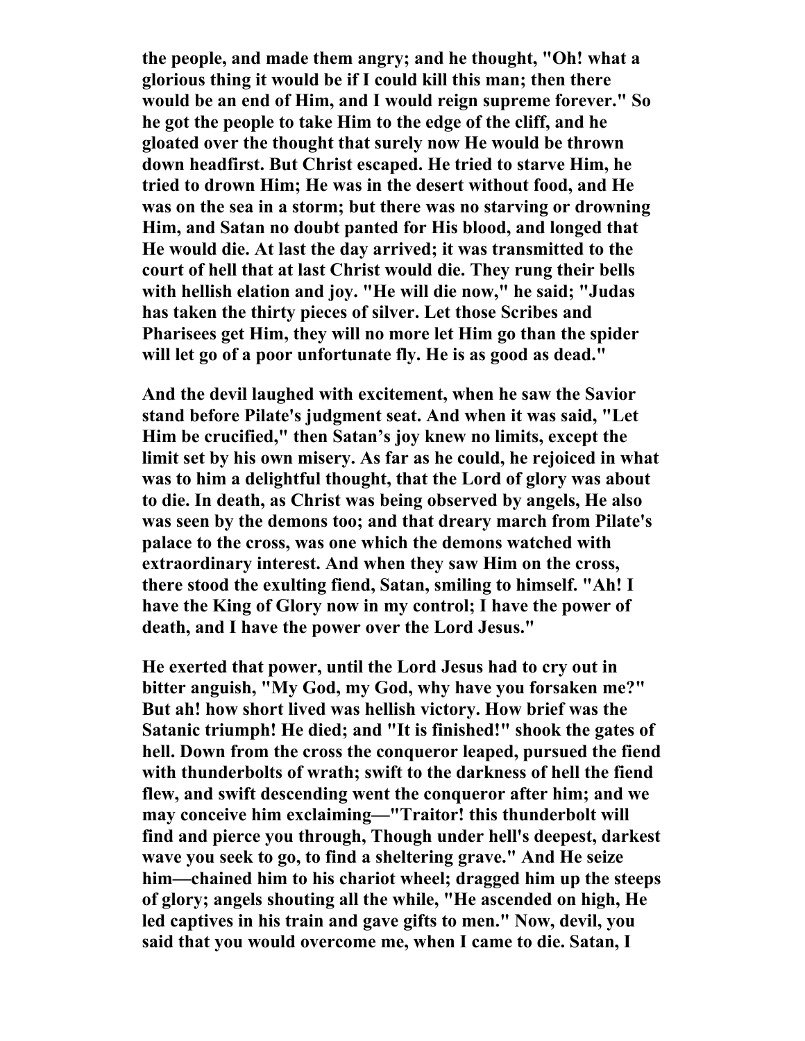the people, and made them angry; and he thought, "Oh! what a glorious thing it would be if I could kill this man; then there would be an end of Him, and I would reign supreme forever." So he got the people to take Him to the edge of the cliff, and he gloated over the thought that surely now He would be thrown down headfirst. But Christ escaped. He tried to starve Him, he tried to drown Him; He was in the desert without food, and He was on the sea in a storm; but there was no starving or drowning Him, and Satan no doubt panted for His blood, and longed that He would die. At last the day arrived; it was transmitted to the court of hell that at last Christ would die. They rung their bells with hellish elation and joy. "He will die now," he said; "Judas has taken the thirty pieces of silver. Let those Scribes and Pharisees get Him, they will no more let Him go than the spider will let go of a poor unfortunate fly. He is as good as dead."

And the devil laughed with excitement, when he saw the Savior stand before Pilate's judgment seat. And when it was said, "Let Him be crucified," then Satan's joy knew no limits, except the limit set by his own misery. As far as he could, he rejoiced in what was to him a delightful thought, that the Lord of glory was about to die. In death, as Christ was being observed by angels, He also was seen by the demons too; and that dreary march from Pilate's palace to the cross, was one which the demons watched with extraordinary interest. And when they saw Him on the cross, there stood the exulting fiend, Satan, smiling to himself. "Ah! I have the King of Glory now in my control; I have the power of death, and I have the power over the Lord Jesus."

He exerted that power, until the Lord Jesus had to cry out in bitter anguish, "My God, my God, why have you forsaken me?" But ah! how short lived was hellish victory. How brief was the Satanic triumph! He died; and "It is finished!" shook the gates of hell. Down from the cross the conqueror leaped, pursued the fiend with thunderbolts of wrath; swift to the darkness of hell the fiend flew, and swift descending went the conqueror after him; and we may conceive him exclaiming—"Traitor! this thunderbolt will find and pierce you through, Though under hell's deepest, darkest wave you seek to go, to find a sheltering grave." And He seize him—chained him to his chariot wheel; dragged him up the steeps of glory; angels shouting all the while, "He ascended on high, He led captives in his train and gave gifts to men." Now, devil, you said that you would overcome me, when I came to die. Satan, I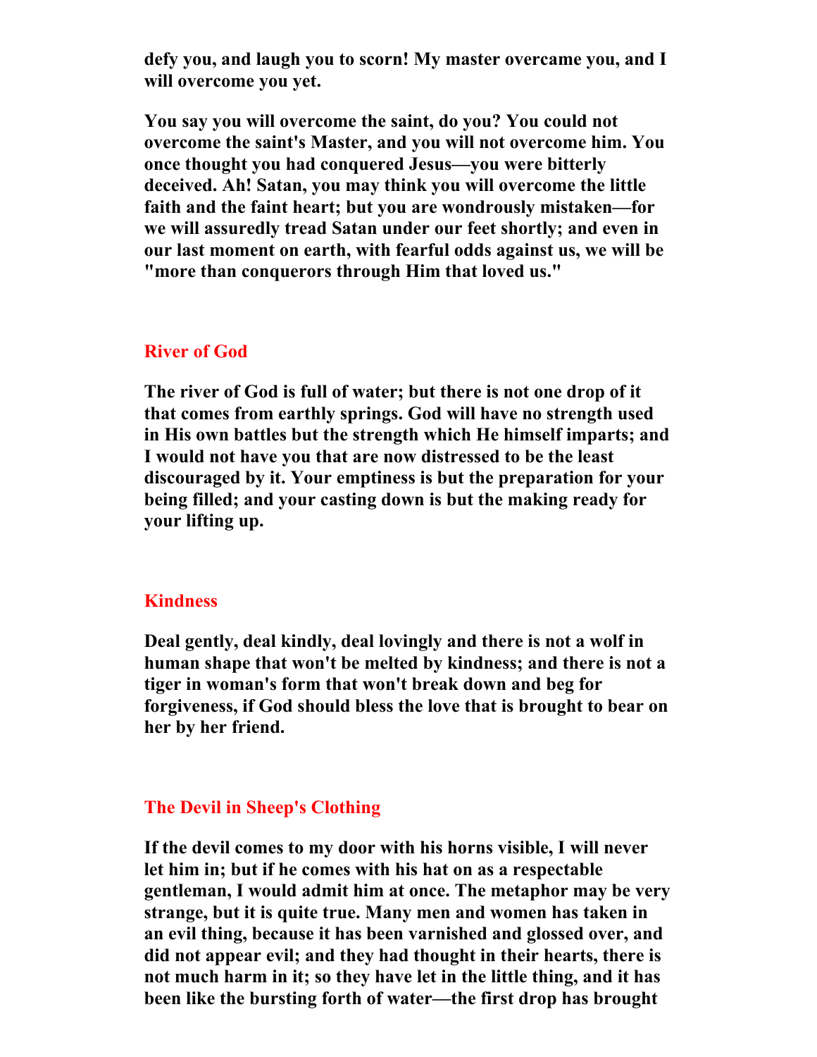**defy you, and laugh you to scorn! My master overcame you, and I will overcome you yet.**

**You say you will overcome the saint, do you? You could not overcome the saint's Master, and you will not overcome him. You once thought you had conquered Jesus—you were bitterly deceived. Ah! Satan, you may think you will overcome the little faith and the faint heart; but you are wondrously mistaken—for we will assuredly tread Satan under our feet shortly; and even in our last moment on earth, with fearful odds against us, we will be "more than conquerors through Him that loved us."**

## River of God

**The river of God is full of water; but there is not one drop of it that comes from earthly springs. God will have no strength used in His own battles but the strength which He himself imparts; and I would not have you that are now distressed to be the least discouraged by it. Your emptiness is but the preparation for your being filled; and your casting down is but the making ready for your lifting up.**

## Kindness

**Deal gently, deal kindly, deal lovingly and there is not a wolf in human shape that won't be melted by kindness; and there is not a tiger in woman's form that won't break down and beg for forgiveness, if God should bless the love that is brought to bear on her by her friend.**

## The Devil in Sheep's Clothing

**If the devil comes to my door with his horns visible, I will never let him in; but if he comes with his hat on as a respectable gentleman, I would admit him at once. The metaphor may be very strange, but it is quite true. Many men and women has taken in an evil thing, because it has been varnished and glossed over, and did not appear evil; and they had thought in their hearts, there is not much harm in it; so they have let in the little thing, and it has been like the bursting forth of water—the first drop has brought**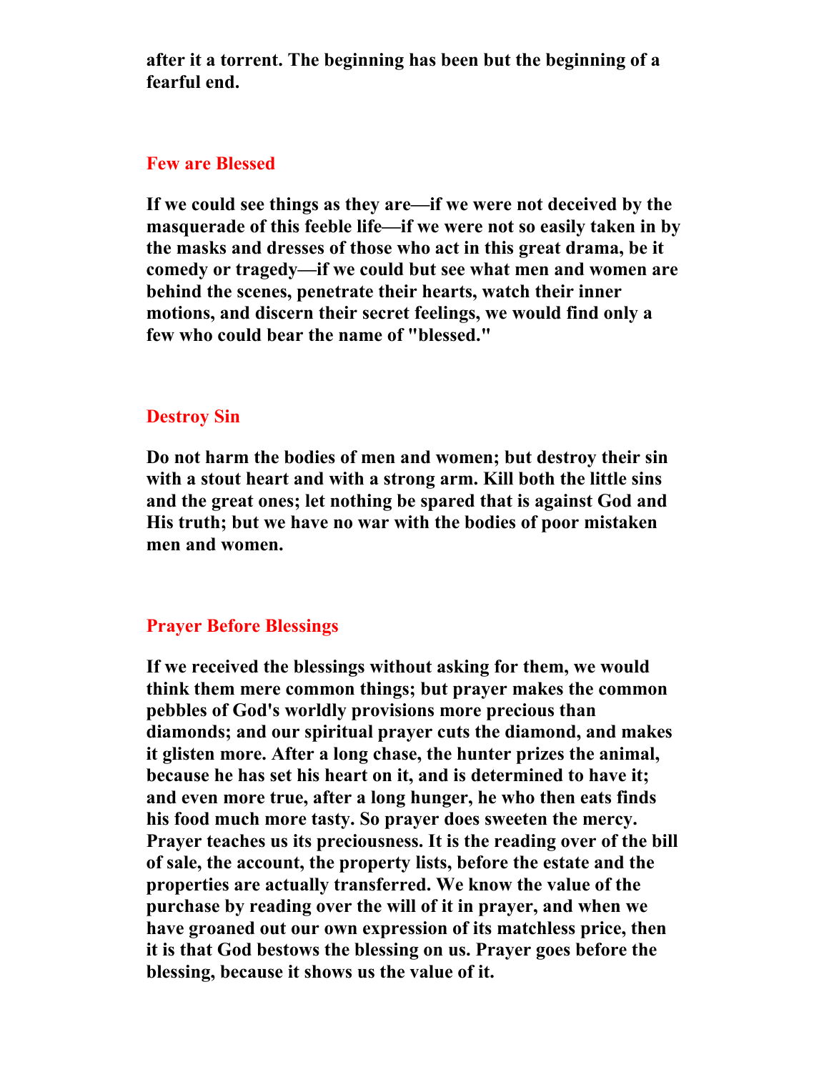**after it a torrent. The beginning has been but the beginning of a fearful end.**

## Few are Blessed

**If we could see things as they are—if we were not deceived by the masquerade of this feeble life—if we were not so easily taken in by the masks and dresses of those who act in this great drama, be it comedy or tragedy—if we could but see what men and women are behind the scenes, penetrate their hearts, watch their inner motions, and discern their secret feelings, we would find only a few who could bear the name of "blessed."**

## Destroy Sin

**Do not harm the bodies of men and women; but destroy their sin with a stout heart and with a strong arm. Kill both the little sins and the great ones; let nothing be spared that is against God and His truth; but we have no war with the bodies of poor mistaken men and women.**

## Prayer Before Blessings

**If we received the blessings without asking for them, we would think them mere common things; but prayer makes the common pebbles of God's worldly provisions more precious than diamonds; and our spiritual prayer cuts the diamond, and makes it glisten more. After a long chase, the hunter prizes the animal, because he has set his heart on it, and is determined to have it; and even more true, after a long hunger, he who then eats finds his food much more tasty. So prayer does sweeten the mercy. Prayer teaches us its preciousness. It is the reading over of the bill of sale, the account, the property lists, before the estate and the properties are actually transferred. We know the value of the purchase by reading over the will of it in prayer, and when we have groaned out our own expression of its matchless price, then it is that God bestows the blessing on us. Prayer goes before the blessing, because it shows us the value of it.**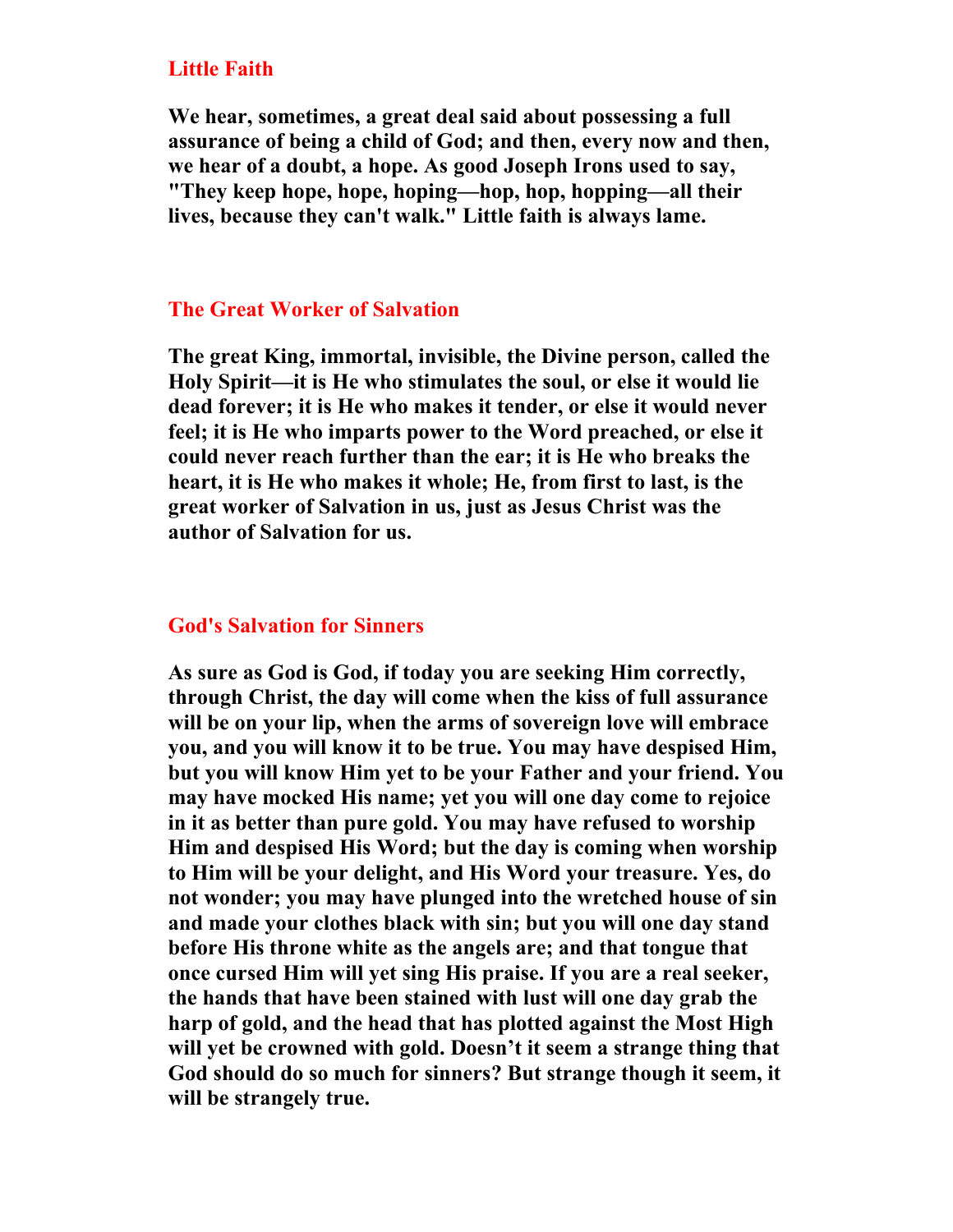## Little Faith

**We hear, sometimes, a great deal said about possessing a full assurance of being a child of God; and then, every now and then, we hear of a doubt, a hope. As good Joseph Irons used to say, "They keep hope, hope, hoping—hop, hop, hopping—all their lives, because they can't walk." Little faith is always lame.**

## The Great Worker of Salvation

**The great King, immortal, invisible, the Divine person, called the Holy Spirit—it is He who stimulates the soul, or else it would lie dead forever; it is He who makes it tender, or else it would never feel; it is He who imparts power to the Word preached, or else it could never reach further than the ear; it is He who breaks the heart, it is He who makes it whole; He, from first to last, is the great worker of Salvation in us, just as Jesus Christ was the author of Salvation for us.**

## God's Salvation for Sinners

**As sure as God is God, if today you are seeking Him correctly, through Christ, the day will come when the kiss of full assurance will be on your lip, when the arms of sovereign love will embrace you, and you will know it to be true. You may have despised Him, but you will know Him yet to be your Father and your friend. You may have mocked His name; yet you will one day come to rejoice in it as better than pure gold. You may have refused to worship Him and despised His Word; but the day is coming when worship to Him will be your delight, and His Word your treasure. Yes, do not wonder; you may have plunged into the wretched house of sin and made your clothes black with sin; but you will one day stand before His throne white as the angels are; and that tongue that once cursed Him will yet sing His praise. If you are a real seeker, the hands that have been stained with lust will one day grab the harp of gold, and the head that has plotted against the Most High will yet be crowned with gold. Doesn't it seem a strange thing that God should do so much for sinners? But strange though it seem, it will be strangely true.**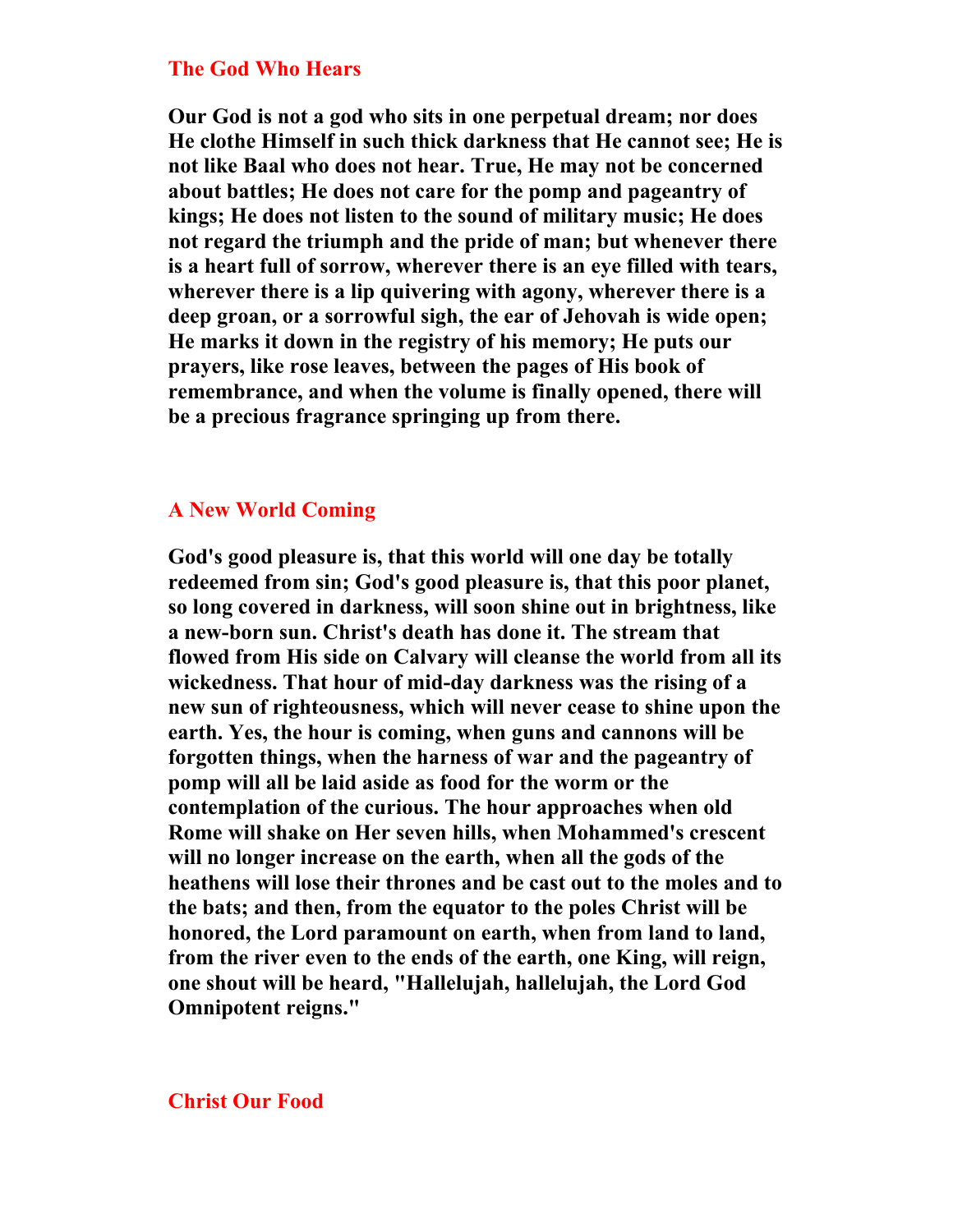## The God Who Hears

**Our God is not a god who sits in one perpetual dream; nor does He clothe Himself in such thick darkness that He cannot see; He is not like Baal who does not hear. True, He may not be concerned about battles; He does not care for the pomp and pageantry of kings; He does not listen to the sound of military music; He does not regard the triumph and the pride of man; but whenever there is a heart full of sorrow, wherever there is an eye filled with tears, wherever there is a lip quivering with agony, wherever there is a deep groan, or a sorrowful sigh, the ear of Jehovah is wide open; He marks it down in the registry of his memory; He puts our prayers, like rose leaves, between the pages of His book of remembrance, and when the volume is finally opened, there will be a precious fragrance springing up from there.**

## A New World Coming

**God's good pleasure is, that this world will one day be totally redeemed from sin; God's good pleasure is, that this poor planet, so long covered in darkness, will soon shine out in brightness, like a new-born sun. Christ's death has done it. The stream that flowed from His side on Calvary will cleanse the world from all its wickedness. That hour of mid-day darkness was the rising of a new sun of righteousness, which will never cease to shine upon the earth. Yes, the hour is coming, when guns and cannons will be forgotten things, when the harness of war and the pageantry of pomp will all be laid aside as food for the worm or the contemplation of the curious. The hour approaches when old Rome will shake on Her seven hills, when Mohammed's crescent will no longer increase on the earth, when all the gods of the heathens will lose their thrones and be cast out to the moles and to the bats; and then, from the equator to the poles Christ will be honored, the Lord paramount on earth, when from land to land, from the river even to the ends of the earth, one King, will reign, one shout will be heard, "Hallelujah, hallelujah, the Lord God Omnipotent reigns."**

## Christ Our Food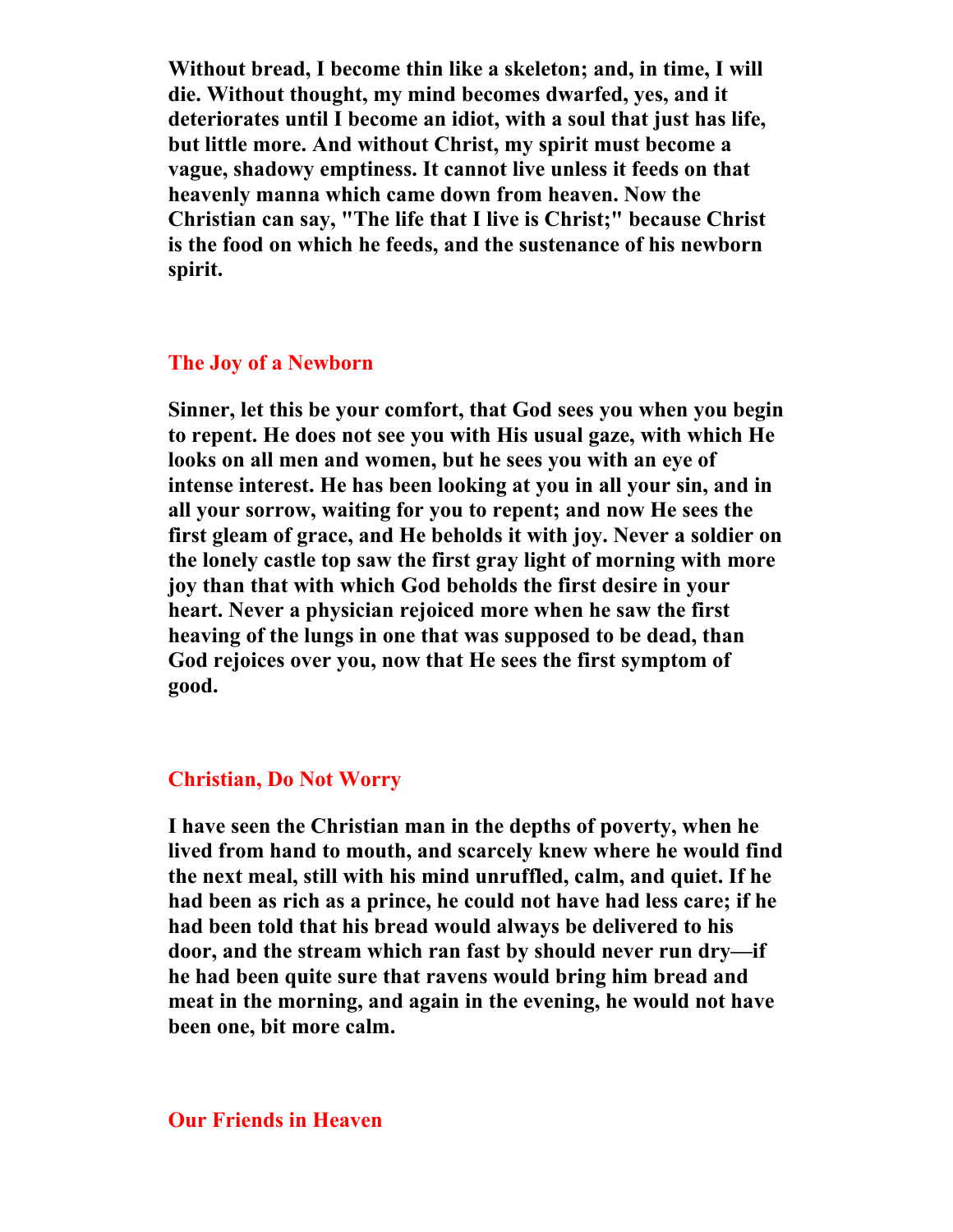**Without bread, I become thin like a skeleton; and, in time, I will die. Without thought, my mind becomes dwarfed, yes, and it deteriorates until I become an idiot, with a soul that just has life, but little more. And without Christ, my spirit must become a vague, shadowy emptiness. It cannot live unless it feeds on that heavenly manna which came down from heaven. Now the Christian can say, "The life that I live is Christ;" because Christ is the food on which he feeds, and the sustenance of his newborn spirit.**

## The Joy of a Newborn

**Sinner, let this be your comfort, that God sees you when you begin to repent. He does not see you with His usual gaze, with which He looks on all men and women, but he sees you with an eye of intense interest. He has been looking at you in all your sin, and in all your sorrow, waiting for you to repent; and now He sees the first gleam of grace, and He beholds it with joy. Never a soldier on the lonely castle top saw the first gray light of morning with more joy than that with which God beholds the first desire in your heart. Never a physician rejoiced more when he saw the first heaving of the lungs in one that was supposed to be dead, than God rejoices over you, now that He sees the first symptom of good.**

## Christian, Do Not Worry

**I have seen the Christian man in the depths of poverty, when he lived from hand to mouth, and scarcely knew where he would find the next meal, still with his mind unruffled, calm, and quiet. If he had been as rich as a prince, he could not have had less care; if he had been told that his bread would always be delivered to his door, and the stream which ran fast by should never run dry—if he had been quite sure that ravens would bring him bread and meat in the morning, and again in the evening, he would not have been one, bit more calm.**

## Our Friends in Heaven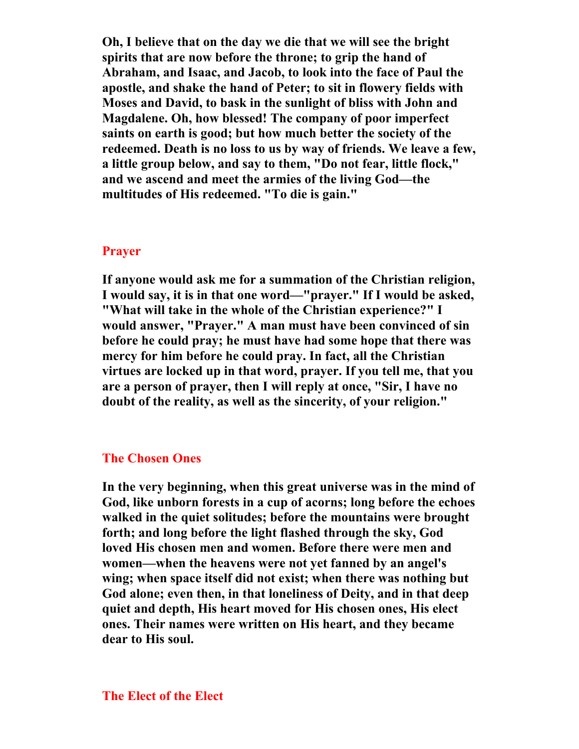**Oh, I believe that on the day we die that we will see the bright spirits that are now before the throne; to grip the hand of Abraham, and Isaac, and Jacob, to look into the face of Paul the apostle, and shake the hand of Peter; to sit in flowery fields with Moses and David, to bask in the sunlight of bliss with John and Magdalene. Oh, how blessed! The company of poor imperfect saints on earth is good; but how much better the society of the redeemed. Death is no loss to us by way of friends. We leave a few, a little group below, and say to them, "Do not fear, little flock," and we ascend and meet the armies of the living God—the multitudes of His redeemed. "To die is gain."**

## Prayer

**If anyone would ask me for a summation of the Christian religion, I would say, it is in that one word—"prayer." If I would be asked, "What will take in the whole of the Christian experience?" I would answer, "Prayer." A man must have been convinced of sin before he could pray; he must have had some hope that there was mercy for him before he could pray. In fact, all the Christian virtues are locked up in that word, prayer. If you tell me, that you are a person of prayer, then I will reply at once, "Sir, I have no doubt of the reality, as well as the sincerity, of your religion."**

## The Chosen Ones

**In the very beginning, when this great universe was in the mind of God, like unborn forests in a cup of acorns; long before the echoes walked in the quiet solitudes; before the mountains were brought forth; and long before the light flashed through the sky, God loved His chosen men and women. Before there were men and women—when the heavens were not yet fanned by an angel's wing; when space itself did not exist; when there was nothing but God alone; even then, in that loneliness of Deity, and in that deep quiet and depth, His heart moved for His chosen ones, His elect ones. Their names were written on His heart, and they became dear to His soul.**

## The Elect of the Elect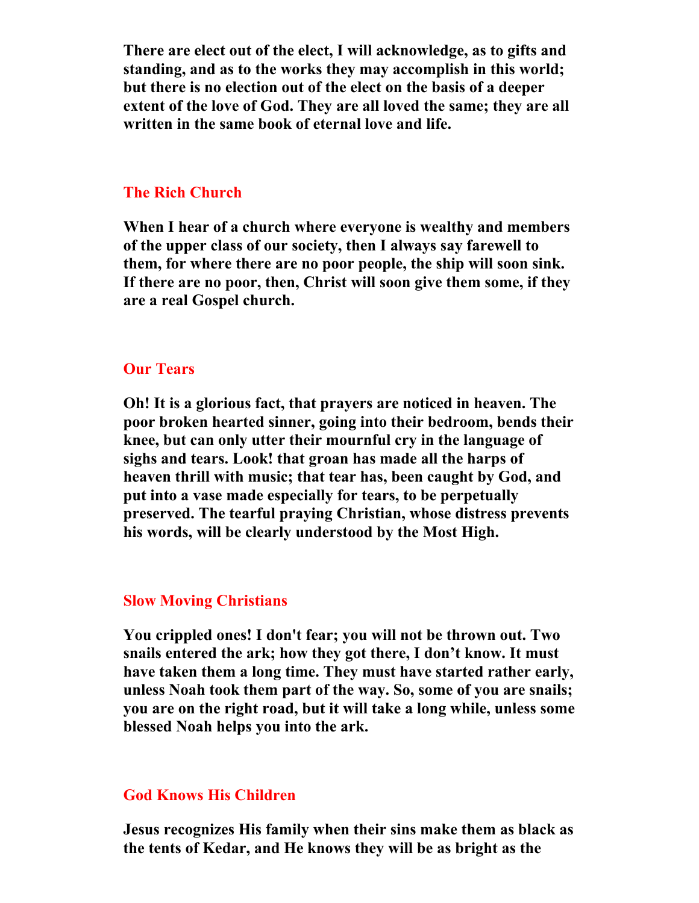**There are elect out of the elect, I will acknowledge, as to gifts and standing, and as to the works they may accomplish in this world; but there is no election out of the elect on the basis of a deeper extent of the love of God. They are all loved the same; they are all written in the same book of eternal love and life.**

## The Rich Church

**When I hear of a church where everyone is wealthy and members of the upper class of our society, then I always say farewell to them, for where there are no poor people, the ship will soon sink. If there are no poor, then, Christ will soon give them some, if they are a real Gospel church.**

## Our Tears

**Oh! It is a glorious fact, that prayers are noticed in heaven. The poor broken hearted sinner, going into their bedroom, bends their knee, but can only utter their mournful cry in the language of sighs and tears. Look! that groan has made all the harps of heaven thrill with music; that tear has, been caught by God, and put into a vase made especially for tears, to be perpetually preserved. The tearful praying Christian, whose distress prevents his words, will be clearly understood by the Most High.**

## Slow Moving Christians

**You crippled ones! I don't fear; you will not be thrown out. Two snails entered the ark; how they got there, I don't know. It must have taken them a long time. They must have started rather early, unless Noah took them part of the way. So, some of you are snails; you are on the right road, but it will take a long while, unless some blessed Noah helps you into the ark.**

## God Knows His Children

**Jesus recognizes His family when their sins make them as black as the tents of Kedar, and He knows they will be as bright as the**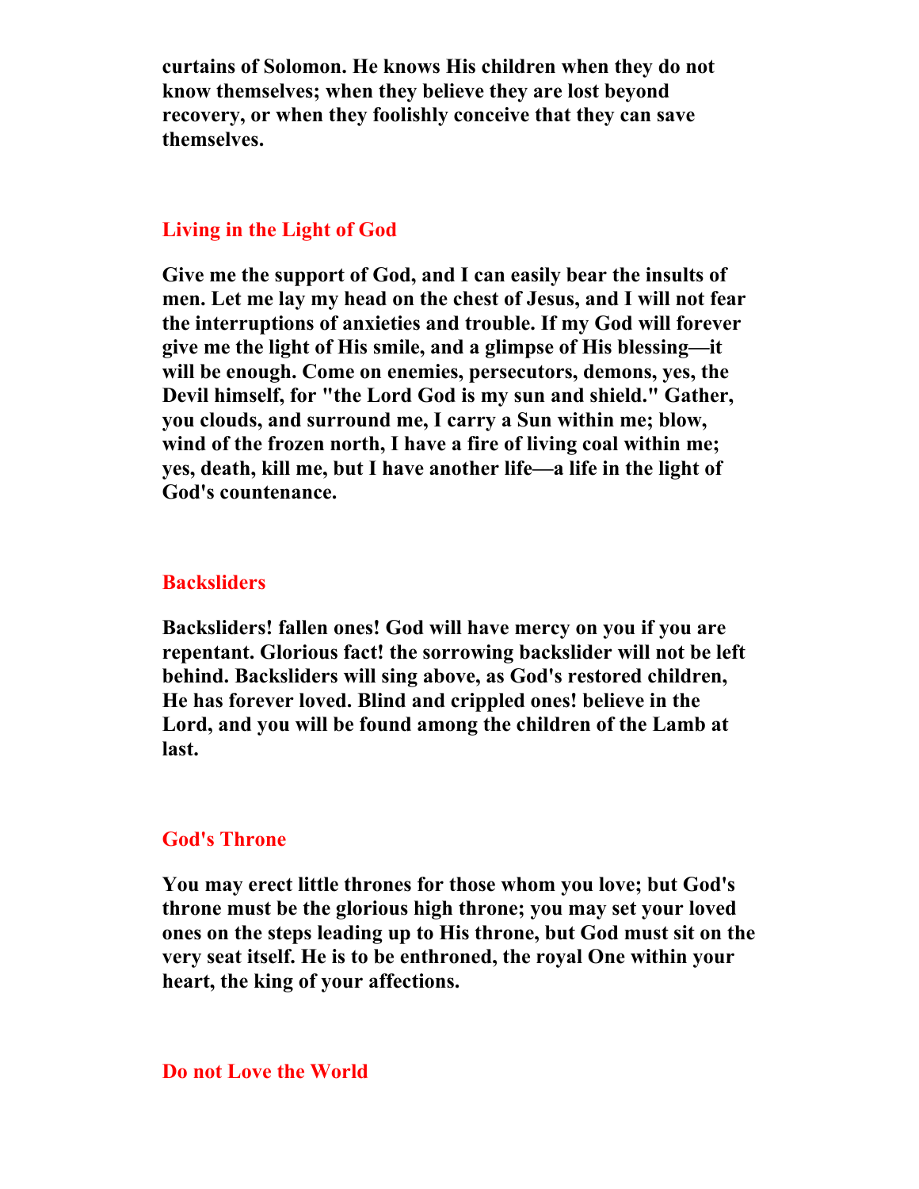**curtains of Solomon. He knows His children when they do not know themselves; when they believe they are lost beyond recovery, or when they foolishly conceive that they can save themselves.**

## Living in the Light of God

**Give me the support of God, and I can easily bear the insults of men. Let me lay my head on the chest of Jesus, and I will not fear the interruptions of anxieties and trouble. If my God will forever give me the light of His smile, and a glimpse of His blessing—it will be enough. Come on enemies, persecutors, demons, yes, the Devil himself, for "the Lord God is my sun and shield." Gather, you clouds, and surround me, I carry a Sun within me; blow, wind of the frozen north, I have a fire of living coal within me; yes, death, kill me, but I have another life—a life in the light of God's countenance.**

## Backsliders

**Backsliders! fallen ones! God will have mercy on you if you are repentant. Glorious fact! the sorrowing backslider will not be left behind. Backsliders will sing above, as God's restored children, He has forever loved. Blind and crippled ones! believe in the Lord, and you will be found among the children of the Lamb at last.**

## God's Throne

**You may erect little thrones for those whom you love; but God's throne must be the glorious high throne; you may set your loved ones on the steps leading up to His throne, but God must sit on the very seat itself. He is to be enthroned, the royal One within your heart, the king of your affections.**

## Do not Love the World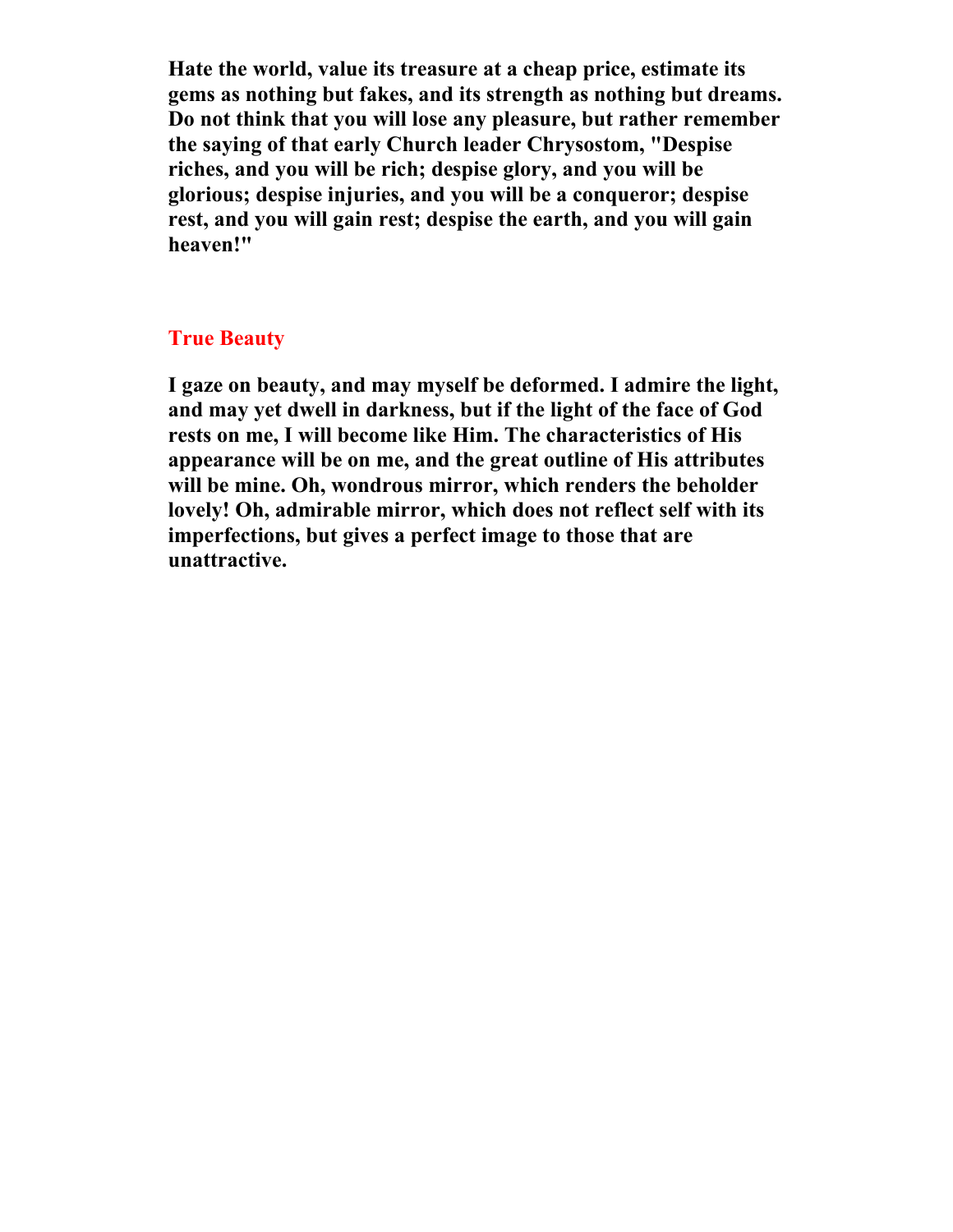**Hate the world, value its treasure at a cheap price, estimate its gems as nothing but fakes, and its strength as nothing but dreams. Do not think that you will lose any pleasure, but rather remember the saying of that early Church leader Chrysostom, "Despise riches, and you will be rich; despise glory, and you will be glorious; despise injuries, and you will be a conqueror; despise rest, and you will gain rest; despise the earth, and you will gain heaven!"**

## True Beauty

**I gaze on beauty, and may myself be deformed. I admire the light, and may yet dwell in darkness, but if the light of the face of God rests on me, I will become like Him. The characteristics of His appearance will be on me, and the great outline of His attributes will be mine. Oh, wondrous mirror, which renders the beholder lovely! Oh, admirable mirror, which does not reflect self with its imperfections, but gives a perfect image to those that are unattractive.**